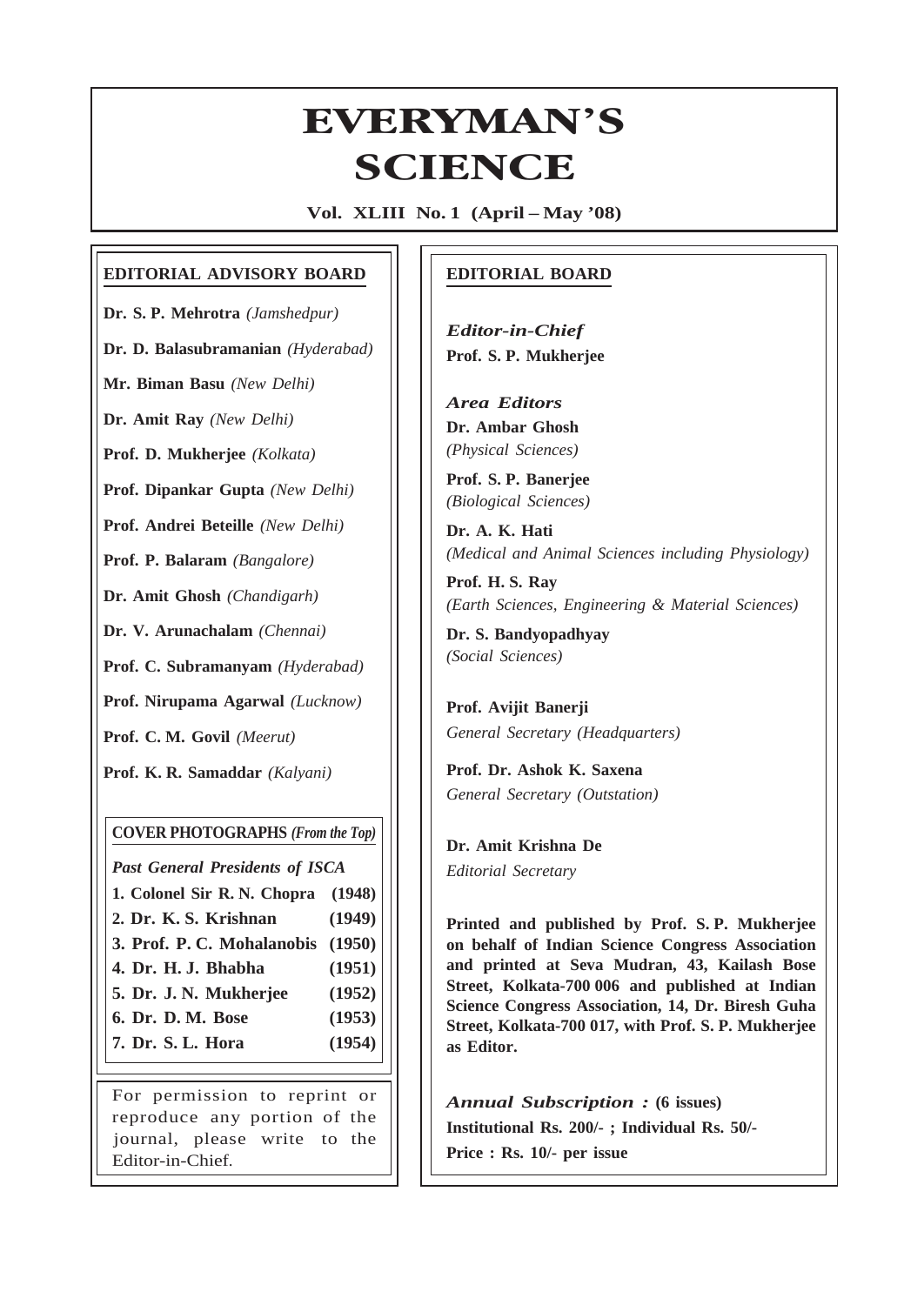# EVERYMAN'S SCIENCE

**Vol. XLIII No. 1 (April – May '08)**

## EDITORIAL ADVISORY BOARD

**Dr. S. P. Mehrotra** *(Jamshedpur)*

**Dr. D. Balasubramanian** *(Hyderabad)*

**Mr. Biman Basu** *(New Delhi)*

**Dr. Amit Ray** *(New Delhi)*

**Prof. D. Mukherjee** *(Kolkata)*

**Prof. Dipankar Gupta** *(New Delhi)*

**Prof. Andrei Beteille** *(New Delhi)*

**Prof. P. Balaram** *(Bangalore)*

**Dr. Amit Ghosh** *(Chandigarh)*

**Dr. V. Arunachalam** *(Chennai)*

**Prof. C. Subramanyam** *(Hyderabad)*

**Prof. Nirupama Agarwal** *(Lucknow)*

**Prof. C. M. Govil** *(Meerut)*

**Prof. K. R. Samaddar** *(Kalyani)*

**COVER PHOTOGRAPHS** *(From the Top)*

*Past General Presidents of ISCA*

| | |
|---|---|
| **1. Colonel Sir R. N. Chopra** | **(1948)** |
| **2. Dr. K. S. Krishnan** | **(1949)** |
| **3. Prof. P. C. Mohalanobis** | **(1950)** |
| **4. Dr. H. J. Bhabha** | **(1951)** |
| **5. Dr. J. N. Mukherjee** | **(1952)** |
| **6. Dr. D. M. Bose** | **(1953)** |
| **7. Dr. S. L. Hora** | **(1954)** |

For permission to reprint or reproduce any portion of the journal, please write to the Editor-in-Chief.

## EDITORIAL BOARD

*Editor-in-Chief*
**Prof. S. P. Mukherjee**

*Area Editors*
**Dr. Ambar Ghosh**
*(Physical Sciences)*

**Prof. S. P. Banerjee**
*(Biological Sciences)*

**Dr. A. K. Hati**
*(Medical and Animal Sciences including Physiology)*

**Prof. H. S. Ray**
*(Earth Sciences, Engineering & Material Sciences)*

**Dr. S. Bandyopadhyay**
*(Social Sciences)*

**Prof. Avijit Banerji**
*General Secretary (Headquarters)*

**Prof. Dr. Ashok K. Saxena**
*General Secretary (Outstation)*

**Dr. Amit Krishna De**
*Editorial Secretary*

**Printed and published by Prof. S. P. Mukherjee on behalf of Indian Science Congress Association and printed at Seva Mudran, 43, Kailash Bose Street, Kolkata-700 006 and published at Indian Science Congress Association, 14, Dr. Biresh Guha Street, Kolkata-700 017, with Prof. S. P. Mukherjee as Editor.**

*Annual Subscription :* **(6 issues)**
**Institutional Rs. 200/- ; Individual Rs. 50/-**
**Price : Rs. 10/- per issue**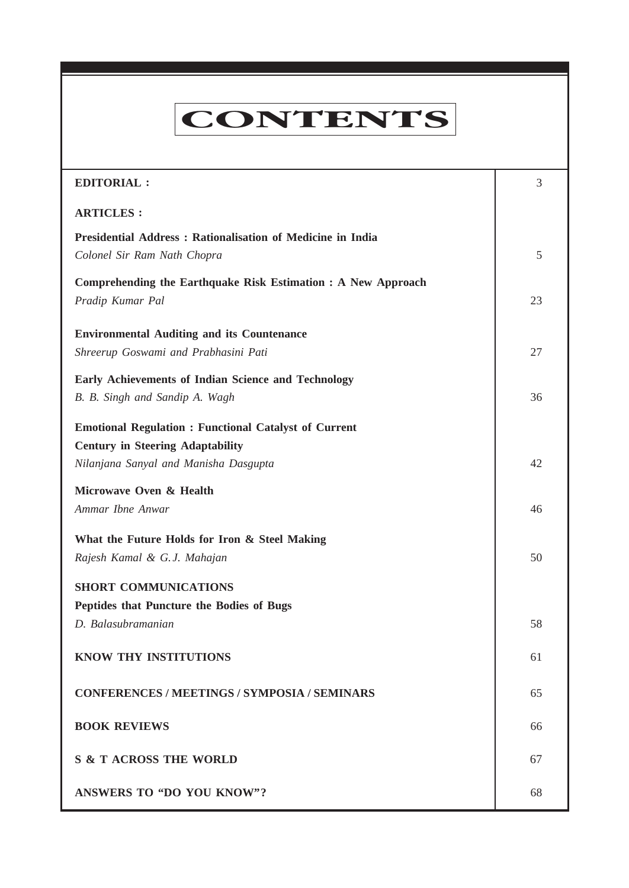# CONTENTS

| | |
|---|---|
| **EDITORIAL :** | 3 |
| **ARTICLES :** | |
| **Presidential Address : Rationalisation of Medicine in India**<br>*Colonel Sir Ram Nath Chopra* | 5 |
| **Comprehending the Earthquake Risk Estimation : A New Approach**<br>*Pradip Kumar Pal* | 23 |
| **Environmental Auditing and its Countenance**<br>*Shreerup Goswami and Prabhasini Pati* | 27 |
| **Early Achievements of Indian Science and Technology**<br>*B. B. Singh and Sandip A. Wagh* | 36 |
| **Emotional Regulation : Functional Catalyst of Current Century in Steering Adaptability**<br>*Nilanjana Sanyal and Manisha Dasgupta* | 42 |
| **Microwave Oven & Health**<br>*Ammar Ibne Anwar* | 46 |
| **What the Future Holds for Iron & Steel Making**<br>*Rajesh Kamal & G. J. Mahajan* | 50 |
| **SHORT COMMUNICATIONS** | |
| **Peptides that Puncture the Bodies of Bugs**<br>*D. Balasubramanian* | 58 |
| **KNOW THY INSTITUTIONS** | 61 |
| **CONFERENCES / MEETINGS / SYMPOSIA / SEMINARS** | 65 |
| **BOOK REVIEWS** | 66 |
| **S & T ACROSS THE WORLD** | 67 |
| **ANSWERS TO "DO YOU KNOW"?** | 68 |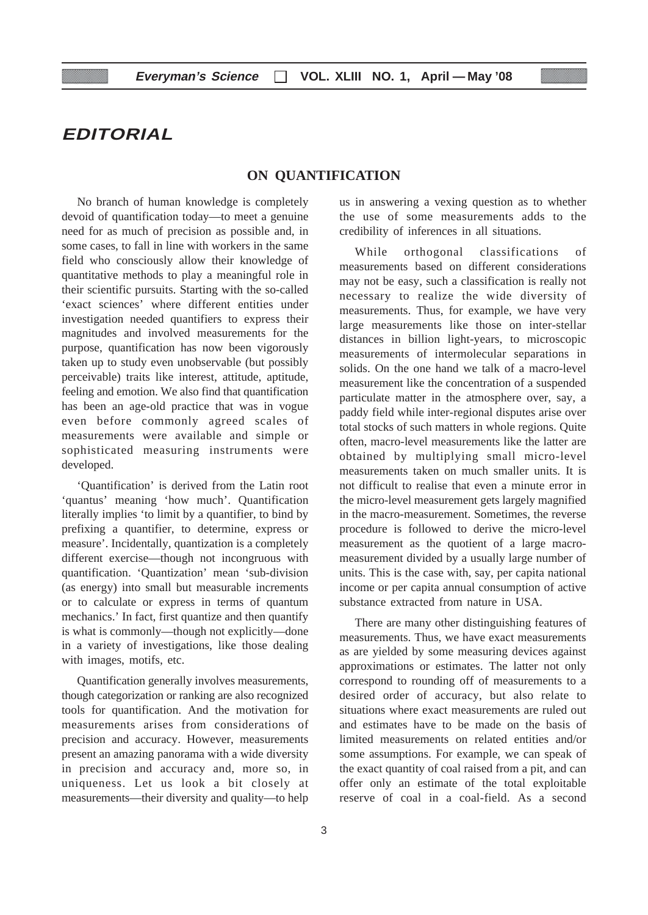# EDITORIAL

## ON QUANTIFICATION

No branch of human knowledge is completely devoid of quantification today—to meet a genuine need for as much of precision as possible and, in some cases, to fall in line with workers in the same field who consciously allow their knowledge of quantitative methods to play a meaningful role in their scientific pursuits. Starting with the so-called 'exact sciences' where different entities under investigation needed quantifiers to express their magnitudes and involved measurements for the purpose, quantification has now been vigorously taken up to study even unobservable (but possibly perceivable) traits like interest, attitude, aptitude, feeling and emotion. We also find that quantification has been an age-old practice that was in vogue even before commonly agreed scales of measurements were available and simple or sophisticated measuring instruments were developed.

'Quantification' is derived from the Latin root 'quantus' meaning 'how much'. Quantification literally implies 'to limit by a quantifier, to bind by prefixing a quantifier, to determine, express or measure'. Incidentally, quantization is a completely different exercise—though not incongruous with quantification. 'Quantization' mean 'sub-division (as energy) into small but measurable increments or to calculate or express in terms of quantum mechanics.' In fact, first quantize and then quantify is what is commonly—though not explicitly—done in a variety of investigations, like those dealing with images, motifs, etc.

Quantification generally involves measurements, though categorization or ranking are also recognized tools for quantification. And the motivation for measurements arises from considerations of precision and accuracy. However, measurements present an amazing panorama with a wide diversity in precision and accuracy and, more so, in uniqueness. Let us look a bit closely at measurements—their diversity and quality—to help us in answering a vexing question as to whether the use of some measurements adds to the credibility of inferences in all situations.

While orthogonal classifications of measurements based on different considerations may not be easy, such a classification is really not necessary to realize the wide diversity of measurements. Thus, for example, we have very large measurements like those on inter-stellar distances in billion light-years, to microscopic measurements of intermolecular separations in solids. On the one hand we talk of a macro-level measurement like the concentration of a suspended particulate matter in the atmosphere over, say, a paddy field while inter-regional disputes arise over total stocks of such matters in whole regions. Quite often, macro-level measurements like the latter are obtained by multiplying small micro-level measurements taken on much smaller units. It is not difficult to realise that even a minute error in the micro-level measurement gets largely magnified in the macro-measurement. Sometimes, the reverse procedure is followed to derive the micro-level measurement as the quotient of a large macro-measurement divided by a usually large number of units. This is the case with, say, per capita national income or per capita annual consumption of active substance extracted from nature in USA.

There are many other distinguishing features of measurements. Thus, we have exact measurements as are yielded by some measuring devices against approximations or estimates. The latter not only correspond to rounding off of measurements to a desired order of accuracy, but also relate to situations where exact measurements are ruled out and estimates have to be made on the basis of limited measurements on related entities and/or some assumptions. For example, we can speak of the exact quantity of coal raised from a pit, and can offer only an estimate of the total exploitable reserve of coal in a coal-field. As a second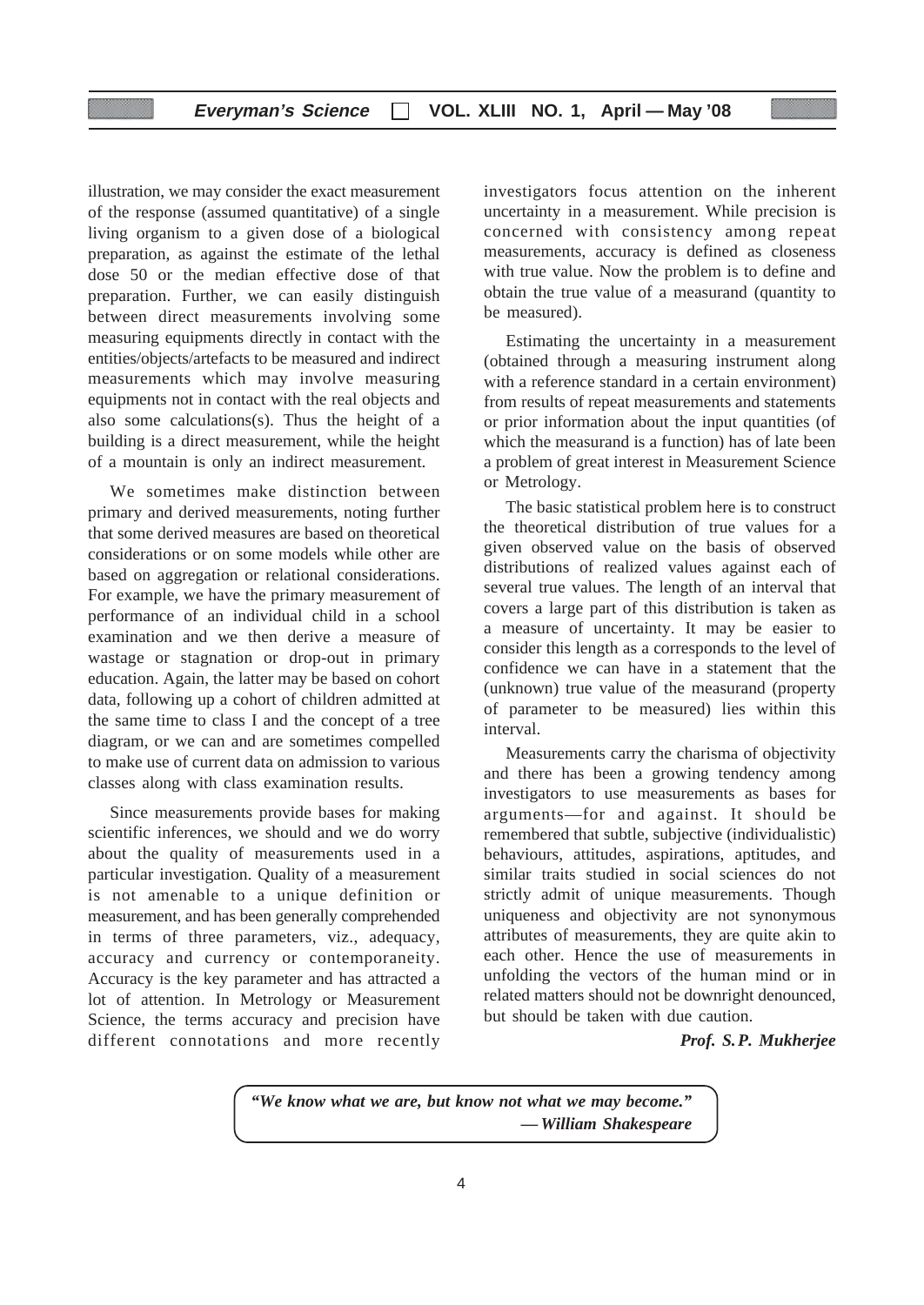illustration, we may consider the exact measurement of the response (assumed quantitative) of a single living organism to a given dose of a biological preparation, as against the estimate of the lethal dose 50 or the median effective dose of that preparation. Further, we can easily distinguish between direct measurements involving some measuring equipments directly in contact with the entities/objects/artefacts to be measured and indirect measurements which may involve measuring equipments not in contact with the real objects and also some calculations(s). Thus the height of a building is a direct measurement, while the height of a mountain is only an indirect measurement.

We sometimes make distinction between primary and derived measurements, noting further that some derived measures are based on theoretical considerations or on some models while other are based on aggregation or relational considerations. For example, we have the primary measurement of performance of an individual child in a school examination and we then derive a measure of wastage or stagnation or drop-out in primary education. Again, the latter may be based on cohort data, following up a cohort of children admitted at the same time to class I and the concept of a tree diagram, or we can and are sometimes compelled to make use of current data on admission to various classes along with class examination results.

Since measurements provide bases for making scientific inferences, we should and we do worry about the quality of measurements used in a particular investigation. Quality of a measurement is not amenable to a unique definition or measurement, and has been generally comprehended in terms of three parameters, viz., adequacy, accuracy and currency or contemporaneity. Accuracy is the key parameter and has attracted a lot of attention. In Metrology or Measurement Science, the terms accuracy and precision have different connotations and more recently investigators focus attention on the inherent uncertainty in a measurement. While precision is concerned with consistency among repeat measurements, accuracy is defined as closeness with true value. Now the problem is to define and obtain the true value of a measurand (quantity to be measured).

Estimating the uncertainty in a measurement (obtained through a measuring instrument along with a reference standard in a certain environment) from results of repeat measurements and statements or prior information about the input quantities (of which the measurand is a function) has of late been a problem of great interest in Measurement Science or Metrology.

The basic statistical problem here is to construct the theoretical distribution of true values for a given observed value on the basis of observed distributions of realized values against each of several true values. The length of an interval that covers a large part of this distribution is taken as a measure of uncertainty. It may be easier to consider this length as a corresponds to the level of confidence we can have in a statement that the (unknown) true value of the measurand (property of parameter to be measured) lies within this interval.

Measurements carry the charisma of objectivity and there has been a growing tendency among investigators to use measurements as bases for arguments—for and against. It should be remembered that subtle, subjective (individualistic) behaviours, attitudes, aspirations, aptitudes, and similar traits studied in social sciences do not strictly admit of unique measurements. Though uniqueness and objectivity are not synonymous attributes of measurements, they are quite akin to each other. Hence the use of measurements in unfolding the vectors of the human mind or in related matters should not be downright denounced, but should be taken with due caution.

***Prof. S.P. Mukherjee***

> ***"We know what we are, but know not what we may become."***
> ***— William Shakespeare***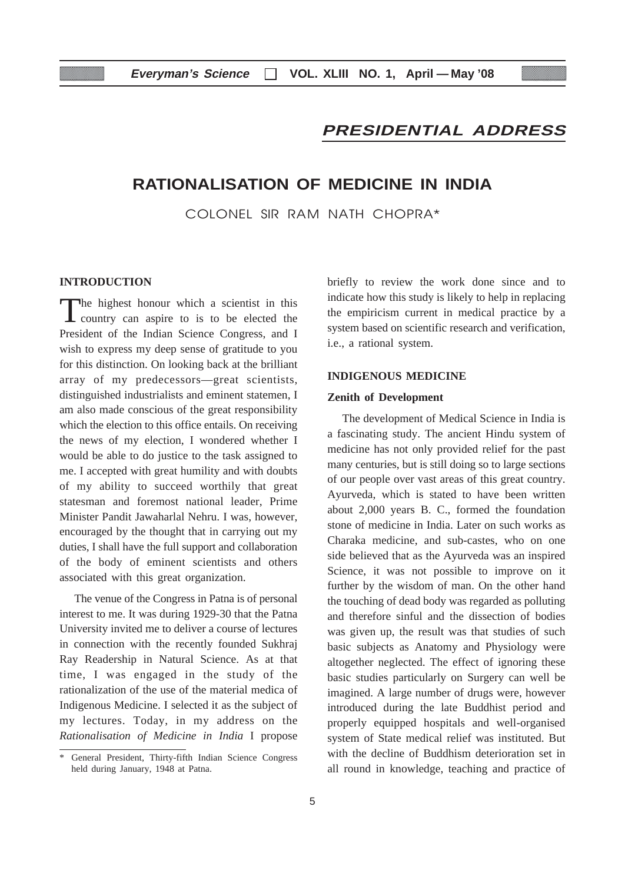## PRESIDENTIAL ADDRESS

# RATIONALISATION OF MEDICINE IN INDIA

COLONEL SIR RAM NATH CHOPRA*

### INTRODUCTION

The highest honour which a scientist in this country can aspire to is to be elected the President of the Indian Science Congress, and I wish to express my deep sense of gratitude to you for this distinction. On looking back at the brilliant array of my predecessors—great scientists, distinguished industrialists and eminent statemen, I am also made conscious of the great responsibility which the election to this office entails. On receiving the news of my election, I wondered whether I would be able to do justice to the task assigned to me. I accepted with great humility and with doubts of my ability to succeed worthily that great statesman and foremost national leader, Prime Minister Pandit Jawaharlal Nehru. I was, however, encouraged by the thought that in carrying out my duties, I shall have the full support and collaboration of the body of eminent scientists and others associated with this great organization.

The venue of the Congress in Patna is of personal interest to me. It was during 1929-30 that the Patna University invited me to deliver a course of lectures in connection with the recently founded Sukhraj Ray Readership in Natural Science. As at that time, I was engaged in the study of the rationalization of the use of the material medica of Indigenous Medicine. I selected it as the subject of my lectures. Today, in my address on the *Rationalisation of Medicine in India* I propose briefly to review the work done since and to indicate how this study is likely to help in replacing the empiricism current in medical practice by a system based on scientific research and verification, i.e., a rational system.

### INDIGENOUS MEDICINE

#### Zenith of Development

The development of Medical Science in India is a fascinating study. The ancient Hindu system of medicine has not only provided relief for the past many centuries, but is still doing so to large sections of our people over vast areas of this great country. Ayurveda, which is stated to have been written about 2,000 years B. C., formed the foundation stone of medicine in India. Later on such works as Charaka medicine, and sub-castes, who on one side believed that as the Ayurveda was an inspired Science, it was not possible to improve on it further by the wisdom of man. On the other hand the touching of dead body was regarded as polluting and therefore sinful and the dissection of bodies was given up, the result was that studies of such basic subjects as Anatomy and Physiology were altogether neglected. The effect of ignoring these basic studies particularly on Surgery can well be imagined. A large number of drugs were, however introduced during the late Buddhist period and properly equipped hospitals and well-organised system of State medical relief was instituted. But with the decline of Buddhism deterioration set in all round in knowledge, teaching and practice of

---

\* General President, Thirty-fifth Indian Science Congress held during January, 1948 at Patna.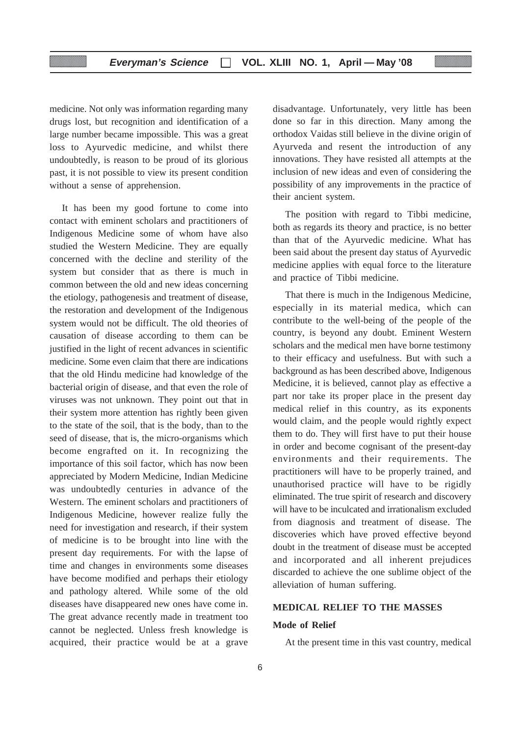medicine. Not only was information regarding many drugs lost, but recognition and identification of a large number became impossible. This was a great loss to Ayurvedic medicine, and whilst there undoubtedly, is reason to be proud of its glorious past, it is not possible to view its present condition without a sense of apprehension.

It has been my good fortune to come into contact with eminent scholars and practitioners of Indigenous Medicine some of whom have also studied the Western Medicine. They are equally concerned with the decline and sterility of the system but consider that as there is much in common between the old and new ideas concerning the etiology, pathogenesis and treatment of disease, the restoration and development of the Indigenous system would not be difficult. The old theories of causation of disease according to them can be justified in the light of recent advances in scientific medicine. Some even claim that there are indications that the old Hindu medicine had knowledge of the bacterial origin of disease, and that even the role of viruses was not unknown. They point out that in their system more attention has rightly been given to the state of the soil, that is the body, than to the seed of disease, that is, the micro-organisms which become engrafted on it. In recognizing the importance of this soil factor, which has now been appreciated by Modern Medicine, Indian Medicine was undoubtedly centuries in advance of the Western. The eminent scholars and practitioners of Indigenous Medicine, however realize fully the need for investigation and research, if their system of medicine is to be brought into line with the present day requirements. For with the lapse of time and changes in environments some diseases have become modified and perhaps their etiology and pathology altered. While some of the old diseases have disappeared new ones have come in. The great advance recently made in treatment too cannot be neglected. Unless fresh knowledge is acquired, their practice would be at a grave disadvantage. Unfortunately, very little has been done so far in this direction. Many among the orthodox Vaidas still believe in the divine origin of Ayurveda and resent the introduction of any innovations. They have resisted all attempts at the inclusion of new ideas and even of considering the possibility of any improvements in the practice of their ancient system.

The position with regard to Tibbi medicine, both as regards its theory and practice, is no better than that of the Ayurvedic medicine. What has been said about the present day status of Ayurvedic medicine applies with equal force to the literature and practice of Tibbi medicine.

That there is much in the Indigenous Medicine, especially in its material medica, which can contribute to the well-being of the people of the country, is beyond any doubt. Eminent Western scholars and the medical men have borne testimony to their efficacy and usefulness. But with such a background as has been described above, Indigenous Medicine, it is believed, cannot play as effective a part nor take its proper place in the present day medical relief in this country, as its exponents would claim, and the people would rightly expect them to do. They will first have to put their house in order and become cognisant of the present-day environments and their requirements. The practitioners will have to be properly trained, and unauthorised practice will have to be rigidly eliminated. The true spirit of research and discovery will have to be inculcated and irrationalism excluded from diagnosis and treatment of disease. The discoveries which have proved effective beyond doubt in the treatment of disease must be accepted and incorporated and all inherent prejudices discarded to achieve the one sublime object of the alleviation of human suffering.

## MEDICAL RELIEF TO THE MASSES

### Mode of Relief

At the present time in this vast country, medical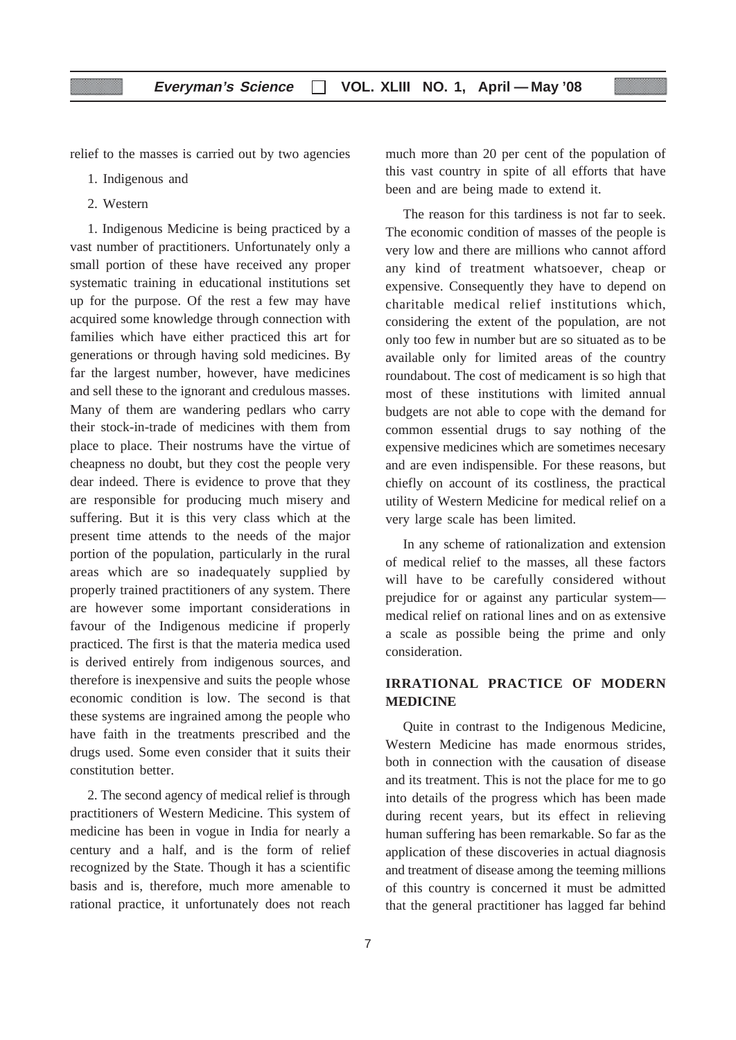relief to the masses is carried out by two agencies

1. Indigenous and
2. Western

1. Indigenous Medicine is being practiced by a vast number of practitioners. Unfortunately only a small portion of these have received any proper systematic training in educational institutions set up for the purpose. Of the rest a few may have acquired some knowledge through connection with families which have either practiced this art for generations or through having sold medicines. By far the largest number, however, have medicines and sell these to the ignorant and credulous masses. Many of them are wandering pedlars who carry their stock-in-trade of medicines with them from place to place. Their nostrums have the virtue of cheapness no doubt, but they cost the people very dear indeed. There is evidence to prove that they are responsible for producing much misery and suffering. But it is this very class which at the present time attends to the needs of the major portion of the population, particularly in the rural areas which are so inadequately supplied by properly trained practitioners of any system. There are however some important considerations in favour of the Indigenous medicine if properly practiced. The first is that the materia medica used is derived entirely from indigenous sources, and therefore is inexpensive and suits the people whose economic condition is low. The second is that these systems are ingrained among the people who have faith in the treatments prescribed and the drugs used. Some even consider that it suits their constitution better.

2. The second agency of medical relief is through practitioners of Western Medicine. This system of medicine has been in vogue in India for nearly a century and a half, and is the form of relief recognized by the State. Though it has a scientific basis and is, therefore, much more amenable to rational practice, it unfortunately does not reach much more than 20 per cent of the population of this vast country in spite of all efforts that have been and are being made to extend it.

The reason for this tardiness is not far to seek. The economic condition of masses of the people is very low and there are millions who cannot afford any kind of treatment whatsoever, cheap or expensive. Consequently they have to depend on charitable medical relief institutions which, considering the extent of the population, are not only too few in number but are so situated as to be available only for limited areas of the country roundabout. The cost of medicament is so high that most of these institutions with limited annual budgets are not able to cope with the demand for common essential drugs to say nothing of the expensive medicines which are sometimes necesary and are even indispensible. For these reasons, but chiefly on account of its costliness, the practical utility of Western Medicine for medical relief on a very large scale has been limited.

In any scheme of rationalization and extension of medical relief to the masses, all these factors will have to be carefully considered without prejudice for or against any particular system—medical relief on rational lines and on as extensive a scale as possible being the prime and only consideration.

## IRRATIONAL PRACTICE OF MODERN MEDICINE

Quite in contrast to the Indigenous Medicine, Western Medicine has made enormous strides, both in connection with the causation of disease and its treatment. This is not the place for me to go into details of the progress which has been made during recent years, but its effect in relieving human suffering has been remarkable. So far as the application of these discoveries in actual diagnosis and treatment of disease among the teeming millions of this country is concerned it must be admitted that the general practitioner has lagged far behind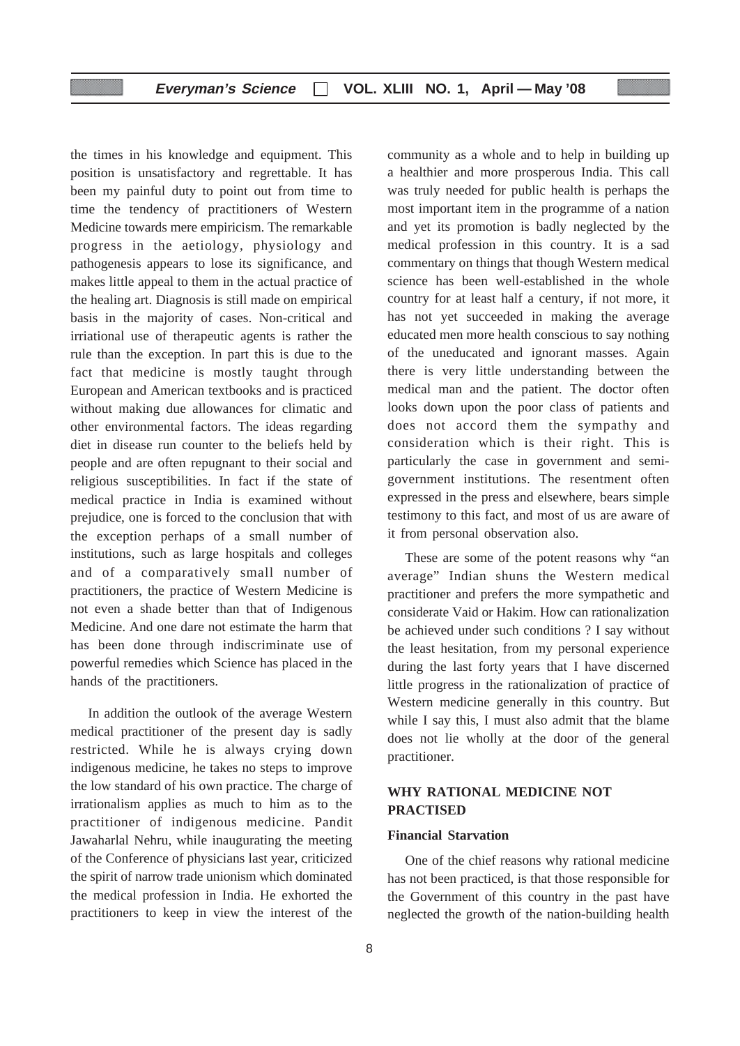the times in his knowledge and equipment. This position is unsatisfactory and regrettable. It has been my painful duty to point out from time to time the tendency of practitioners of Western Medicine towards mere empiricism. The remarkable progress in the aetiology, physiology and pathogenesis appears to lose its significance, and makes little appeal to them in the actual practice of the healing art. Diagnosis is still made on empirical basis in the majority of cases. Non-critical and irriational use of therapeutic agents is rather the rule than the exception. In part this is due to the fact that medicine is mostly taught through European and American textbooks and is practiced without making due allowances for climatic and other environmental factors. The ideas regarding diet in disease run counter to the beliefs held by people and are often repugnant to their social and religious susceptibilities. In fact if the state of medical practice in India is examined without prejudice, one is forced to the conclusion that with the exception perhaps of a small number of institutions, such as large hospitals and colleges and of a comparatively small number of practitioners, the practice of Western Medicine is not even a shade better than that of Indigenous Medicine. And one dare not estimate the harm that has been done through indiscriminate use of powerful remedies which Science has placed in the hands of the practitioners.

In addition the outlook of the average Western medical practitioner of the present day is sadly restricted. While he is always crying down indigenous medicine, he takes no steps to improve the low standard of his own practice. The charge of irrationalism applies as much to him as to the practitioner of indigenous medicine. Pandit Jawaharlal Nehru, while inaugurating the meeting of the Conference of physicians last year, criticized the spirit of narrow trade unionism which dominated the medical profession in India. He exhorted the practitioners to keep in view the interest of the community as a whole and to help in building up a healthier and more prosperous India. This call was truly needed for public health is perhaps the most important item in the programme of a nation and yet its promotion is badly neglected by the medical profession in this country. It is a sad commentary on things that though Western medical science has been well-established in the whole country for at least half a century, if not more, it has not yet succeeded in making the average educated men more health conscious to say nothing of the uneducated and ignorant masses. Again there is very little understanding between the medical man and the patient. The doctor often looks down upon the poor class of patients and does not accord them the sympathy and consideration which is their right. This is particularly the case in government and semi-government institutions. The resentment often expressed in the press and elsewhere, bears simple testimony to this fact, and most of us are aware of it from personal observation also.

These are some of the potent reasons why "an average" Indian shuns the Western medical practitioner and prefers the more sympathetic and considerate Vaid or Hakim. How can rationalization be achieved under such conditions ? I say without the least hesitation, from my personal experience during the last forty years that I have discerned little progress in the rationalization of practice of Western medicine generally in this country. But while I say this, I must also admit that the blame does not lie wholly at the door of the general practitioner.

## WHY RATIONAL MEDICINE NOT PRACTISED

### Financial Starvation

One of the chief reasons why rational medicine has not been practiced, is that those responsible for the Government of this country in the past have neglected the growth of the nation-building health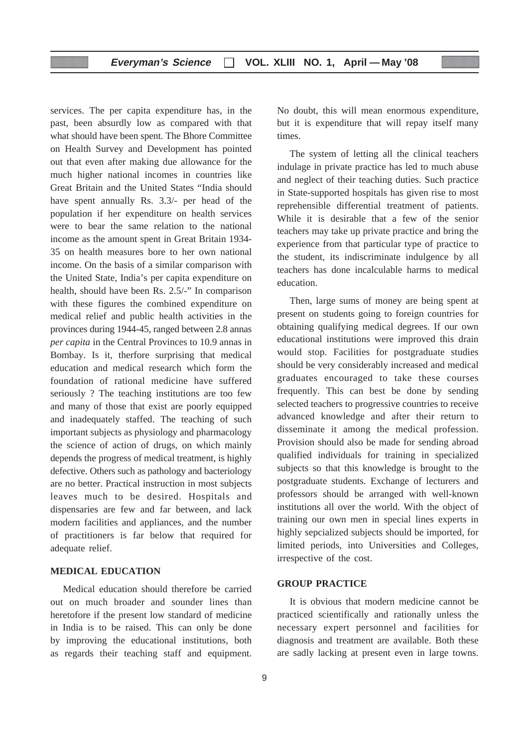services. The per capita expenditure has, in the past, been absurdly low as compared with that what should have been spent. The Bhore Committee on Health Survey and Development has pointed out that even after making due allowance for the much higher national incomes in countries like Great Britain and the United States "India should have spent annually Rs. 3.3/- per head of the population if her expenditure on health services were to bear the same relation to the national income as the amount spent in Great Britain 1934-35 on health measures bore to her own national income. On the basis of a similar comparison with the United State, India's per capita expenditure on health, should have been Rs. 2.5/-" In comparison with these figures the combined expenditure on medical relief and public health activities in the provinces during 1944-45, ranged between 2.8 annas *per capita* in the Central Provinces to 10.9 annas in Bombay. Is it, therfore surprising that medical education and medical research which form the foundation of rational medicine have suffered seriously ? The teaching institutions are too few and many of those that exist are poorly equipped and inadequately staffed. The teaching of such important subjects as physiology and pharmacology the science of action of drugs, on which mainly depends the progress of medical treatment, is highly defective. Others such as pathology and bacteriology are no better. Practical instruction in most subjects leaves much to be desired. Hospitals and dispensaries are few and far between, and lack modern facilities and appliances, and the number of practitioners is far below that required for adequate relief.

## MEDICAL EDUCATION

Medical education should therefore be carried out on much broader and sounder lines than heretofore if the present low standard of medicine in India is to be raised. This can only be done by improving the educational institutions, both as regards their teaching staff and equipment. No doubt, this will mean enormous expenditure, but it is expenditure that will repay itself many times.

The system of letting all the clinical teachers indulage in private practice has led to much abuse and neglect of their teaching duties. Such practice in State-supported hospitals has given rise to most reprehensible differential treatment of patients. While it is desirable that a few of the senior teachers may take up private practice and bring the experience from that particular type of practice to the student, its indiscriminate indulgence by all teachers has done incalculable harms to medical education.

Then, large sums of money are being spent at present on students going to foreign countries for obtaining qualifying medical degrees. If our own educational institutions were improved this drain would stop. Facilities for postgraduate studies should be very considerably increased and medical graduates encouraged to take these courses frequently. This can best be done by sending selected teachers to progressive countries to receive advanced knowledge and after their return to disseminate it among the medical profession. Provision should also be made for sending abroad qualified individuals for training in specialized subjects so that this knowledge is brought to the postgraduate students. Exchange of lecturers and professors should be arranged with well-known institutions all over the world. With the object of training our own men in special lines experts in highly sepcialized subjects should be imported, for limited periods, into Universities and Colleges, irrespective of the cost.

## GROUP PRACTICE

It is obvious that modern medicine cannot be practiced scientifically and rationally unless the necessary expert personnel and facilities for diagnosis and treatment are available. Both these are sadly lacking at present even in large towns.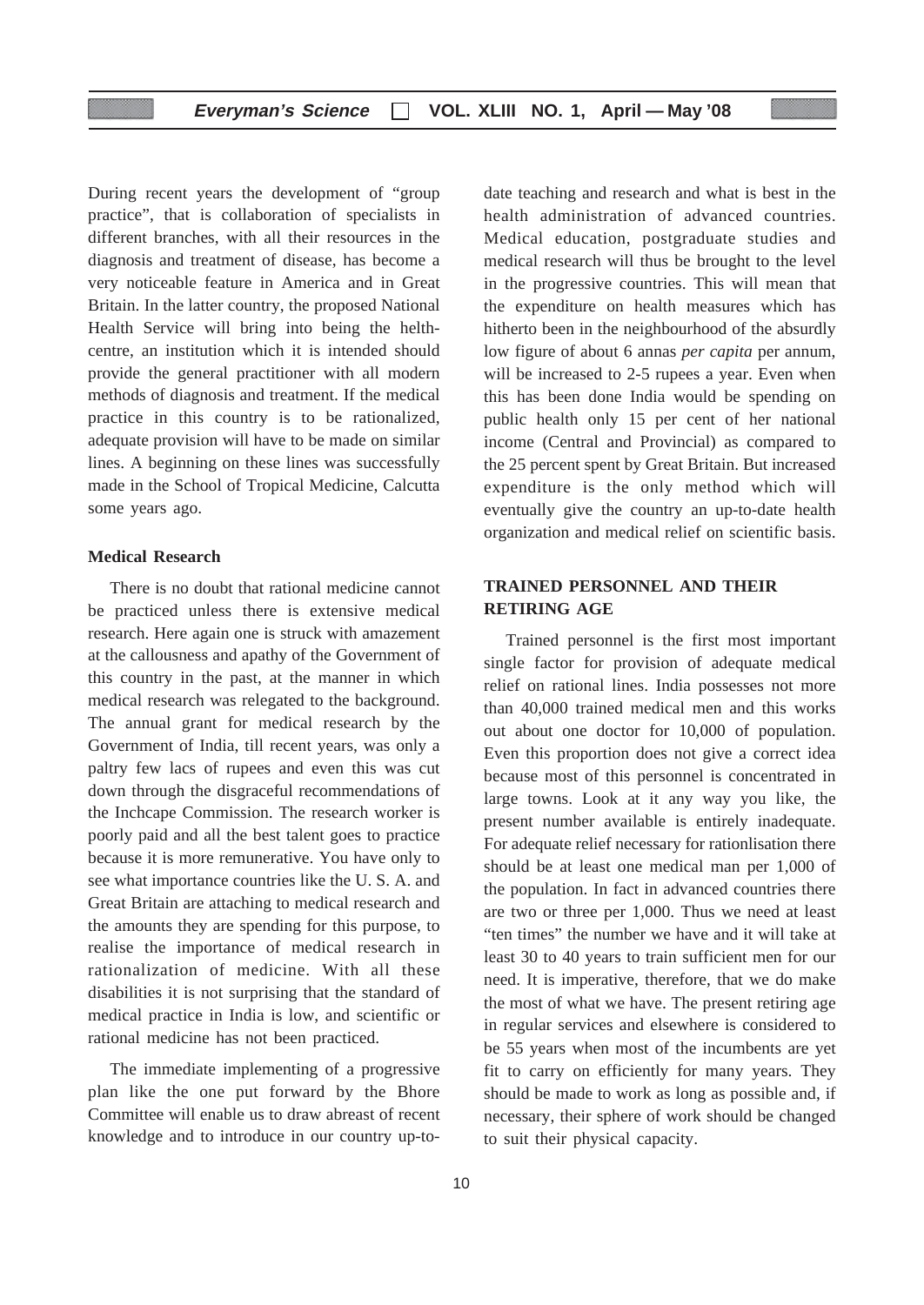During recent years the development of "group practice", that is collaboration of specialists in different branches, with all their resources in the diagnosis and treatment of disease, has become a very noticeable feature in America and in Great Britain. In the latter country, the proposed National Health Service will bring into being the helth-centre, an institution which it is intended should provide the general practitioner with all modern methods of diagnosis and treatment. If the medical practice in this country is to be rationalized, adequate provision will have to be made on similar lines. A beginning on these lines was successfully made in the School of Tropical Medicine, Calcutta some years ago.

**Medical Research**

There is no doubt that rational medicine cannot be practiced unless there is extensive medical research. Here again one is struck with amazement at the callousness and apathy of the Government of this country in the past, at the manner in which medical research was relegated to the background. The annual grant for medical research by the Government of India, till recent years, was only a paltry few lacs of rupees and even this was cut down through the disgraceful recommendations of the Inchcape Commission. The research worker is poorly paid and all the best talent goes to practice because it is more remunerative. You have only to see what importance countries like the U. S. A. and Great Britain are attaching to medical research and the amounts they are spending for this purpose, to realise the importance of medical research in rationalization of medicine. With all these disabilities it is not surprising that the standard of medical practice in India is low, and scientific or rational medicine has not been practiced.

The immediate implementing of a progressive plan like the one put forward by the Bhore Committee will enable us to draw abreast of recent knowledge and to introduce in our country up-to-date teaching and research and what is best in the health administration of advanced countries. Medical education, postgraduate studies and medical research will thus be brought to the level in the progressive countries. This will mean that the expenditure on health measures which has hitherto been in the neighbourhood of the absurdly low figure of about 6 annas *per capita* per annum, will be increased to 2-5 rupees a year. Even when this has been done India would be spending on public health only 15 per cent of her national income (Central and Provincial) as compared to the 25 percent spent by Great Britain. But increased expenditure is the only method which will eventually give the country an up-to-date health organization and medical relief on scientific basis.

**TRAINED PERSONNEL AND THEIR RETIRING AGE**

Trained personnel is the first most important single factor for provision of adequate medical relief on rational lines. India possesses not more than 40,000 trained medical men and this works out about one doctor for 10,000 of population. Even this proportion does not give a correct idea because most of this personnel is concentrated in large towns. Look at it any way you like, the present number available is entirely inadequate. For adequate relief necessary for rationlisation there should be at least one medical man per 1,000 of the population. In fact in advanced countries there are two or three per 1,000. Thus we need at least "ten times" the number we have and it will take at least 30 to 40 years to train sufficient men for our need. It is imperative, therefore, that we do make the most of what we have. The present retiring age in regular services and elsewhere is considered to be 55 years when most of the incumbents are yet fit to carry on efficiently for many years. They should be made to work as long as possible and, if necessary, their sphere of work should be changed to suit their physical capacity.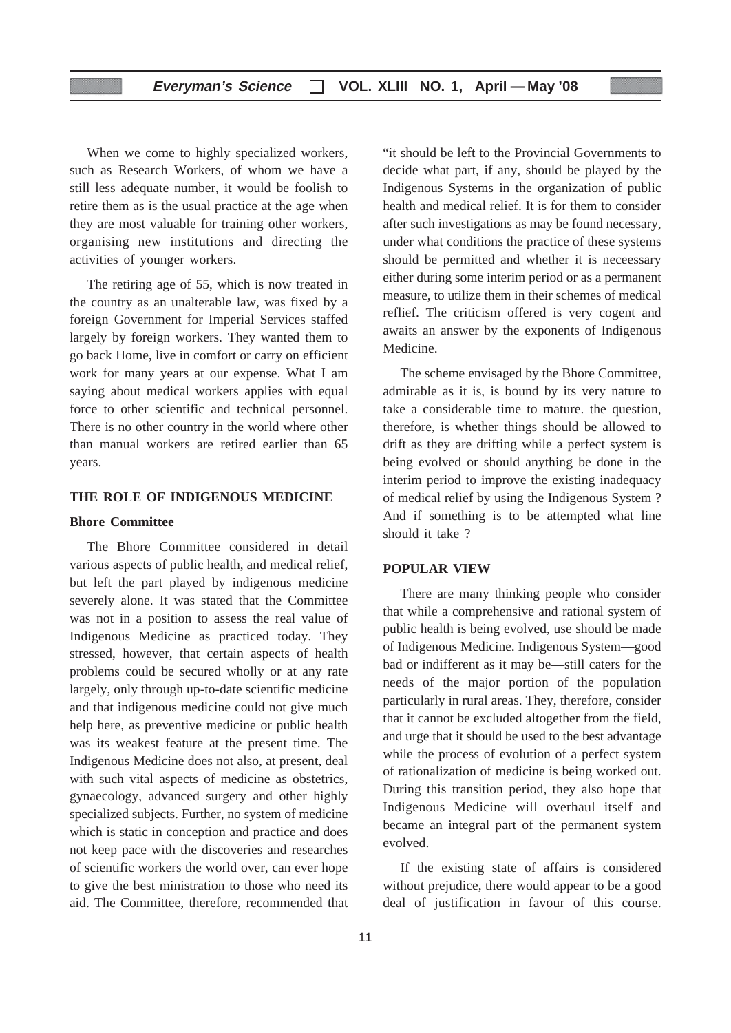When we come to highly specialized workers, such as Research Workers, of whom we have a still less adequate number, it would be foolish to retire them as is the usual practice at the age when they are most valuable for training other workers, organising new institutions and directing the activities of younger workers.

The retiring age of 55, which is now treated in the country as an unalterable law, was fixed by a foreign Government for Imperial Services staffed largely by foreign workers. They wanted them to go back Home, live in comfort or carry on efficient work for many years at our expense. What I am saying about medical workers applies with equal force to other scientific and technical personnel. There is no other country in the world where other than manual workers are retired earlier than 65 years.

## THE ROLE OF INDIGENOUS MEDICINE

### Bhore Committee

The Bhore Committee considered in detail various aspects of public health, and medical relief, but left the part played by indigenous medicine severely alone. It was stated that the Committee was not in a position to assess the real value of Indigenous Medicine as practiced today. They stressed, however, that certain aspects of health problems could be secured wholly or at any rate largely, only through up-to-date scientific medicine and that indigenous medicine could not give much help here, as preventive medicine or public health was its weakest feature at the present time. The Indigenous Medicine does not also, at present, deal with such vital aspects of medicine as obstetrics, gynaecology, advanced surgery and other highly specialized subjects. Further, no system of medicine which is static in conception and practice and does not keep pace with the discoveries and researches of scientific workers the world over, can ever hope to give the best ministration to those who need its aid. The Committee, therefore, recommended that "it should be left to the Provincial Governments to decide what part, if any, should be played by the Indigenous Systems in the organization of public health and medical relief. It is for them to consider after such investigations as may be found necessary, under what conditions the practice of these systems should be permitted and whether it is neceessary either during some interim period or as a permanent measure, to utilize them in their schemes of medical reflief. The criticism offered is very cogent and awaits an answer by the exponents of Indigenous Medicine.

The scheme envisaged by the Bhore Committee, admirable as it is, is bound by its very nature to take a considerable time to mature. the question, therefore, is whether things should be allowed to drift as they are drifting while a perfect system is being evolved or should anything be done in the interim period to improve the existing inadequacy of medical relief by using the Indigenous System ? And if something is to be attempted what line should it take ?

## POPULAR VIEW

There are many thinking people who consider that while a comprehensive and rational system of public health is being evolved, use should be made of Indigenous Medicine. Indigenous System—good bad or indifferent as it may be—still caters for the needs of the major portion of the population particularly in rural areas. They, therefore, consider that it cannot be excluded altogether from the field, and urge that it should be used to the best advantage while the process of evolution of a perfect system of rationalization of medicine is being worked out. During this transition period, they also hope that Indigenous Medicine will overhaul itself and became an integral part of the permanent system evolved.

If the existing state of affairs is considered without prejudice, there would appear to be a good deal of justification in favour of this course.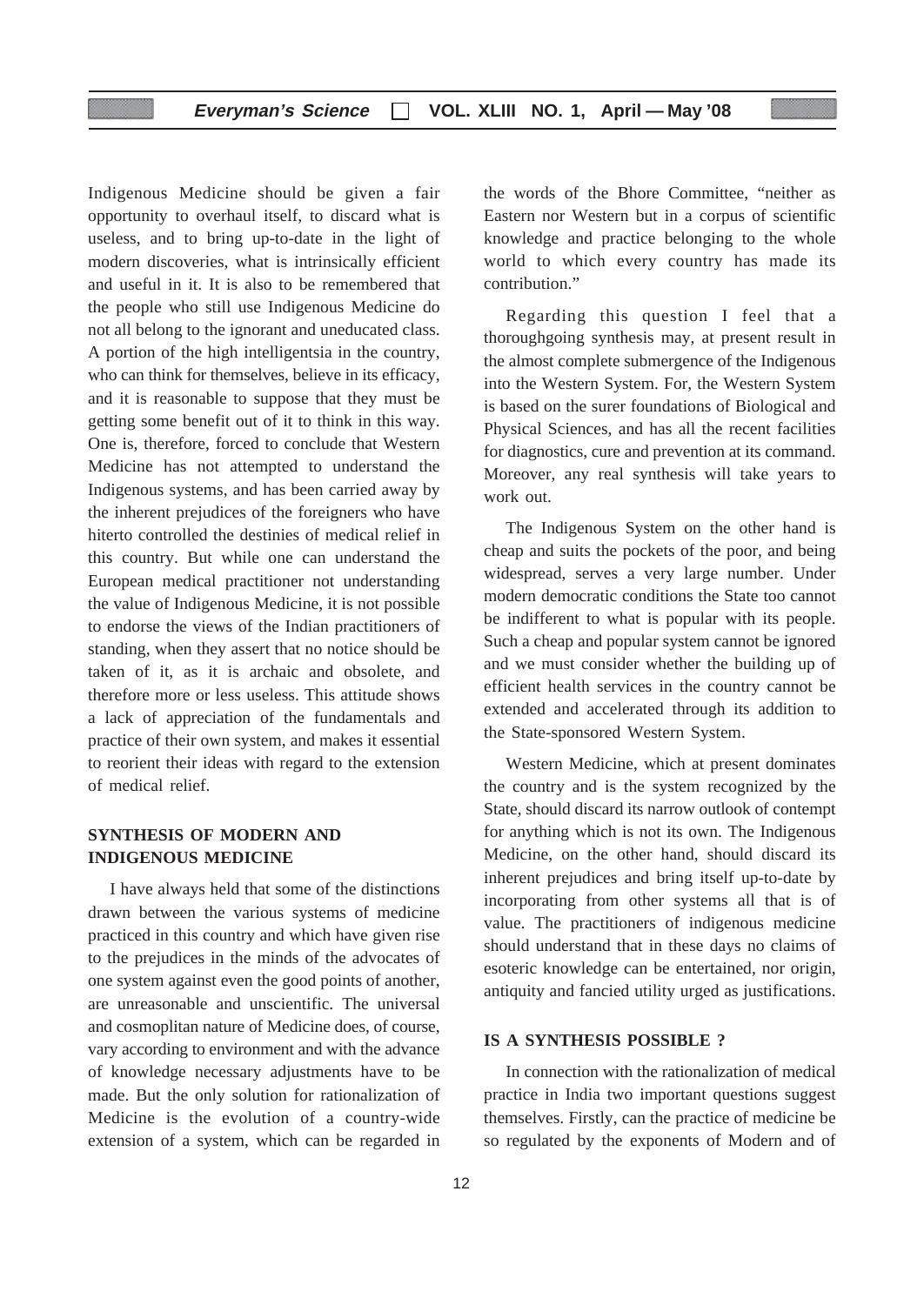Indigenous Medicine should be given a fair opportunity to overhaul itself, to discard what is useless, and to bring up-to-date in the light of modern discoveries, what is intrinsically efficient and useful in it. It is also to be remembered that the people who still use Indigenous Medicine do not all belong to the ignorant and uneducated class. A portion of the high intelligentsia in the country, who can think for themselves, believe in its efficacy, and it is reasonable to suppose that they must be getting some benefit out of it to think in this way. One is, therefore, forced to conclude that Western Medicine has not attempted to understand the Indigenous systems, and has been carried away by the inherent prejudices of the foreigners who have hiterto controlled the destinies of medical relief in this country. But while one can understand the European medical practitioner not understanding the value of Indigenous Medicine, it is not possible to endorse the views of the Indian practitioners of standing, when they assert that no notice should be taken of it, as it is archaic and obsolete, and therefore more or less useless. This attitude shows a lack of appreciation of the fundamentals and practice of their own system, and makes it essential to reorient their ideas with regard to the extension of medical relief.

## SYNTHESIS OF MODERN AND INDIGENOUS MEDICINE

I have always held that some of the distinctions drawn between the various systems of medicine practiced in this country and which have given rise to the prejudices in the minds of the advocates of one system against even the good points of another, are unreasonable and unscientific. The universal and cosmoplitan nature of Medicine does, of course, vary according to environment and with the advance of knowledge necessary adjustments have to be made. But the only solution for rationalization of Medicine is the evolution of a country-wide extension of a system, which can be regarded in the words of the Bhore Committee, "neither as Eastern nor Western but in a corpus of scientific knowledge and practice belonging to the whole world to which every country has made its contribution."

Regarding this question I feel that a thoroughgoing synthesis may, at present result in the almost complete submergence of the Indigenous into the Western System. For, the Western System is based on the surer foundations of Biological and Physical Sciences, and has all the recent facilities for diagnostics, cure and prevention at its command. Moreover, any real synthesis will take years to work out.

The Indigenous System on the other hand is cheap and suits the pockets of the poor, and being widespread, serves a very large number. Under modern democratic conditions the State too cannot be indifferent to what is popular with its people. Such a cheap and popular system cannot be ignored and we must consider whether the building up of efficient health services in the country cannot be extended and accelerated through its addition to the State-sponsored Western System.

Western Medicine, which at present dominates the country and is the system recognized by the State, should discard its narrow outlook of contempt for anything which is not its own. The Indigenous Medicine, on the other hand, should discard its inherent prejudices and bring itself up-to-date by incorporating from other systems all that is of value. The practitioners of indigenous medicine should understand that in these days no claims of esoteric knowledge can be entertained, nor origin, antiquity and fancied utility urged as justifications.

## IS A SYNTHESIS POSSIBLE ?

In connection with the rationalization of medical practice in India two important questions suggest themselves. Firstly, can the practice of medicine be so regulated by the exponents of Modern and of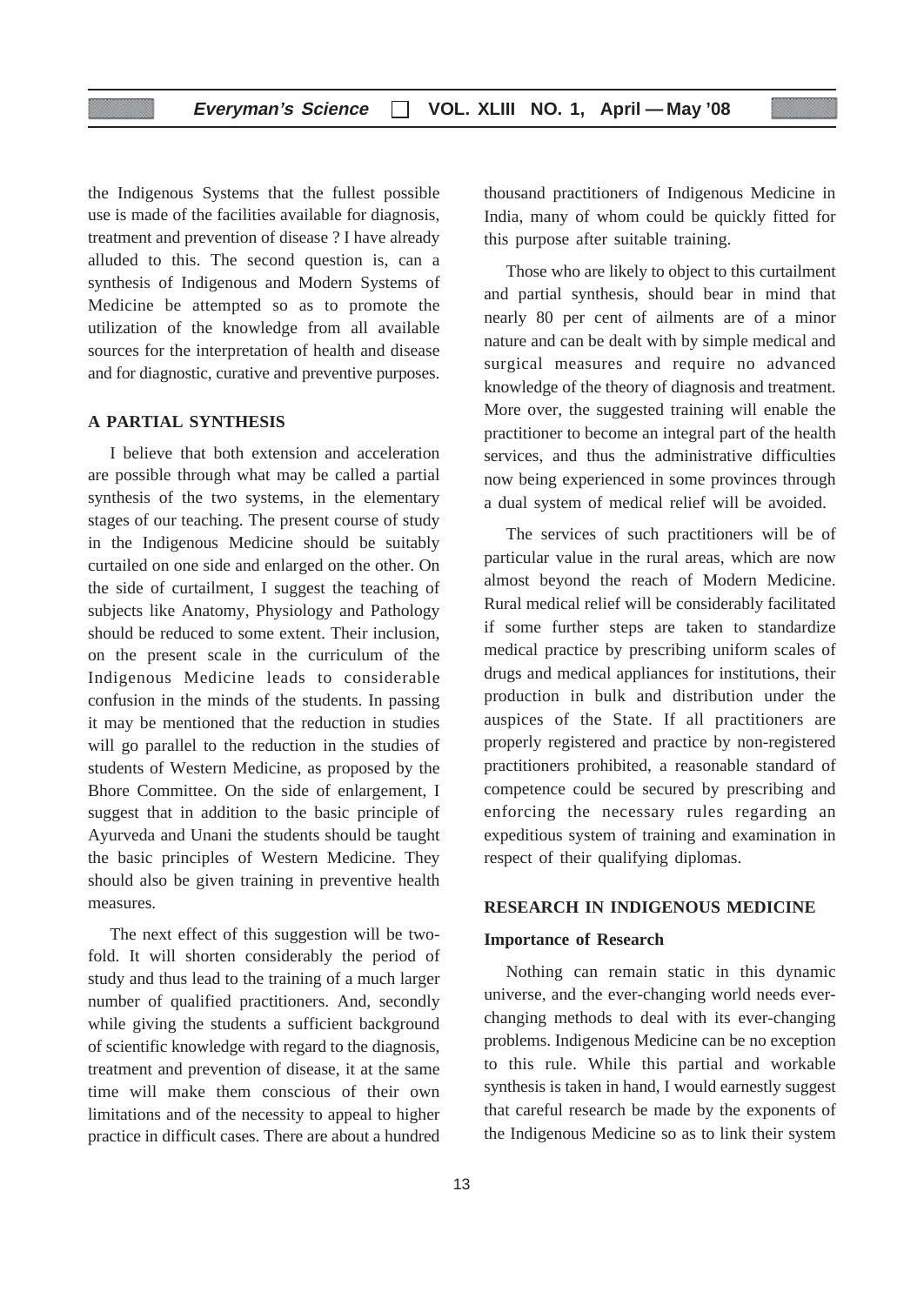the Indigenous Systems that the fullest possible use is made of the facilities available for diagnosis, treatment and prevention of disease ? I have already alluded to this. The second question is, can a synthesis of Indigenous and Modern Systems of Medicine be attempted so as to promote the utilization of the knowledge from all available sources for the interpretation of health and disease and for diagnostic, curative and preventive purposes.

## A PARTIAL SYNTHESIS

I believe that both extension and acceleration are possible through what may be called a partial synthesis of the two systems, in the elementary stages of our teaching. The present course of study in the Indigenous Medicine should be suitably curtailed on one side and enlarged on the other. On the side of curtailment, I suggest the teaching of subjects like Anatomy, Physiology and Pathology should be reduced to some extent. Their inclusion, on the present scale in the curriculum of the Indigenous Medicine leads to considerable confusion in the minds of the students. In passing it may be mentioned that the reduction in studies will go parallel to the reduction in the studies of students of Western Medicine, as proposed by the Bhore Committee. On the side of enlargement, I suggest that in addition to the basic principle of Ayurveda and Unani the students should be taught the basic principles of Western Medicine. They should also be given training in preventive health measures.

The next effect of this suggestion will be two-fold. It will shorten considerably the period of study and thus lead to the training of a much larger number of qualified practitioners. And, secondly while giving the students a sufficient background of scientific knowledge with regard to the diagnosis, treatment and prevention of disease, it at the same time will make them conscious of their own limitations and of the necessity to appeal to higher practice in difficult cases. There are about a hundred thousand practitioners of Indigenous Medicine in India, many of whom could be quickly fitted for this purpose after suitable training.

Those who are likely to object to this curtailment and partial synthesis, should bear in mind that nearly 80 per cent of ailments are of a minor nature and can be dealt with by simple medical and surgical measures and require no advanced knowledge of the theory of diagnosis and treatment. More over, the suggested training will enable the practitioner to become an integral part of the health services, and thus the administrative difficulties now being experienced in some provinces through a dual system of medical relief will be avoided.

The services of such practitioners will be of particular value in the rural areas, which are now almost beyond the reach of Modern Medicine. Rural medical relief will be considerably facilitated if some further steps are taken to standardize medical practice by prescribing uniform scales of drugs and medical appliances for institutions, their production in bulk and distribution under the auspices of the State. If all practitioners are properly registered and practice by non-registered practitioners prohibited, a reasonable standard of competence could be secured by prescribing and enforcing the necessary rules regarding an expeditious system of training and examination in respect of their qualifying diplomas.

## RESEARCH IN INDIGENOUS MEDICINE

### Importance of Research

Nothing can remain static in this dynamic universe, and the ever-changing world needs ever-changing methods to deal with its ever-changing problems. Indigenous Medicine can be no exception to this rule. While this partial and workable synthesis is taken in hand, I would earnestly suggest that careful research be made by the exponents of the Indigenous Medicine so as to link their system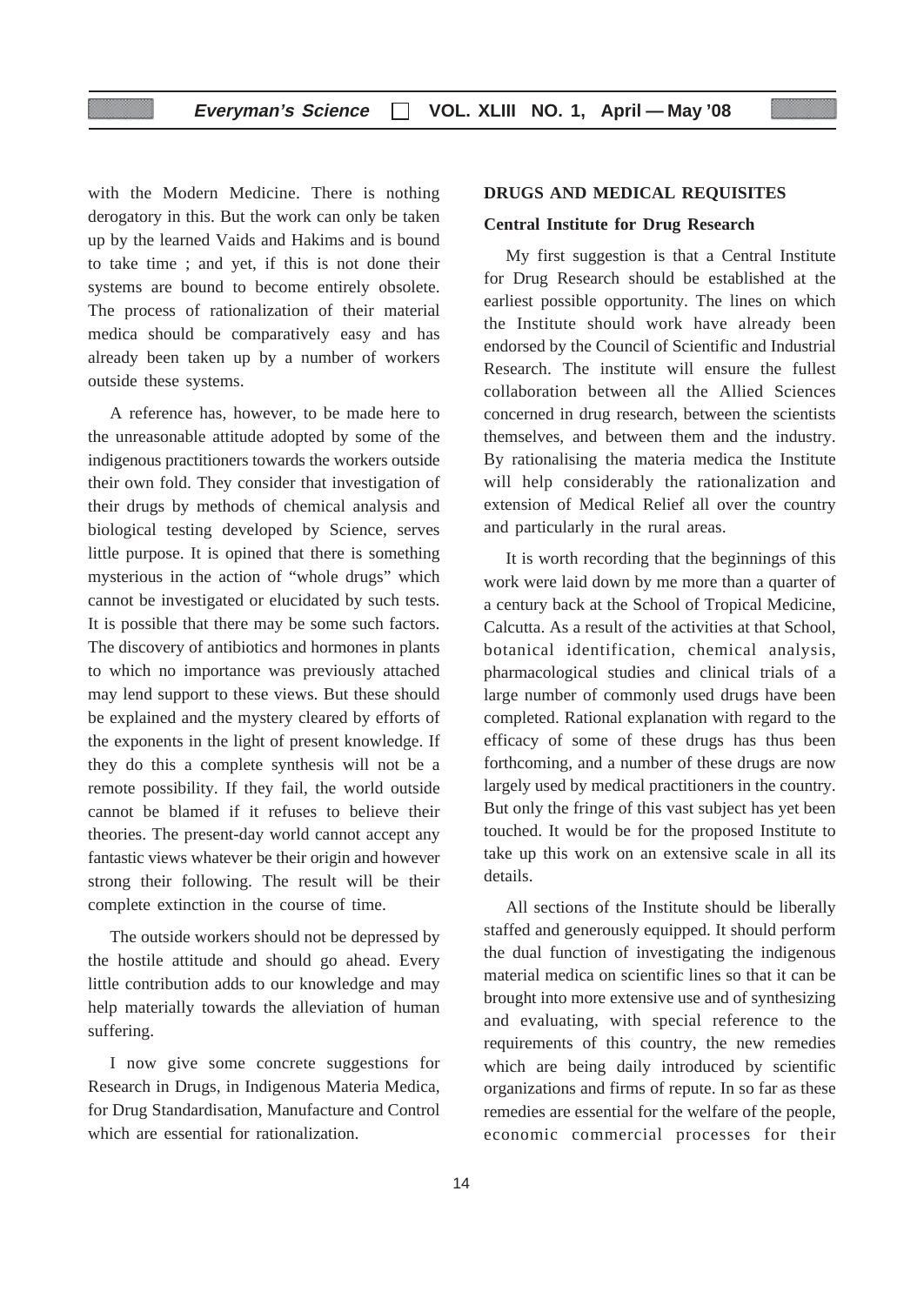with the Modern Medicine. There is nothing derogatory in this. But the work can only be taken up by the learned Vaids and Hakims and is bound to take time ; and yet, if this is not done their systems are bound to become entirely obsolete. The process of rationalization of their material medica should be comparatively easy and has already been taken up by a number of workers outside these systems.

A reference has, however, to be made here to the unreasonable attitude adopted by some of the indigenous practitioners towards the workers outside their own fold. They consider that investigation of their drugs by methods of chemical analysis and biological testing developed by Science, serves little purpose. It is opined that there is something mysterious in the action of "whole drugs" which cannot be investigated or elucidated by such tests. It is possible that there may be some such factors. The discovery of antibiotics and hormones in plants to which no importance was previously attached may lend support to these views. But these should be explained and the mystery cleared by efforts of the exponents in the light of present knowledge. If they do this a complete synthesis will not be a remote possibility. If they fail, the world outside cannot be blamed if it refuses to believe their theories. The present-day world cannot accept any fantastic views whatever be their origin and however strong their following. The result will be their complete extinction in the course of time.

The outside workers should not be depressed by the hostile attitude and should go ahead. Every little contribution adds to our knowledge and may help materially towards the alleviation of human suffering.

I now give some concrete suggestions for Research in Drugs, in Indigenous Materia Medica, for Drug Standardisation, Manufacture and Control which are essential for rationalization.

## DRUGS AND MEDICAL REQUISITES

### Central Institute for Drug Research

My first suggestion is that a Central Institute for Drug Research should be established at the earliest possible opportunity. The lines on which the Institute should work have already been endorsed by the Council of Scientific and Industrial Research. The institute will ensure the fullest collaboration between all the Allied Sciences concerned in drug research, between the scientists themselves, and between them and the industry. By rationalising the materia medica the Institute will help considerably the rationalization and extension of Medical Relief all over the country and particularly in the rural areas.

It is worth recording that the beginnings of this work were laid down by me more than a quarter of a century back at the School of Tropical Medicine, Calcutta. As a result of the activities at that School, botanical identification, chemical analysis, pharmacological studies and clinical trials of a large number of commonly used drugs have been completed. Rational explanation with regard to the efficacy of some of these drugs has thus been forthcoming, and a number of these drugs are now largely used by medical practitioners in the country. But only the fringe of this vast subject has yet been touched. It would be for the proposed Institute to take up this work on an extensive scale in all its details.

All sections of the Institute should be liberally staffed and generously equipped. It should perform the dual function of investigating the indigenous material medica on scientific lines so that it can be brought into more extensive use and of synthesizing and evaluating, with special reference to the requirements of this country, the new remedies which are being daily introduced by scientific organizations and firms of repute. In so far as these remedies are essential for the welfare of the people, economic commercial processes for their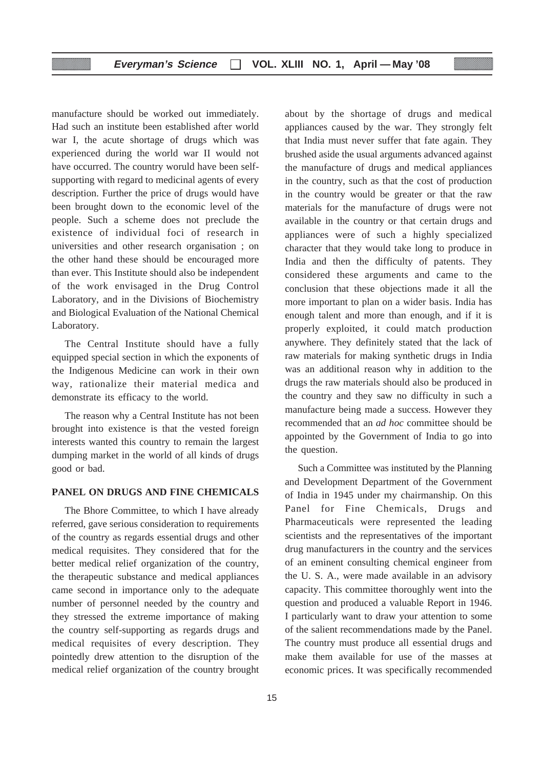manufacture should be worked out immediately. Had such an institute been established after world war I, the acute shortage of drugs which was experienced during the world war II would not have occurred. The country woruld have been self-supporting with regard to medicinal agents of every description. Further the price of drugs would have been brought down to the economic level of the people. Such a scheme does not preclude the existence of individual foci of research in universities and other research organisation ; on the other hand these should be encouraged more than ever. This Institute should also be independent of the work envisaged in the Drug Control Laboratory, and in the Divisions of Biochemistry and Biological Evaluation of the National Chemical Laboratory.

The Central Institute should have a fully equipped special section in which the exponents of the Indigenous Medicine can work in their own way, rationalize their material medica and demonstrate its efficacy to the world.

The reason why a Central Institute has not been brought into existence is that the vested foreign interests wanted this country to remain the largest dumping market in the world of all kinds of drugs good or bad.

## PANEL ON DRUGS AND FINE CHEMICALS

The Bhore Committee, to which I have already referred, gave serious consideration to requirements of the country as regards essential drugs and other medical requisites. They considered that for the better medical relief organization of the country, the therapeutic substance and medical appliances came second in importance only to the adequate number of personnel needed by the country and they stressed the extreme importance of making the country self-supporting as regards drugs and medical requisites of every description. They pointedly drew attention to the disruption of the medical relief organization of the country brought about by the shortage of drugs and medical appliances caused by the war. They strongly felt that India must never suffer that fate again. They brushed aside the usual arguments advanced against the manufacture of drugs and medical appliances in the country, such as that the cost of production in the country would be greater or that the raw materials for the manufacture of drugs were not available in the country or that certain drugs and appliances were of such a highly specialized character that they would take long to produce in India and then the difficulty of patents. They considered these arguments and came to the conclusion that these objections made it all the more important to plan on a wider basis. India has enough talent and more than enough, and if it is properly exploited, it could match production anywhere. They definitely stated that the lack of raw materials for making synthetic drugs in India was an additional reason why in addition to the drugs the raw materials should also be produced in the country and they saw no difficulty in such a manufacture being made a success. However they recommended that an *ad hoc* committee should be appointed by the Government of India to go into the question.

Such a Committee was instituted by the Planning and Development Department of the Government of India in 1945 under my chairmanship. On this Panel for Fine Chemicals, Drugs and Pharmaceuticals were represented the leading scientists and the representatives of the important drug manufacturers in the country and the services of an eminent consulting chemical engineer from the U. S. A., were made available in an advisory capacity. This committee thoroughly went into the question and produced a valuable Report in 1946. I particularly want to draw your attention to some of the salient recommendations made by the Panel. The country must produce all essential drugs and make them available for use of the masses at economic prices. It was specifically recommended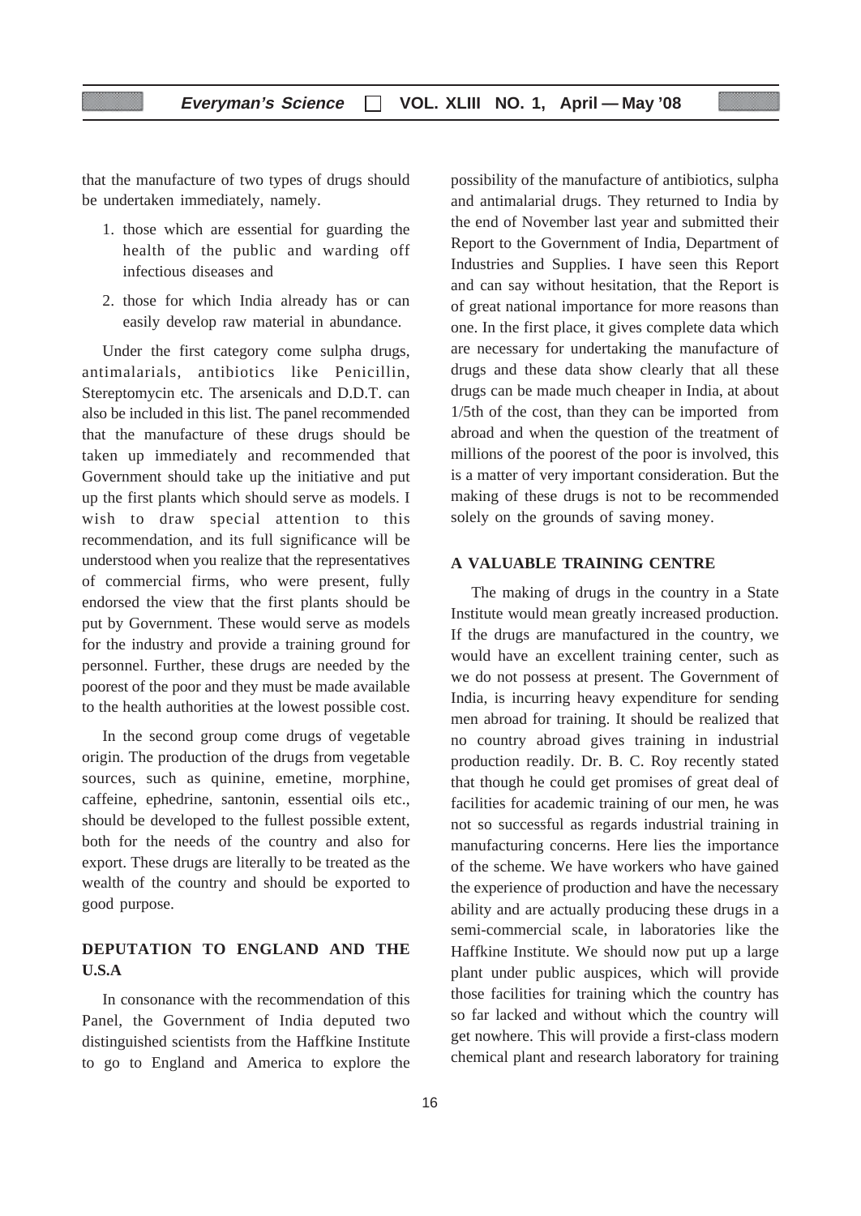that the manufacture of two types of drugs should be undertaken immediately, namely.

1. those which are essential for guarding the health of the public and warding off infectious diseases and
2. those for which India already has or can easily develop raw material in abundance.

Under the first category come sulpha drugs, antimalarials, antibiotics like Penicillin, Stereptomycin etc. The arsenicals and D.D.T. can also be included in this list. The panel recommended that the manufacture of these drugs should be taken up immediately and recommended that Government should take up the initiative and put up the first plants which should serve as models. I wish to draw special attention to this recommendation, and its full significance will be understood when you realize that the representatives of commercial firms, who were present, fully endorsed the view that the first plants should be put by Government. These would serve as models for the industry and provide a training ground for personnel. Further, these drugs are needed by the poorest of the poor and they must be made available to the health authorities at the lowest possible cost.

In the second group come drugs of vegetable origin. The production of the drugs from vegetable sources, such as quinine, emetine, morphine, caffeine, ephedrine, santonin, essential oils etc., should be developed to the fullest possible extent, both for the needs of the country and also for export. These drugs are literally to be treated as the wealth of the country and should be exported to good purpose.

## DEPUTATION TO ENGLAND AND THE U.S.A

In consonance with the recommendation of this Panel, the Government of India deputed two distinguished scientists from the Haffkine Institute to go to England and America to explore the possibility of the manufacture of antibiotics, sulpha and antimalarial drugs. They returned to India by the end of November last year and submitted their Report to the Government of India, Department of Industries and Supplies. I have seen this Report and can say without hesitation, that the Report is of great national importance for more reasons than one. In the first place, it gives complete data which are necessary for undertaking the manufacture of drugs and these data show clearly that all these drugs can be made much cheaper in India, at about 1/5th of the cost, than they can be imported from abroad and when the question of the treatment of millions of the poorest of the poor is involved, this is a matter of very important consideration. But the making of these drugs is not to be recommended solely on the grounds of saving money.

## A VALUABLE TRAINING CENTRE

The making of drugs in the country in a State Institute would mean greatly increased production. If the drugs are manufactured in the country, we would have an excellent training center, such as we do not possess at present. The Government of India, is incurring heavy expenditure for sending men abroad for training. It should be realized that no country abroad gives training in industrial production readily. Dr. B. C. Roy recently stated that though he could get promises of great deal of facilities for academic training of our men, he was not so successful as regards industrial training in manufacturing concerns. Here lies the importance of the scheme. We have workers who have gained the experience of production and have the necessary ability and are actually producing these drugs in a semi-commercial scale, in laboratories like the Haffkine Institute. We should now put up a large plant under public auspices, which will provide those facilities for training which the country has so far lacked and without which the country will get nowhere. This will provide a first-class modern chemical plant and research laboratory for training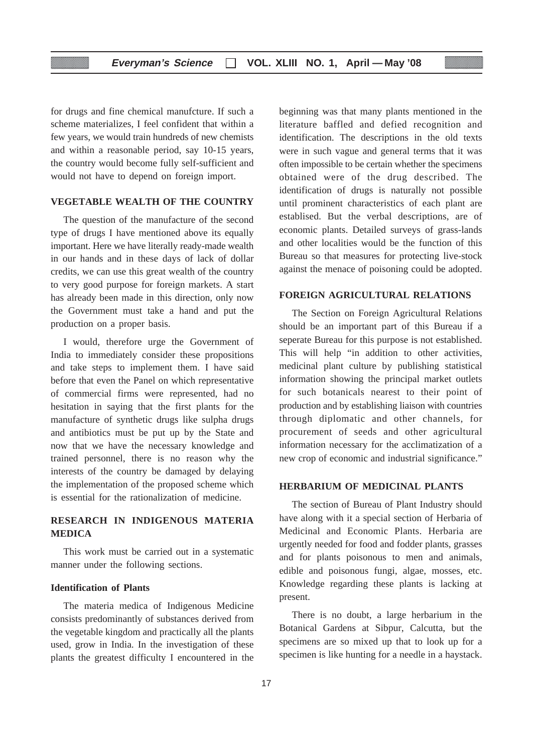for drugs and fine chemical manufcture. If such a scheme materializes, I feel confident that within a few years, we would train hundreds of new chemists and within a reasonable period, say 10-15 years, the country would become fully self-sufficient and would not have to depend on foreign import.

## VEGETABLE WEALTH OF THE COUNTRY

The question of the manufacture of the second type of drugs I have mentioned above its equally important. Here we have literally ready-made wealth in our hands and in these days of lack of dollar credits, we can use this great wealth of the country to very good purpose for foreign markets. A start has already been made in this direction, only now the Government must take a hand and put the production on a proper basis.

I would, therefore urge the Government of India to immediately consider these propositions and take steps to implement them. I have said before that even the Panel on which representative of commercial firms were represented, had no hesitation in saying that the first plants for the manufacture of synthetic drugs like sulpha drugs and antibiotics must be put up by the State and now that we have the necessary knowledge and trained personnel, there is no reason why the interests of the country be damaged by delaying the implementation of the proposed scheme which is essential for the rationalization of medicine.

## RESEARCH IN INDIGENOUS MATERIA MEDICA

This work must be carried out in a systematic manner under the following sections.

### Identification of Plants

The materia medica of Indigenous Medicine consists predominantly of substances derived from the vegetable kingdom and practically all the plants used, grow in India. In the investigation of these plants the greatest difficulty I encountered in the beginning was that many plants mentioned in the literature baffled and defied recognition and identification. The descriptions in the old texts were in such vague and general terms that it was often impossible to be certain whether the specimens obtained were of the drug described. The identification of drugs is naturally not possible until prominent characteristics of each plant are establised. But the verbal descriptions, are of economic plants. Detailed surveys of grass-lands and other localities would be the function of this Bureau so that measures for protecting live-stock against the menace of poisoning could be adopted.

## FOREIGN AGRICULTURAL RELATIONS

The Section on Foreign Agricultural Relations should be an important part of this Bureau if a seperate Bureau for this purpose is not established. This will help "in addition to other activities, medicinal plant culture by publishing statistical information showing the principal market outlets for such botanicals nearest to their point of production and by establishing liaison with countries through diplomatic and other channels, for procurement of seeds and other agricultural information necessary for the acclimatization of a new crop of economic and industrial significance."

## HERBARIUM OF MEDICINAL PLANTS

The section of Bureau of Plant Industry should have along with it a special section of Herbaria of Medicinal and Economic Plants. Herbaria are urgently needed for food and fodder plants, grasses and for plants poisonous to men and animals, edible and poisonous fungi, algae, mosses, etc. Knowledge regarding these plants is lacking at present.

There is no doubt, a large herbarium in the Botanical Gardens at Sibpur, Calcutta, but the specimens are so mixed up that to look up for a specimen is like hunting for a needle in a haystack.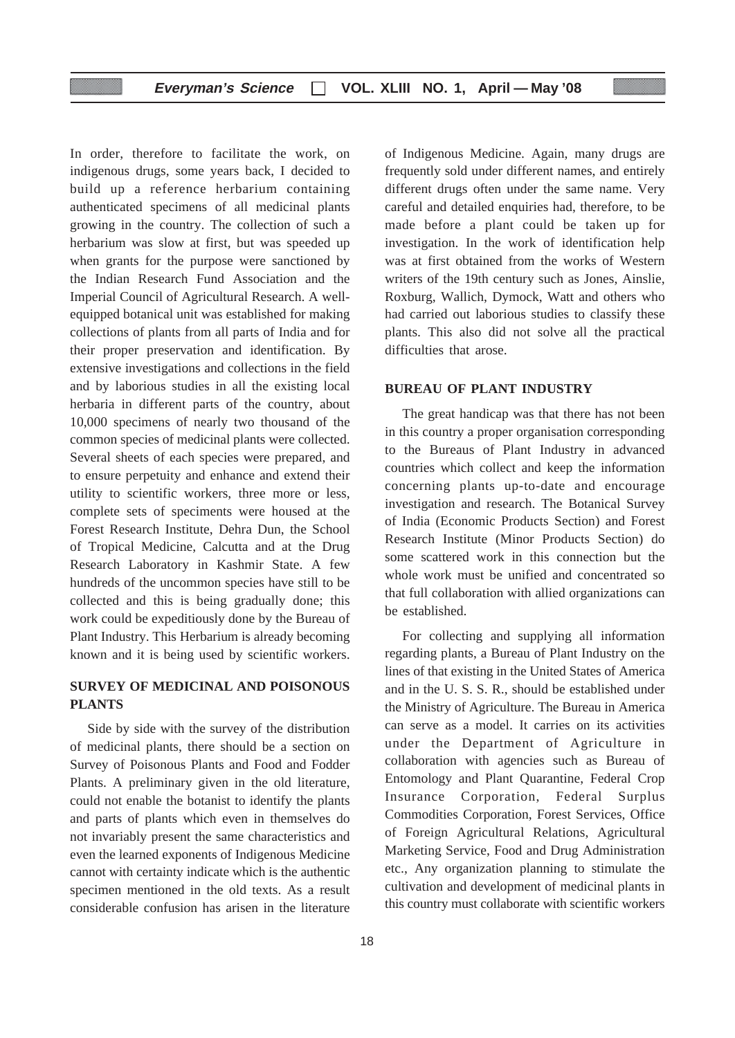In order, therefore to facilitate the work, on indigenous drugs, some years back, I decided to build up a reference herbarium containing authenticated specimens of all medicinal plants growing in the country. The collection of such a herbarium was slow at first, but was speeded up when grants for the purpose were sanctioned by the Indian Research Fund Association and the Imperial Council of Agricultural Research. A well-equipped botanical unit was established for making collections of plants from all parts of India and for their proper preservation and identification. By extensive investigations and collections in the field and by laborious studies in all the existing local herbaria in different parts of the country, about 10,000 specimens of nearly two thousand of the common species of medicinal plants were collected. Several sheets of each species were prepared, and to ensure perpetuity and enhance and extend their utility to scientific workers, three more or less, complete sets of speciments were housed at the Forest Research Institute, Dehra Dun, the School of Tropical Medicine, Calcutta and at the Drug Research Laboratory in Kashmir State. A few hundreds of the uncommon species have still to be collected and this is being gradually done; this work could be expeditiously done by the Bureau of Plant Industry. This Herbarium is already becoming known and it is being used by scientific workers.

## SURVEY OF MEDICINAL AND POISONOUS PLANTS

Side by side with the survey of the distribution of medicinal plants, there should be a section on Survey of Poisonous Plants and Food and Fodder Plants. A preliminary given in the old literature, could not enable the botanist to identify the plants and parts of plants which even in themselves do not invariably present the same characteristics and even the learned exponents of Indigenous Medicine cannot with certainty indicate which is the authentic specimen mentioned in the old texts. As a result considerable confusion has arisen in the literature of Indigenous Medicine. Again, many drugs are frequently sold under different names, and entirely different drugs often under the same name. Very careful and detailed enquiries had, therefore, to be made before a plant could be taken up for investigation. In the work of identification help was at first obtained from the works of Western writers of the 19th century such as Jones, Ainslie, Roxburg, Wallich, Dymock, Watt and others who had carried out laborious studies to classify these plants. This also did not solve all the practical difficulties that arose.

## BUREAU OF PLANT INDUSTRY

The great handicap was that there has not been in this country a proper organisation corresponding to the Bureaus of Plant Industry in advanced countries which collect and keep the information concerning plants up-to-date and encourage investigation and research. The Botanical Survey of India (Economic Products Section) and Forest Research Institute (Minor Products Section) do some scattered work in this connection but the whole work must be unified and concentrated so that full collaboration with allied organizations can be established.

For collecting and supplying all information regarding plants, a Bureau of Plant Industry on the lines of that existing in the United States of America and in the U. S. S. R., should be established under the Ministry of Agriculture. The Bureau in America can serve as a model. It carries on its activities under the Department of Agriculture in collaboration with agencies such as Bureau of Entomology and Plant Quarantine, Federal Crop Insurance Corporation, Federal Surplus Commodities Corporation, Forest Services, Office of Foreign Agricultural Relations, Agricultural Marketing Service, Food and Drug Administration etc., Any organization planning to stimulate the cultivation and development of medicinal plants in this country must collaborate with scientific workers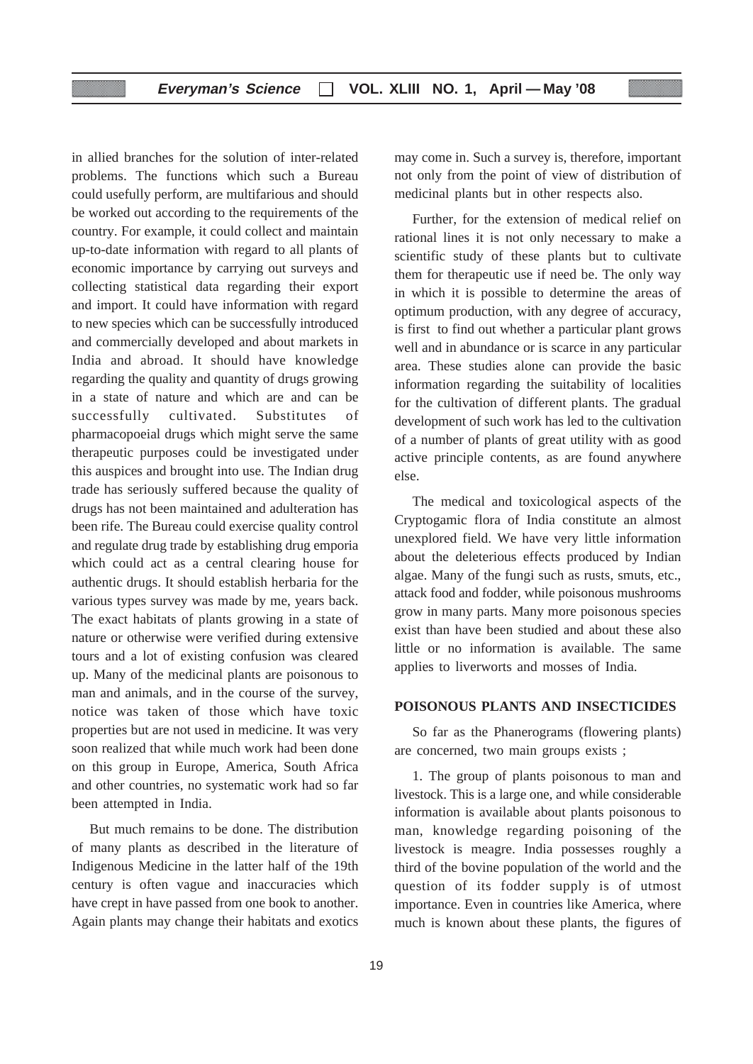in allied branches for the solution of inter-related problems. The functions which such a Bureau could usefully perform, are multifarious and should be worked out according to the requirements of the country. For example, it could collect and maintain up-to-date information with regard to all plants of economic importance by carrying out surveys and collecting statistical data regarding their export and import. It could have information with regard to new species which can be successfully introduced and commercially developed and about markets in India and abroad. It should have knowledge regarding the quality and quantity of drugs growing in a state of nature and which are and can be successfully cultivated. Substitutes of pharmacopoeial drugs which might serve the same therapeutic purposes could be investigated under this auspices and brought into use. The Indian drug trade has seriously suffered because the quality of drugs has not been maintained and adulteration has been rife. The Bureau could exercise quality control and regulate drug trade by establishing drug emporia which could act as a central clearing house for authentic drugs. It should establish herbaria for the various types survey was made by me, years back. The exact habitats of plants growing in a state of nature or otherwise were verified during extensive tours and a lot of existing confusion was cleared up. Many of the medicinal plants are poisonous to man and animals, and in the course of the survey, notice was taken of those which have toxic properties but are not used in medicine. It was very soon realized that while much work had been done on this group in Europe, America, South Africa and other countries, no systematic work had so far been attempted in India.

But much remains to be done. The distribution of many plants as described in the literature of Indigenous Medicine in the latter half of the 19th century is often vague and inaccuracies which have crept in have passed from one book to another. Again plants may change their habitats and exotics may come in. Such a survey is, therefore, important not only from the point of view of distribution of medicinal plants but in other respects also.

Further, for the extension of medical relief on rational lines it is not only necessary to make a scientific study of these plants but to cultivate them for therapeutic use if need be. The only way in which it is possible to determine the areas of optimum production, with any degree of accuracy, is first to find out whether a particular plant grows well and in abundance or is scarce in any particular area. These studies alone can provide the basic information regarding the suitability of localities for the cultivation of different plants. The gradual development of such work has led to the cultivation of a number of plants of great utility with as good active principle contents, as are found anywhere else.

The medical and toxicological aspects of the Cryptogamic flora of India constitute an almost unexplored field. We have very little information about the deleterious effects produced by Indian algae. Many of the fungi such as rusts, smuts, etc., attack food and fodder, while poisonous mushrooms grow in many parts. Many more poisonous species exist than have been studied and about these also little or no information is available. The same applies to liverworts and mosses of India.

## POISONOUS PLANTS AND INSECTICIDES

So far as the Phanerograms (flowering plants) are concerned, two main groups exists ;

1. The group of plants poisonous to man and livestock. This is a large one, and while considerable information is available about plants poisonous to man, knowledge regarding poisoning of the livestock is meagre. India possesses roughly a third of the bovine population of the world and the question of its fodder supply is of utmost importance. Even in countries like America, where much is known about these plants, the figures of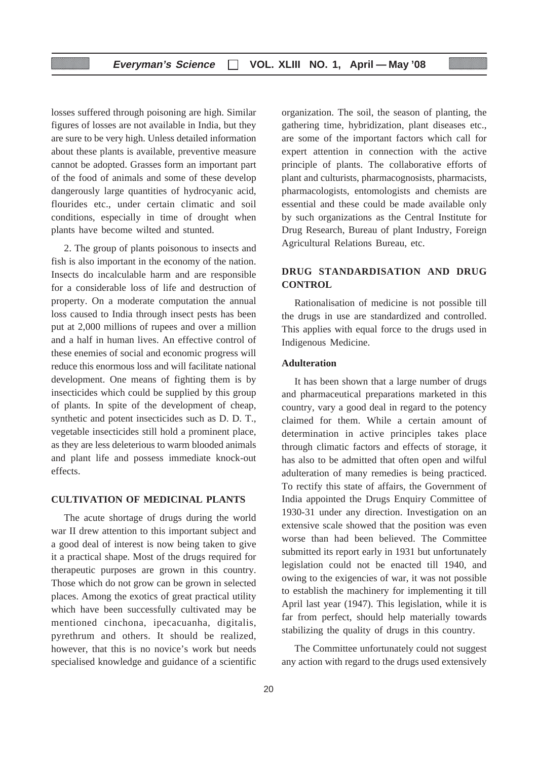losses suffered through poisoning are high. Similar figures of losses are not available in India, but they are sure to be very high. Unless detailed information about these plants is available, preventive measure cannot be adopted. Grasses form an important part of the food of animals and some of these develop dangerously large quantities of hydrocyanic acid, flourides etc., under certain climatic and soil conditions, especially in time of drought when plants have become wilted and stunted.

2. The group of plants poisonous to insects and fish is also important in the economy of the nation. Insects do incalculable harm and are responsible for a considerable loss of life and destruction of property. On a moderate computation the annual loss caused to India through insect pests has been put at 2,000 millions of rupees and over a million and a half in human lives. An effective control of these enemies of social and economic progress will reduce this enormous loss and will facilitate national development. One means of fighting them is by insecticides which could be supplied by this group of plants. In spite of the development of cheap, synthetic and potent insecticides such as D. D. T., vegetable insecticides still hold a prominent place, as they are less deleterious to warm blooded animals and plant life and possess immediate knock-out effects.

## CULTIVATION OF MEDICINAL PLANTS

The acute shortage of drugs during the world war II drew attention to this important subject and a good deal of interest is now being taken to give it a practical shape. Most of the drugs required for therapeutic purposes are grown in this country. Those which do not grow can be grown in selected places. Among the exotics of great practical utility which have been successfully cultivated may be mentioned cinchona, ipecacuanha, digitalis, pyrethrum and others. It should be realized, however, that this is no novice's work but needs specialised knowledge and guidance of a scientific organization. The soil, the season of planting, the gathering time, hybridization, plant diseases etc., are some of the important factors which call for expert attention in connection with the active principle of plants. The collaborative efforts of plant and culturists, pharmacognosists, pharmacists, pharmacologists, entomologists and chemists are essential and these could be made available only by such organizations as the Central Institute for Drug Research, Bureau of plant Industry, Foreign Agricultural Relations Bureau, etc.

## DRUG STANDARDISATION AND DRUG CONTROL

Rationalisation of medicine is not possible till the drugs in use are standardized and controlled. This applies with equal force to the drugs used in Indigenous Medicine.

### Adulteration

It has been shown that a large number of drugs and pharmaceutical preparations marketed in this country, vary a good deal in regard to the potency claimed for them. While a certain amount of determination in active principles takes place through climatic factors and effects of storage, it has also to be admitted that often open and wilful adulteration of many remedies is being practiced. To rectify this state of affairs, the Government of India appointed the Drugs Enquiry Committee of 1930-31 under any direction. Investigation on an extensive scale showed that the position was even worse than had been believed. The Committee submitted its report early in 1931 but unfortunately legislation could not be enacted till 1940, and owing to the exigencies of war, it was not possible to establish the machinery for implementing it till April last year (1947). This legislation, while it is far from perfect, should help materially towards stabilizing the quality of drugs in this country.

The Committee unfortunately could not suggest any action with regard to the drugs used extensively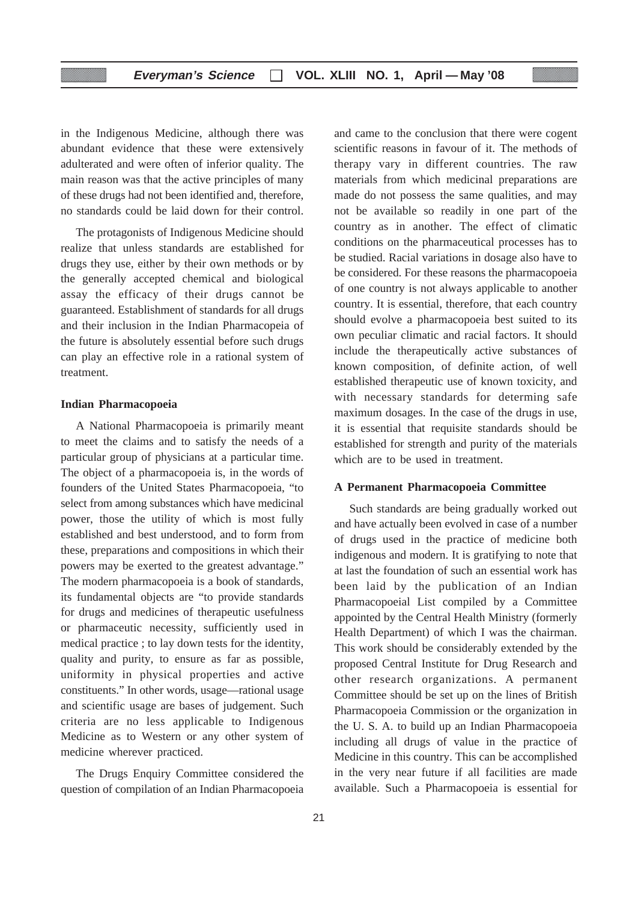in the Indigenous Medicine, although there was abundant evidence that these were extensively adulterated and were often of inferior quality. The main reason was that the active principles of many of these drugs had not been identified and, therefore, no standards could be laid down for their control.

The protagonists of Indigenous Medicine should realize that unless standards are established for drugs they use, either by their own methods or by the generally accepted chemical and biological assay the efficacy of their drugs cannot be guaranteed. Establishment of standards for all drugs and their inclusion in the Indian Pharmacopeia of the future is absolutely essential before such drugs can play an effective role in a rational system of treatment.

**Indian Pharmacopoeia**

A National Pharmacopoeia is primarily meant to meet the claims and to satisfy the needs of a particular group of physicians at a particular time. The object of a pharmacopoeia is, in the words of founders of the United States Pharmacopoeia, "to select from among substances which have medicinal power, those the utility of which is most fully established and best understood, and to form from these, preparations and compositions in which their powers may be exerted to the greatest advantage." The modern pharmacopoeia is a book of standards, its fundamental objects are "to provide standards for drugs and medicines of therapeutic usefulness or pharmaceutic necessity, sufficiently used in medical practice ; to lay down tests for the identity, quality and purity, to ensure as far as possible, uniformity in physical properties and active constituents." In other words, usage—rational usage and scientific usage are bases of judgement. Such criteria are no less applicable to Indigenous Medicine as to Western or any other system of medicine wherever practiced.

The Drugs Enquiry Committee considered the question of compilation of an Indian Pharmacopoeia and came to the conclusion that there were cogent scientific reasons in favour of it. The methods of therapy vary in different countries. The raw materials from which medicinal preparations are made do not possess the same qualities, and may not be available so readily in one part of the country as in another. The effect of climatic conditions on the pharmaceutical processes has to be studied. Racial variations in dosage also have to be considered. For these reasons the pharmacopoeia of one country is not always applicable to another country. It is essential, therefore, that each country should evolve a pharmacopoeia best suited to its own peculiar climatic and racial factors. It should include the therapeutically active substances of known composition, of definite action, of well established therapeutic use of known toxicity, and with necessary standards for determing safe maximum dosages. In the case of the drugs in use, it is essential that requisite standards should be established for strength and purity of the materials which are to be used in treatment.

**A Permanent Pharmacopoeia Committee**

Such standards are being gradually worked out and have actually been evolved in case of a number of drugs used in the practice of medicine both indigenous and modern. It is gratifying to note that at last the foundation of such an essential work has been laid by the publication of an Indian Pharmacopoeial List compiled by a Committee appointed by the Central Health Ministry (formerly Health Department) of which I was the chairman. This work should be considerably extended by the proposed Central Institute for Drug Research and other research organizations. A permanent Committee should be set up on the lines of British Pharmacopoeia Commission or the organization in the U. S. A. to build up an Indian Pharmacopoeia including all drugs of value in the practice of Medicine in this country. This can be accomplished in the very near future if all facilities are made available. Such a Pharmacopoeia is essential for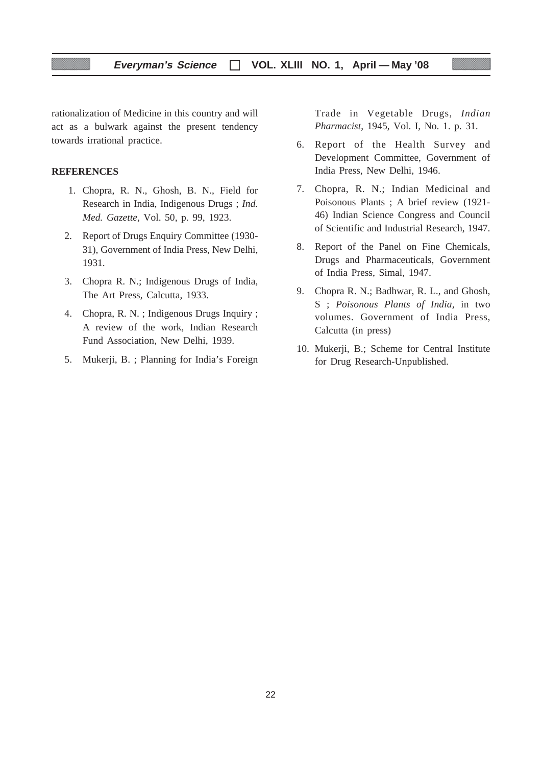rationalization of Medicine in this country and will act as a bulwark against the present tendency towards irrational practice.

**REFERENCES**

1. Chopra, R. N., Ghosh, B. N., Field for Research in India, Indigenous Drugs ; *Ind. Med. Gazette*, Vol. 50, p. 99, 1923.
2. Report of Drugs Enquiry Committee (1930-31), Government of India Press, New Delhi, 1931.
3. Chopra R. N.; Indigenous Drugs of India, The Art Press, Calcutta, 1933.
4. Chopra, R. N. ; Indigenous Drugs Inquiry ; A review of the work, Indian Research Fund Association, New Delhi, 1939.
5. Mukerji, B. ; Planning for India's Foreign Trade in Vegetable Drugs, *Indian Pharmacist*, 1945, Vol. I, No. 1. p. 31.
6. Report of the Health Survey and Development Committee, Government of India Press, New Delhi, 1946.
7. Chopra, R. N.; Indian Medicinal and Poisonous Plants ; A brief review (1921-46) Indian Science Congress and Council of Scientific and Industrial Research, 1947.
8. Report of the Panel on Fine Chemicals, Drugs and Pharmaceuticals, Government of India Press, Simal, 1947.
9. Chopra R. N.; Badhwar, R. L., and Ghosh, S ; *Poisonous Plants of India*, in two volumes. Government of India Press, Calcutta (in press)
10. Mukerji, B.; Scheme for Central Institute for Drug Research-Unpublished.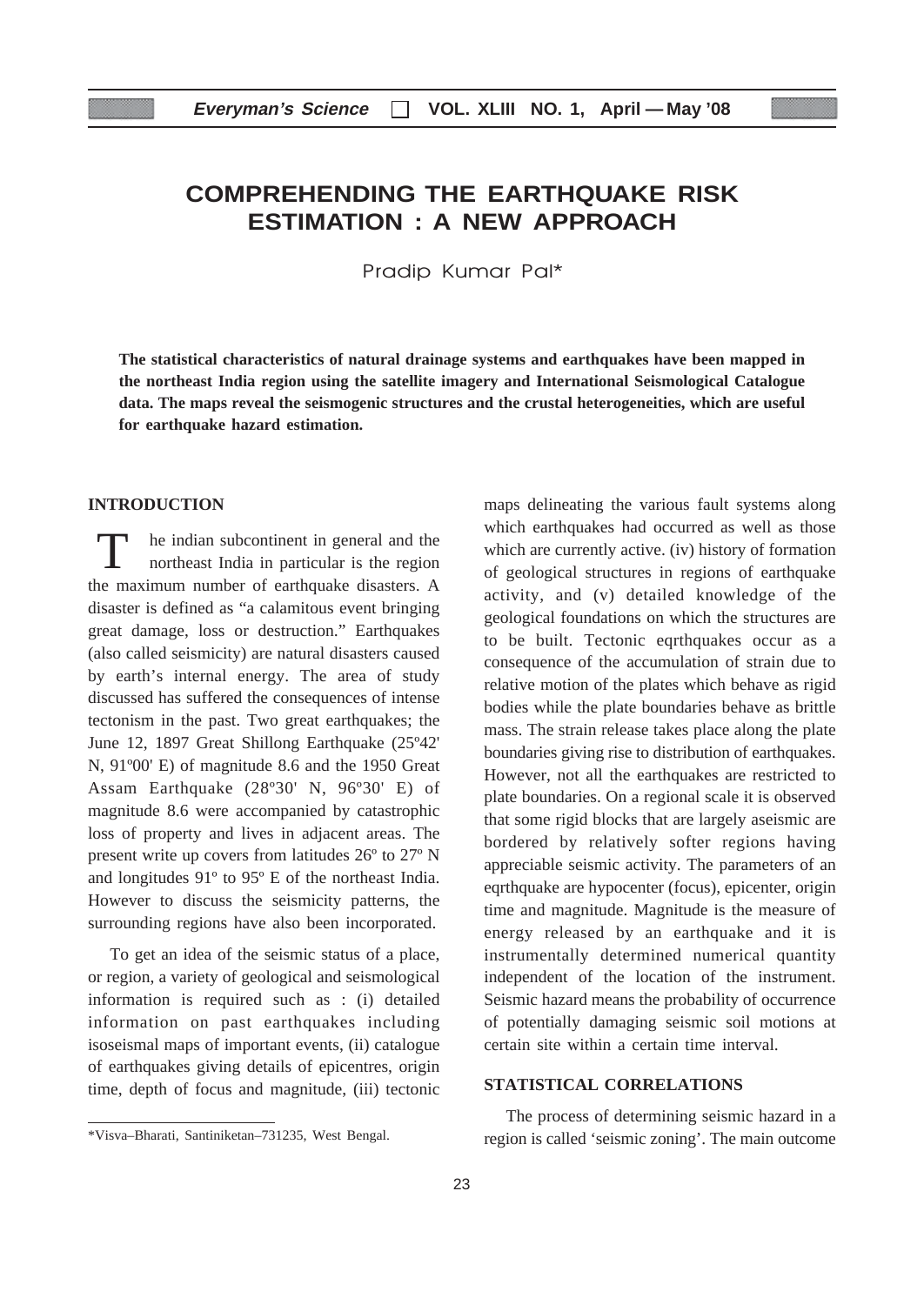# COMPREHENDING THE EARTHQUAKE RISK ESTIMATION : A NEW APPROACH

Pradip Kumar Pal*

**The statistical characteristics of natural drainage systems and earthquakes have been mapped in the northeast India region using the satellite imagery and International Seismological Catalogue data. The maps reveal the seismogenic structures and the crustal heterogeneities, which are useful for earthquake hazard estimation.**

## INTRODUCTION

The indian subcontinent in general and the northeast India in particular is the region the maximum number of earthquake disasters. A disaster is defined as "a calamitous event bringing great damage, loss or destruction." Earthquakes (also called seismicity) are natural disasters caused by earth's internal energy. The area of study discussed has suffered the consequences of intense tectonism in the past. Two great earthquakes; the June 12, 1897 Great Shillong Earthquake (25º42' N, 91º00' E) of magnitude 8.6 and the 1950 Great Assam Earthquake (28º30' N, 96º30' E) of magnitude 8.6 were accompanied by catastrophic loss of property and lives in adjacent areas. The present write up covers from latitudes 26º to 27º N and longitudes 91º to 95º E of the northeast India. However to discuss the seismicity patterns, the surrounding regions have also been incorporated.

To get an idea of the seismic status of a place, or region, a variety of geological and seismological information is required such as : (i) detailed information on past earthquakes including isoseismal maps of important events, (ii) catalogue of earthquakes giving details of epicentres, origin time, depth of focus and magnitude, (iii) tectonic maps delineating the various fault systems along which earthquakes had occurred as well as those which are currently active. (iv) history of formation of geological structures in regions of earthquake activity, and (v) detailed knowledge of the geological foundations on which the structures are to be built. Tectonic eqrthquakes occur as a consequence of the accumulation of strain due to relative motion of the plates which behave as rigid bodies while the plate boundaries behave as brittle mass. The strain release takes place along the plate boundaries giving rise to distribution of earthquakes. However, not all the earthquakes are restricted to plate boundaries. On a regional scale it is observed that some rigid blocks that are largely aseismic are bordered by relatively softer regions having appreciable seismic activity. The parameters of an eqrthquake are hypocenter (focus), epicenter, origin time and magnitude. Magnitude is the measure of energy released by an earthquake and it is instrumentally determined numerical quantity independent of the location of the instrument. Seismic hazard means the probability of occurrence of potentially damaging seismic soil motions at certain site within a certain time interval.

## STATISTICAL CORRELATIONS

The process of determining seismic hazard in a region is called 'seismic zoning'. The main outcome

*Visva–Bharati, Santiniketan–731235, West Bengal.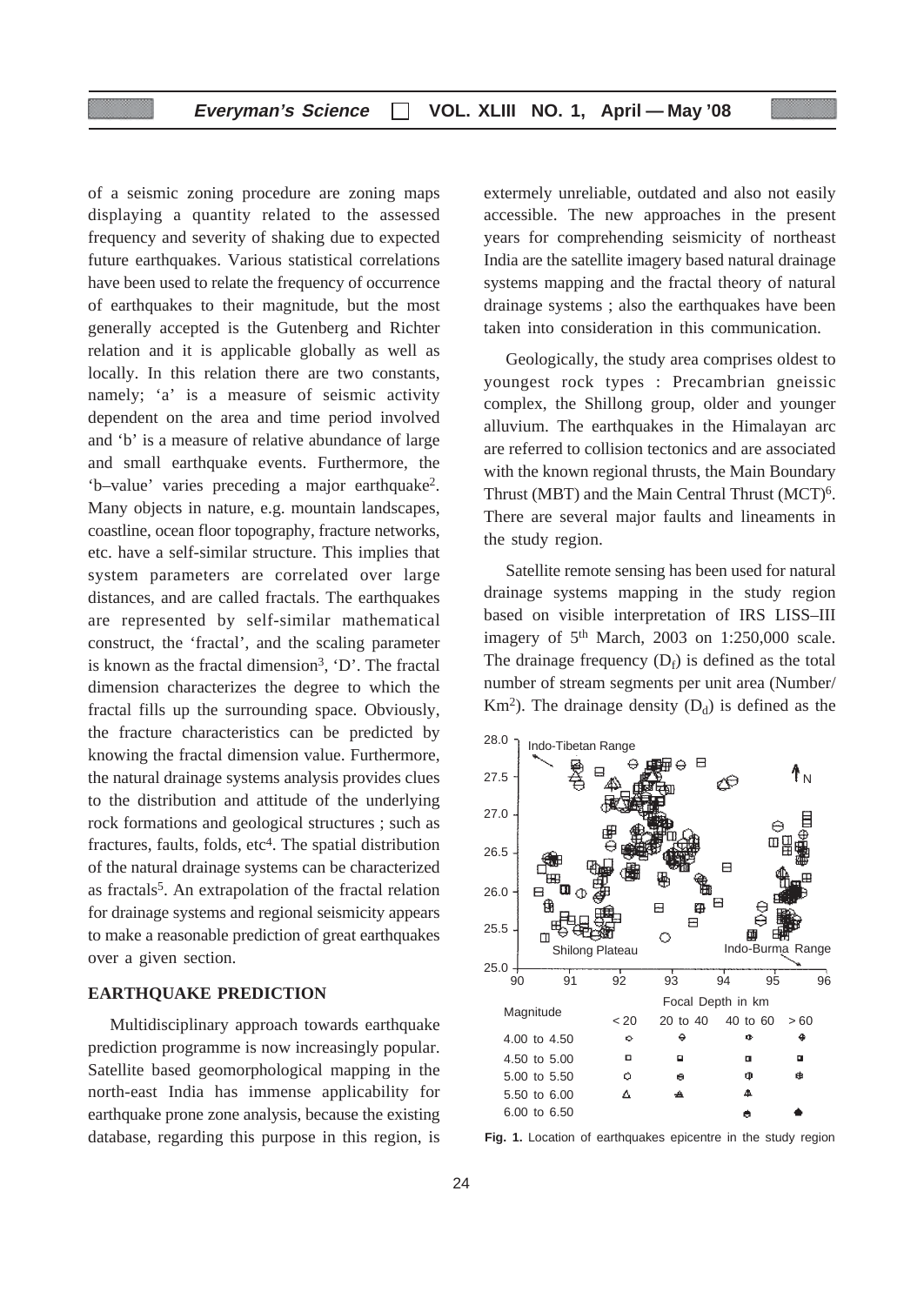of a seismic zoning procedure are zoning maps displaying a quantity related to the assessed frequency and severity of shaking due to expected future earthquakes. Various statistical correlations have been used to relate the frequency of occurrence of earthquakes to their magnitude, but the most generally accepted is the Gutenberg and Richter relation and it is applicable globally as well as locally. In this relation there are two constants, namely; 'a' is a measure of seismic activity dependent on the area and time period involved and 'b' is a measure of relative abundance of large and small earthquake events. Furthermore, the 'b–value' varies preceding a major earthquake[2]. Many objects in nature, e.g. mountain landscapes, coastline, ocean floor topography, fracture networks, etc. have a self-similar structure. This implies that system parameters are correlated over large distances, and are called fractals. The earthquakes are represented by self-similar mathematical construct, the 'fractal', and the scaling parameter is known as the fractal dimension[3], 'D'. The fractal dimension characterizes the degree to which the fractal fills up the surrounding space. Obviously, the fracture characteristics can be predicted by knowing the fractal dimension value. Furthermore, the natural drainage systems analysis provides clues to the distribution and attitude of the underlying rock formations and geological structures ; such as fractures, faults, folds, etc[4]. The spatial distribution of the natural drainage systems can be characterized as fractals[5]. An extrapolation of the fractal relation for drainage systems and regional seismicity appears to make a reasonable prediction of great earthquakes over a given section.

## EARTHQUAKE PREDICTION

Multidisciplinary approach towards earthquake prediction programme is now increasingly popular. Satellite based geomorphological mapping in the north-east India has immense applicability for earthquake prone zone analysis, because the existing database, regarding this purpose in this region, is extermely unreliable, outdated and also not easily accessible. The new approaches in the present years for comprehending seismicity of northeast India are the satellite imagery based natural drainage systems mapping and the fractal theory of natural drainage systems ; also the earthquakes have been taken into consideration in this communication.

Geologically, the study area comprises oldest to youngest rock types : Precambrian gneissic complex, the Shillong group, older and younger alluvium. The earthquakes in the Himalayan arc are referred to collision tectonics and are associated with the known regional thrusts, the Main Boundary Thrust (MBT) and the Main Central Thrust (MCT)[6]. There are several major faults and lineaments in the study region.

Satellite remote sensing has been used for natural drainage systems mapping in the study region based on visible interpretation of IRS LISS–III imagery of 5th March, 2003 on 1:250,000 scale. The drainage frequency ($D_f$) is defined as the total number of stream segments per unit area (Number/ $Km^2$). The drainage density ($D_d$) is defined as the

**Fig. 1.** Location of earthquakes epicentre in the study region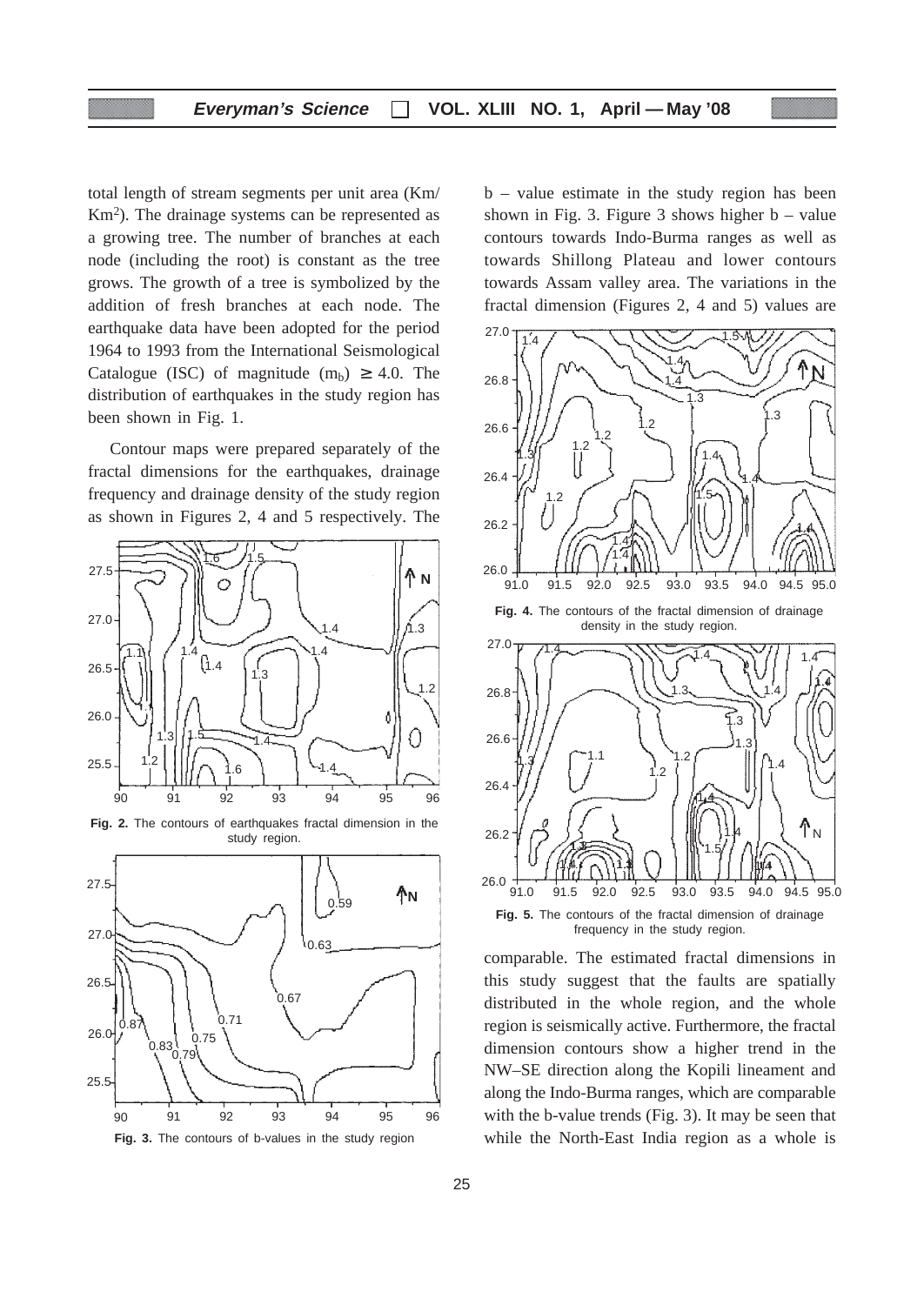total length of stream segments per unit area (Km/ $Km^2$). The drainage systems can be represented as a growing tree. The number of branches at each node (including the root) is constant as the tree grows. The growth of a tree is symbolized by the addition of fresh branches at each node. The earthquake data have been adopted for the period 1964 to 1993 from the International Seismological Catalogue (ISC) of magnitude ($m_b$) $\geq$ 4.0. The distribution of earthquakes in the study region has been shown in Fig. 1.

Contour maps were prepared separately of the fractal dimensions for the earthquakes, drainage frequency and drainage density of the study region as shown in Figures 2, 4 and 5 respectively. The b – value estimate in the study region has been shown in Fig. 3. Figure 3 shows higher b – value contours towards Indo-Burma ranges as well as towards Shillong Plateau and lower contours towards Assam valley area. The variations in the fractal dimension (Figures 2, 4 and 5) values are comparable. The estimated fractal dimensions in this study suggest that the faults are spatially distributed in the whole region, and the whole region is seismically active. Furthermore, the fractal dimension contours show a higher trend in the NW–SE direction along the Kopili lineament and along the Indo-Burma ranges, which are comparable with the b-value trends (Fig. 3). It may be seen that while the North-East India region as a whole is

**Fig. 2.** The contours of earthquakes fractal dimension in the study region.

**Fig. 3.** The contours of b-values in the study region

**Fig. 4.** The contours of the fractal dimension of drainage density in the study region.

**Fig. 5.** The contours of the fractal dimension of drainage frequency in the study region.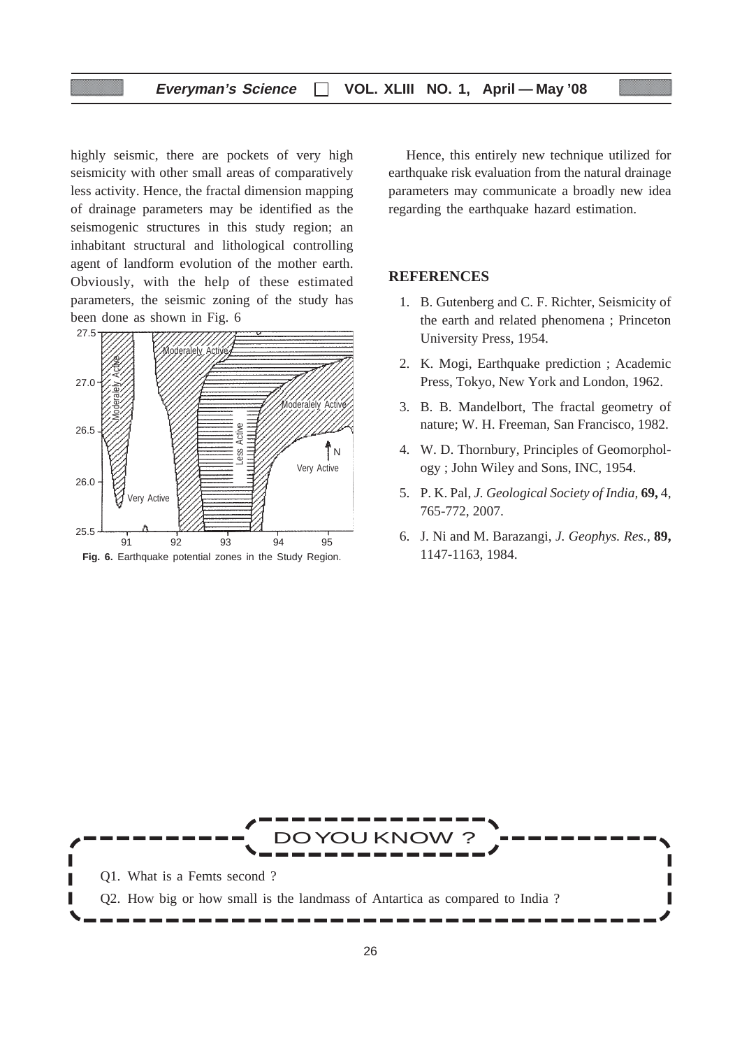highly seismic, there are pockets of very high seismicity with other small areas of comparatively less activity. Hence, the fractal dimension mapping of drainage parameters may be identified as the seismogenic structures in this study region; an inhabitant structural and lithological controlling agent of landform evolution of the mother earth. Obviously, with the help of these estimated parameters, the seismic zoning of the study has been done as shown in Fig. 6

**Fig. 6.** Earthquake potential zones in the Study Region.

Hence, this entirely new technique utilized for earthquake risk evaluation from the natural drainage parameters may communicate a broadly new idea regarding the earthquake hazard estimation.

## REFERENCES

1. B. Gutenberg and C. F. Richter, Seismicity of the earth and related phenomena ; Princeton University Press, 1954.
2. K. Mogi, Earthquake prediction ; Academic Press, Tokyo, New York and London, 1962.
3. B. B. Mandelbort, The fractal geometry of nature; W. H. Freeman, San Francisco, 1982.
4. W. D. Thornbury, Principles of Geomorphology ; John Wiley and Sons, INC, 1954.
5. P. K. Pal, *J. Geological Society of India,* **69,** 4, 765-772, 2007.
6. J. Ni and M. Barazangi, *J. Geophys. Res.,* **89,** 1147-1163, 1984.

---

**DO YOU KNOW ?**

Q1. What is a Femts second ?

Q2. How big or how small is the landmass of Antartica as compared to India ?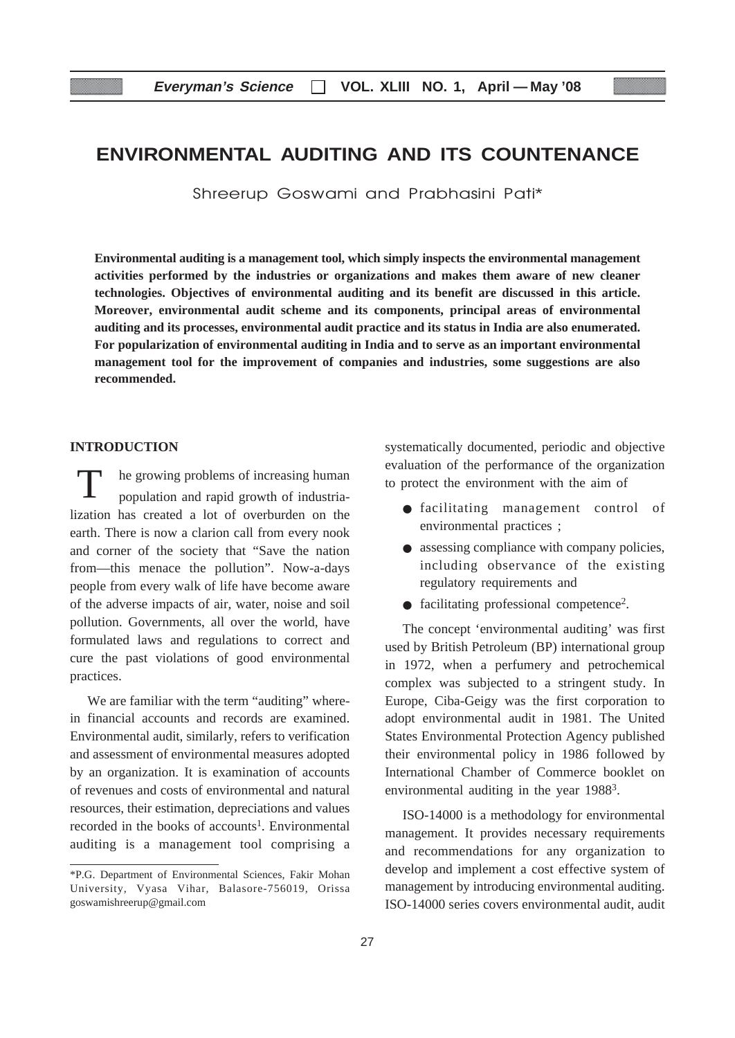# ENVIRONMENTAL AUDITING AND ITS COUNTENANCE

Shreerup Goswami and Prabhasini Pati*

**Environmental auditing is a management tool, which simply inspects the environmental management activities performed by the industries or organizations and makes them aware of new cleaner technologies. Objectives of environmental auditing and its benefit are discussed in this article. Moreover, environmental audit scheme and its components, principal areas of environmental auditing and its processes, environmental audit practice and its status in India are also enumerated. For popularization of environmental auditing in India and to serve as an important environmental management tool for the improvement of companies and industries, some suggestions are also recommended.**

## INTRODUCTION

The growing problems of increasing human population and rapid growth of industrialization has created a lot of overburden on the earth. There is now a clarion call from every nook and corner of the society that "Save the nation from—this menace the pollution". Now-a-days people from every walk of life have become aware of the adverse impacts of air, water, noise and soil pollution. Governments, all over the world, have formulated laws and regulations to correct and cure the past violations of good environmental practices.

We are familiar with the term "auditing" wherein financial accounts and records are examined. Environmental audit, similarly, refers to verification and assessment of environmental measures adopted by an organization. It is examination of accounts of revenues and costs of environmental and natural resources, their estimation, depreciations and values recorded in the books of accounts[1]. Environmental auditing is a management tool comprising a systematically documented, periodic and objective evaluation of the performance of the organization to protect the environment with the aim of

- facilitating management control of environmental practices ;
- assessing compliance with company policies, including observance of the existing regulatory requirements and
- facilitating professional competence[2].

The concept 'environmental auditing' was first used by British Petroleum (BP) international group in 1972, when a perfumery and petrochemical complex was subjected to a stringent study. In Europe, Ciba-Geigy was the first corporation to adopt environmental audit in 1981. The United States Environmental Protection Agency published their environmental policy in 1986 followed by International Chamber of Commerce booklet on environmental auditing in the year 1988[3].

ISO-14000 is a methodology for environmental management. It provides necessary requirements and recommendations for any organization to develop and implement a cost effective system of management by introducing environmental auditing. ISO-14000 series covers environmental audit, audit

\*P.G. Department of Environmental Sciences, Fakir Mohan University, Vyasa Vihar, Balasore-756019, Orissa goswamishreerup@gmail.com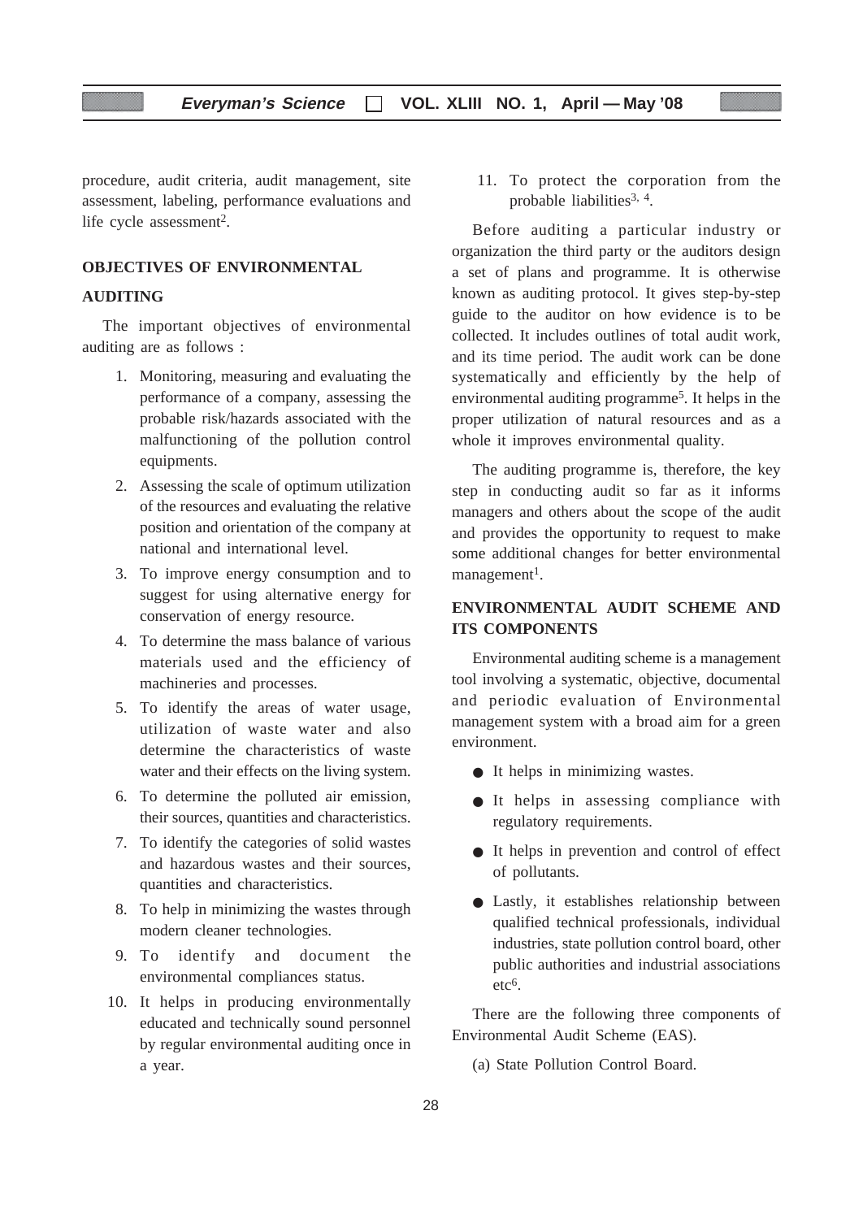procedure, audit criteria, audit management, site assessment, labeling, performance evaluations and life cycle assessment[2].

## OBJECTIVES OF ENVIRONMENTAL AUDITING

The important objectives of environmental auditing are as follows :

1. Monitoring, measuring and evaluating the performance of a company, assessing the probable risk/hazards associated with the malfunctioning of the pollution control equipments.
2. Assessing the scale of optimum utilization of the resources and evaluating the relative position and orientation of the company at national and international level.
3. To improve energy consumption and to suggest for using alternative energy for conservation of energy resource.
4. To determine the mass balance of various materials used and the efficiency of machineries and processes.
5. To identify the areas of water usage, utilization of waste water and also determine the characteristics of waste water and their effects on the living system.
6. To determine the polluted air emission, their sources, quantities and characteristics.
7. To identify the categories of solid wastes and hazardous wastes and their sources, quantities and characteristics.
8. To help in minimizing the wastes through modern cleaner technologies.
9. To identify and document the environmental compliances status.
10. It helps in producing environmentally educated and technically sound personnel by regular environmental auditing once in a year.
11. To protect the corporation from the probable liabilities[3, 4].

Before auditing a particular industry or organization the third party or the auditors design a set of plans and programme. It is otherwise known as auditing protocol. It gives step-by-step guide to the auditor on how evidence is to be collected. It includes outlines of total audit work, and its time period. The audit work can be done systematically and efficiently by the help of environmental auditing programme[5]. It helps in the proper utilization of natural resources and as a whole it improves environmental quality.

The auditing programme is, therefore, the key step in conducting audit so far as it informs managers and others about the scope of the audit and provides the opportunity to request to make some additional changes for better environmental management[1].

## ENVIRONMENTAL AUDIT SCHEME AND ITS COMPONENTS

Environmental auditing scheme is a management tool involving a systematic, objective, documental and periodic evaluation of Environmental management system with a broad aim for a green environment.

- It helps in minimizing wastes.
- It helps in assessing compliance with regulatory requirements.
- It helps in prevention and control of effect of pollutants.
- Lastly, it establishes relationship between qualified technical professionals, individual industries, state pollution control board, other public authorities and industrial associations etc[6].

There are the following three components of Environmental Audit Scheme (EAS).

(a) State Pollution Control Board.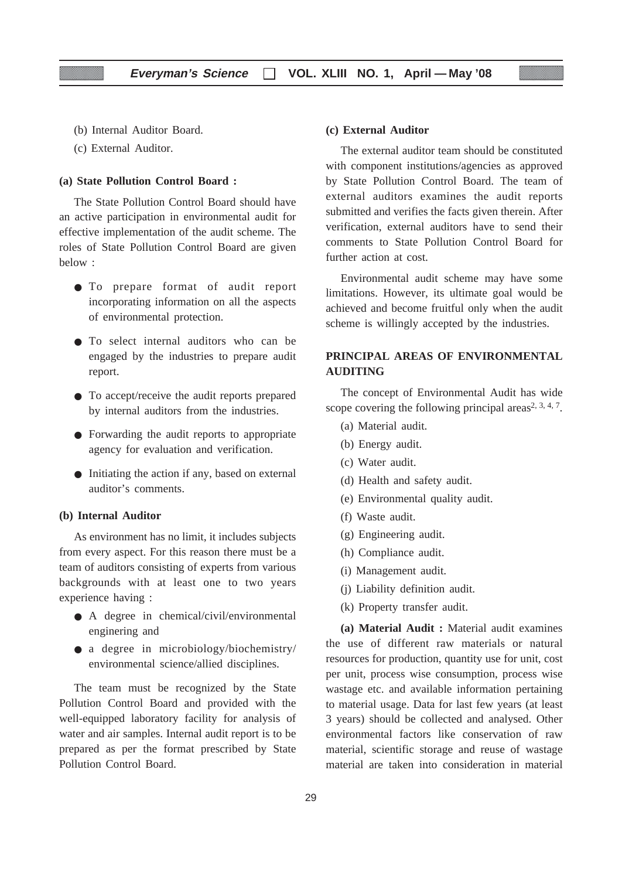(b) Internal Auditor Board.

(c) External Auditor.

**(a) State Pollution Control Board :**

The State Pollution Control Board should have an active participation in environmental audit for effective implementation of the audit scheme. The roles of State Pollution Control Board are given below :

- To prepare format of audit report incorporating information on all the aspects of environmental protection.
- To select internal auditors who can be engaged by the industries to prepare audit report.
- To accept/receive the audit reports prepared by internal auditors from the industries.
- Forwarding the audit reports to appropriate agency for evaluation and verification.
- Initiating the action if any, based on external auditor's comments.

**(b) Internal Auditor**

As environment has no limit, it includes subjects from every aspect. For this reason there must be a team of auditors consisting of experts from various backgrounds with at least one to two years experience having :

- A degree in chemical/civil/environmental enginering and
- a degree in microbiology/biochemistry/ environmental science/allied disciplines.

The team must be recognized by the State Pollution Control Board and provided with the well-equipped laboratory facility for analysis of water and air samples. Internal audit report is to be prepared as per the format prescribed by State Pollution Control Board.

**(c) External Auditor**

The external auditor team should be constituted with component institutions/agencies as approved by State Pollution Control Board. The team of external auditors examines the audit reports submitted and verifies the facts given therein. After verification, external auditors have to send their comments to State Pollution Control Board for further action at cost.

Environmental audit scheme may have some limitations. However, its ultimate goal would be achieved and become fruitful only when the audit scheme is willingly accepted by the industries.

## PRINCIPAL AREAS OF ENVIRONMENTAL AUDITING

The concept of Environmental Audit has wide scope covering the following principal areas[2, 3, 4, 7].

(a) Material audit.

(b) Energy audit.

(c) Water audit.

(d) Health and safety audit.

(e) Environmental quality audit.

(f) Waste audit.

(g) Engineering audit.

(h) Compliance audit.

(i) Management audit.

(j) Liability definition audit.

(k) Property transfer audit.

**(a) Material Audit :** Material audit examines the use of different raw materials or natural resources for production, quantity use for unit, cost per unit, process wise consumption, process wise wastage etc. and available information pertaining to material usage. Data for last few years (at least 3 years) should be collected and analysed. Other environmental factors like conservation of raw material, scientific storage and reuse of wastage material are taken into consideration in material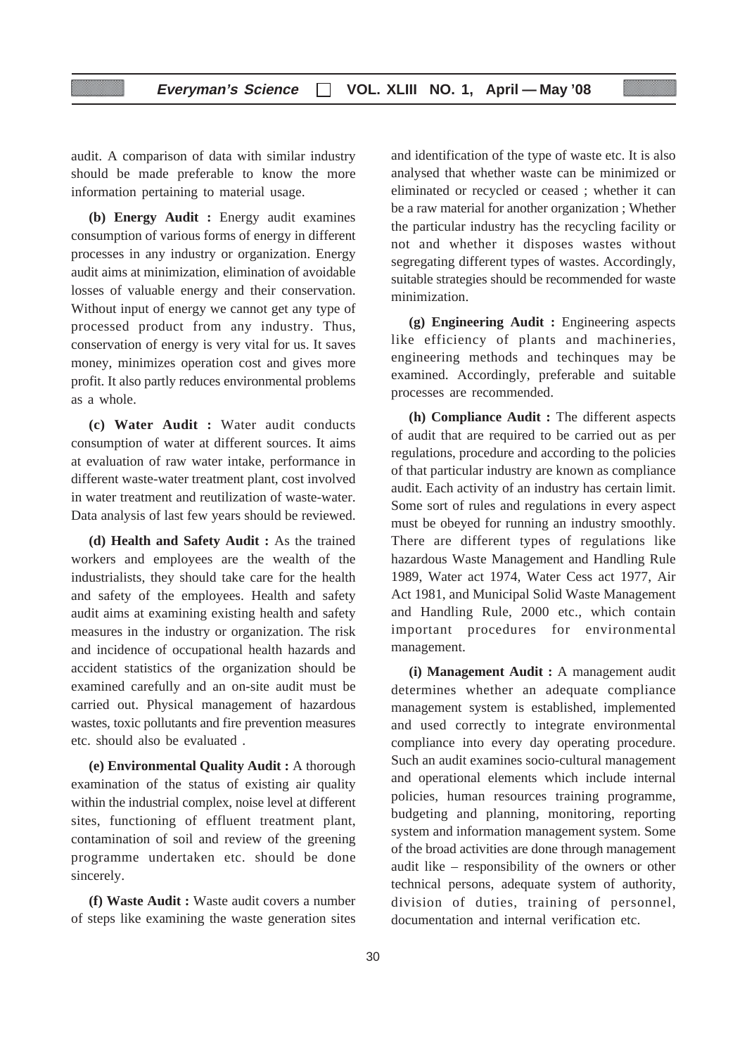audit. A comparison of data with similar industry should be made preferable to know the more information pertaining to material usage.

**(b) Energy Audit :** Energy audit examines consumption of various forms of energy in different processes in any industry or organization. Energy audit aims at minimization, elimination of avoidable losses of valuable energy and their conservation. Without input of energy we cannot get any type of processed product from any industry. Thus, conservation of energy is very vital for us. It saves money, minimizes operation cost and gives more profit. It also partly reduces environmental problems as a whole.

**(c) Water Audit :** Water audit conducts consumption of water at different sources. It aims at evaluation of raw water intake, performance in different waste-water treatment plant, cost involved in water treatment and reutilization of waste-water. Data analysis of last few years should be reviewed.

**(d) Health and Safety Audit :** As the trained workers and employees are the wealth of the industrialists, they should take care for the health and safety of the employees. Health and safety audit aims at examining existing health and safety measures in the industry or organization. The risk and incidence of occupational health hazards and accident statistics of the organization should be examined carefully and an on-site audit must be carried out. Physical management of hazardous wastes, toxic pollutants and fire prevention measures etc. should also be evaluated .

**(e) Environmental Quality Audit :** A thorough examination of the status of existing air quality within the industrial complex, noise level at different sites, functioning of effluent treatment plant, contamination of soil and review of the greening programme undertaken etc. should be done sincerely.

**(f) Waste Audit :** Waste audit covers a number of steps like examining the waste generation sites and identification of the type of waste etc. It is also analysed that whether waste can be minimized or eliminated or recycled or ceased ; whether it can be a raw material for another organization ; Whether the particular industry has the recycling facility or not and whether it disposes wastes without segregating different types of wastes. Accordingly, suitable strategies should be recommended for waste minimization.

**(g) Engineering Audit :** Engineering aspects like efficiency of plants and machineries, engineering methods and techinques may be examined. Accordingly, preferable and suitable processes are recommended.

**(h) Compliance Audit :** The different aspects of audit that are required to be carried out as per regulations, procedure and according to the policies of that particular industry are known as compliance audit. Each activity of an industry has certain limit. Some sort of rules and regulations in every aspect must be obeyed for running an industry smoothly. There are different types of regulations like hazardous Waste Management and Handling Rule 1989, Water act 1974, Water Cess act 1977, Air Act 1981, and Municipal Solid Waste Management and Handling Rule, 2000 etc., which contain important procedures for environmental management.

**(i) Management Audit :** A management audit determines whether an adequate compliance management system is established, implemented and used correctly to integrate environmental compliance into every day operating procedure. Such an audit examines socio-cultural management and operational elements which include internal policies, human resources training programme, budgeting and planning, monitoring, reporting system and information management system. Some of the broad activities are done through management audit like – responsibility of the owners or other technical persons, adequate system of authority, division of duties, training of personnel, documentation and internal verification etc.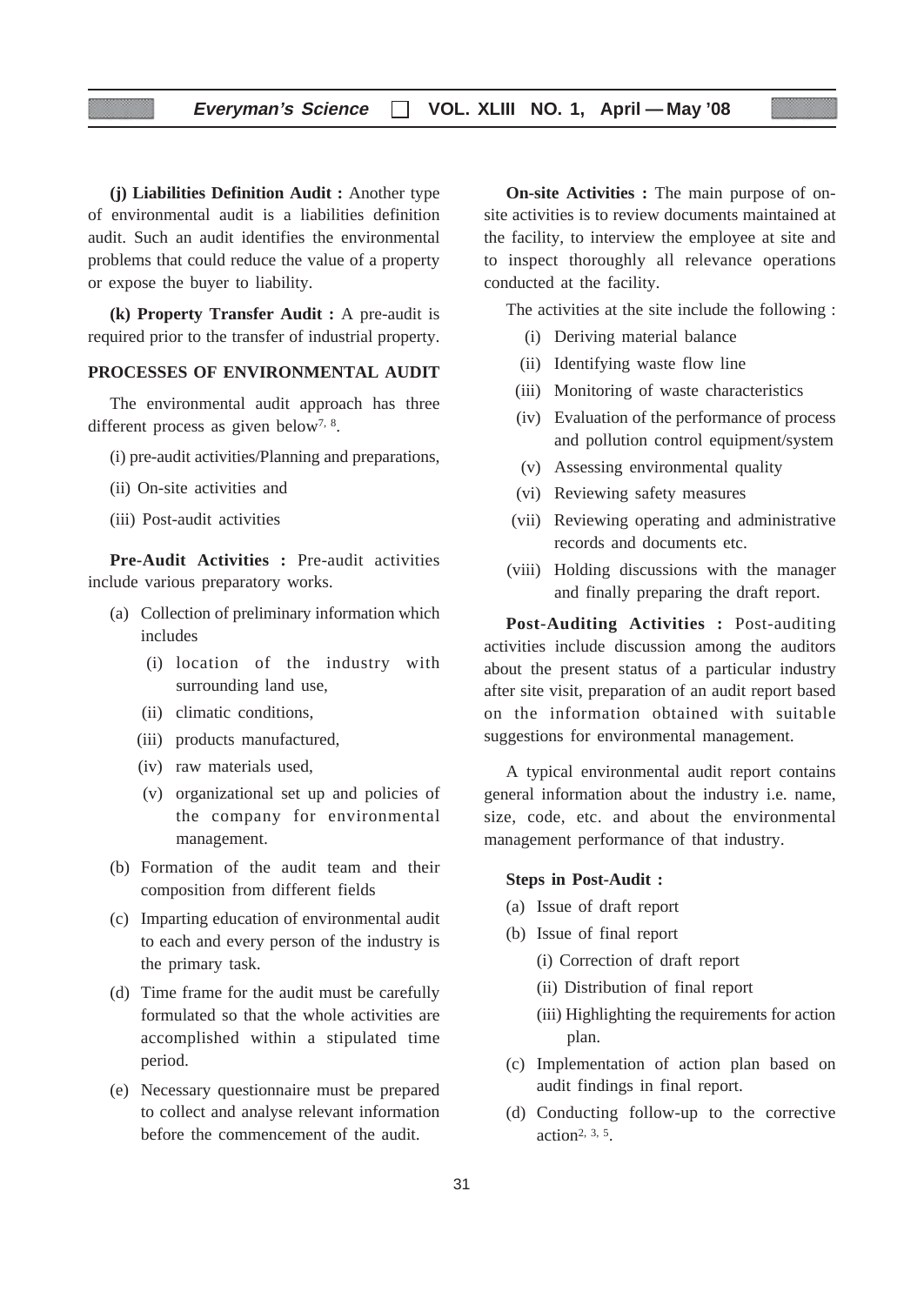**(j) Liabilities Definition Audit :** Another type of environmental audit is a liabilities definition audit. Such an audit identifies the environmental problems that could reduce the value of a property or expose the buyer to liability.

**(k) Property Transfer Audit :** A pre-audit is required prior to the transfer of industrial property.

## PROCESSES OF ENVIRONMENTAL AUDIT

The environmental audit approach has three different process as given below[7, 8].

(i) pre-audit activities/Planning and preparations,

(ii) On-site activities and

(iii) Post-audit activities

**Pre-Audit Activities :** Pre-audit activities include various preparatory works.

(a) Collection of preliminary information which includes
   - (i) location of the industry with surrounding land use,
   - (ii) climatic conditions,
   - (iii) products manufactured,
   - (iv) raw materials used,
   - (v) organizational set up and policies of the company for environmental management.

(b) Formation of the audit team and their composition from different fields

(c) Imparting education of environmental audit to each and every person of the industry is the primary task.

(d) Time frame for the audit must be carefully formulated so that the whole activities are accomplished within a stipulated time period.

(e) Necessary questionnaire must be prepared to collect and analyse relevant information before the commencement of the audit.

**On-site Activities :** The main purpose of on-site activities is to review documents maintained at the facility, to interview the employee at site and to inspect thoroughly all relevance operations conducted at the facility.

The activities at the site include the following :

(i) Deriving material balance

(ii) Identifying waste flow line

(iii) Monitoring of waste characteristics

(iv) Evaluation of the performance of process and pollution control equipment/system

(v) Assessing environmental quality

(vi) Reviewing safety measures

(vii) Reviewing operating and administrative records and documents etc.

(viii) Holding discussions with the manager and finally preparing the draft report.

**Post-Auditing Activities :** Post-auditing activities include discussion among the auditors about the present status of a particular industry after site visit, preparation of an audit report based on the information obtained with suitable suggestions for environmental management.

A typical environmental audit report contains general information about the industry i.e. name, size, code, etc. and about the environmental management performance of that industry.

**Steps in Post-Audit :**

(a) Issue of draft report

(b) Issue of final report
   - (i) Correction of draft report
   - (ii) Distribution of final report
   - (iii) Highlighting the requirements for action plan.

(c) Implementation of action plan based on audit findings in final report.

(d) Conducting follow-up to the corrective action[2, 3, 5].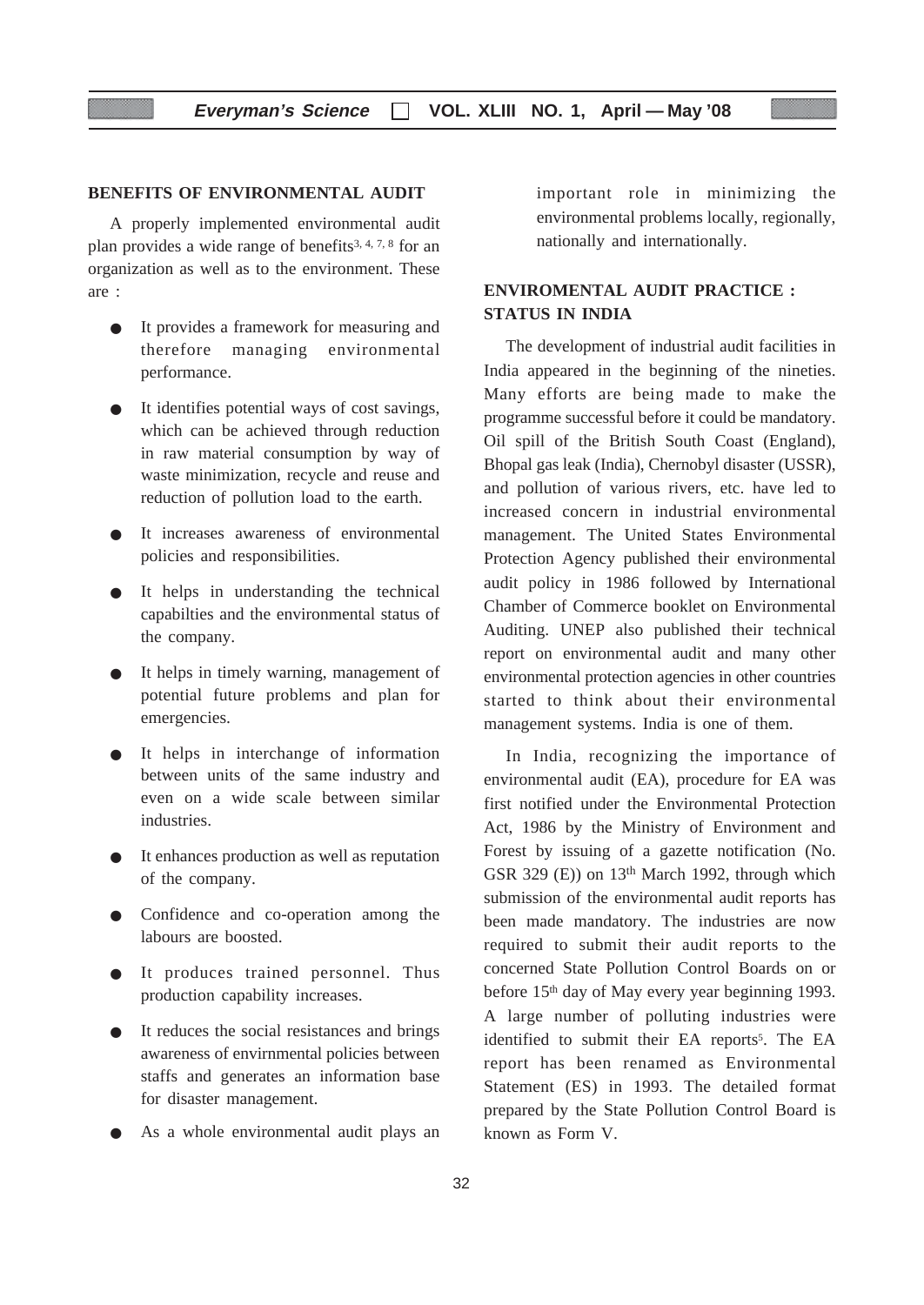## BENEFITS OF ENVIRONMENTAL AUDIT

A properly implemented environmental audit plan provides a wide range of benefits[3, 4, 7, 8] for an organization as well as to the environment. These are :

- It provides a framework for measuring and therefore managing environmental performance.
- It identifies potential ways of cost savings, which can be achieved through reduction in raw material consumption by way of waste minimization, recycle and reuse and reduction of pollution load to the earth.
- It increases awareness of environmental policies and responsibilities.
- It helps in understanding the technical capabilties and the environmental status of the company.
- It helps in timely warning, management of potential future problems and plan for emergencies.
- It helps in interchange of information between units of the same industry and even on a wide scale between similar industries.
- It enhances production as well as reputation of the company.
- Confidence and co-operation among the labours are boosted.
- It produces trained personnel. Thus production capability increases.
- It reduces the social resistances and brings awareness of envirnmental policies between staffs and generates an information base for disaster management.
- As a whole environmental audit plays an important role in minimizing the environmental problems locally, regionally, nationally and internationally.

## ENVIROMENTAL AUDIT PRACTICE : STATUS IN INDIA

The development of industrial audit facilities in India appeared in the beginning of the nineties. Many efforts are being made to make the programme successful before it could be mandatory. Oil spill of the British South Coast (England), Bhopal gas leak (India), Chernobyl disaster (USSR), and pollution of various rivers, etc. have led to increased concern in industrial environmental management. The United States Environmental Protection Agency published their environmental audit policy in 1986 followed by International Chamber of Commerce booklet on Environmental Auditing. UNEP also published their technical report on environmental audit and many other environmental protection agencies in other countries started to think about their environmental management systems. India is one of them.

In India, recognizing the importance of environmental audit (EA), procedure for EA was first notified under the Environmental Protection Act, 1986 by the Ministry of Environment and Forest by issuing of a gazette notification (No. GSR 329 (E)) on 13th March 1992, through which submission of the environmental audit reports has been made mandatory. The industries are now required to submit their audit reports to the concerned State Pollution Control Boards on or before 15th day of May every year beginning 1993. A large number of polluting industries were identified to submit their EA reports[5]. The EA report has been renamed as Environmental Statement (ES) in 1993. The detailed format prepared by the State Pollution Control Board is known as Form V.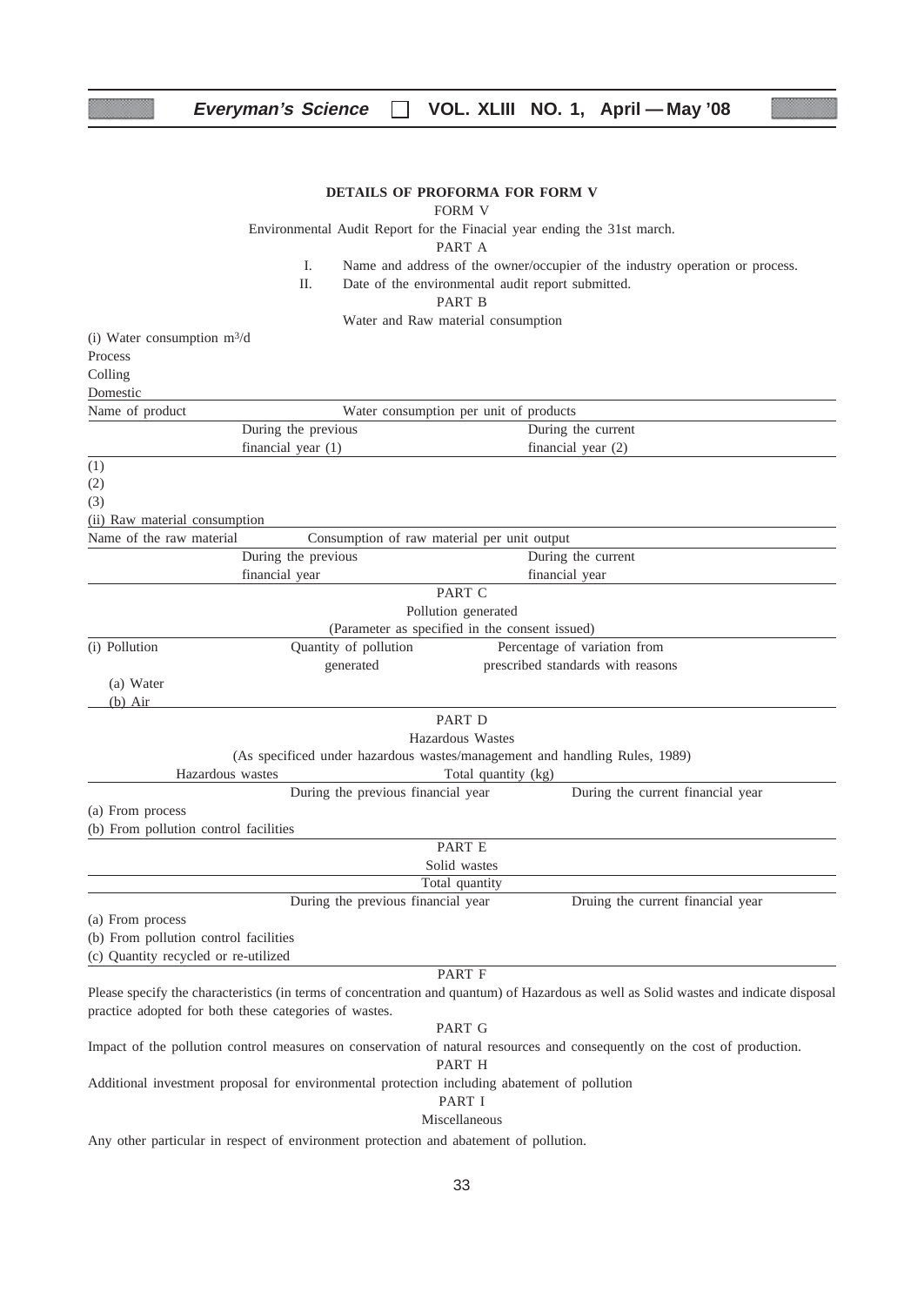**DETAILS OF PROFORMA FOR FORM V**

FORM V

Environmental Audit Report for the Finacial year ending the 31st march.

PART A

I. Name and address of the owner/occupier of the industry operation or process.

II. Date of the environmental audit report submitted.

PART B

Water and Raw material consumption

(i) Water consumption m$^3$/d

Process

Colling

Domestic

| Name of product | Water consumption per unit of products | |
|---|---|---|
| | During the previous financial year (1) | During the current financial year (2) |
| (1) | | |
| (2) | | |
| (3) | | |

(ii) Raw material consumption

| Name of the raw material | Consumption of raw material per unit output | |
|---|---|---|
| | During the previous financial year | During the current financial year |

PART C

Pollution generated

(Parameter as specified in the consent issued)

| (i) Pollution | Quantity of pollution generated | Percentage of variation from prescribed standards with reasons |
|---|---|---|
| (a) Water | | |
| (b) Air | | |

PART D

Hazardous Wastes

(As specificed under hazardous wastes/management and handling Rules, 1989)

| Hazardous wastes | Total quantity (kg) | |
|---|---|---|
| | During the previous financial year | During the current financial year |
| (a) From process | | |
| (b) From pollution control facilities | | |

PART E

Solid wastes

| | Total quantity | |
|---|---|---|
| | During the previous financial year | Druing the current financial year |
| (a) From process | | |
| (b) From pollution control facilities | | |
| (c) Quantity recycled or re-utilized | | |

PART F

Please specify the characteristics (in terms of concentration and quantum) of Hazardous as well as Solid wastes and indicate disposal practice adopted for both these categories of wastes.

PART G

Impact of the pollution control measures on conservation of natural resources and consequently on the cost of production.

PART H

Additional investment proposal for environmental protection including abatement of pollution

PART I

Miscellaneous

Any other particular in respect of environment protection and abatement of pollution.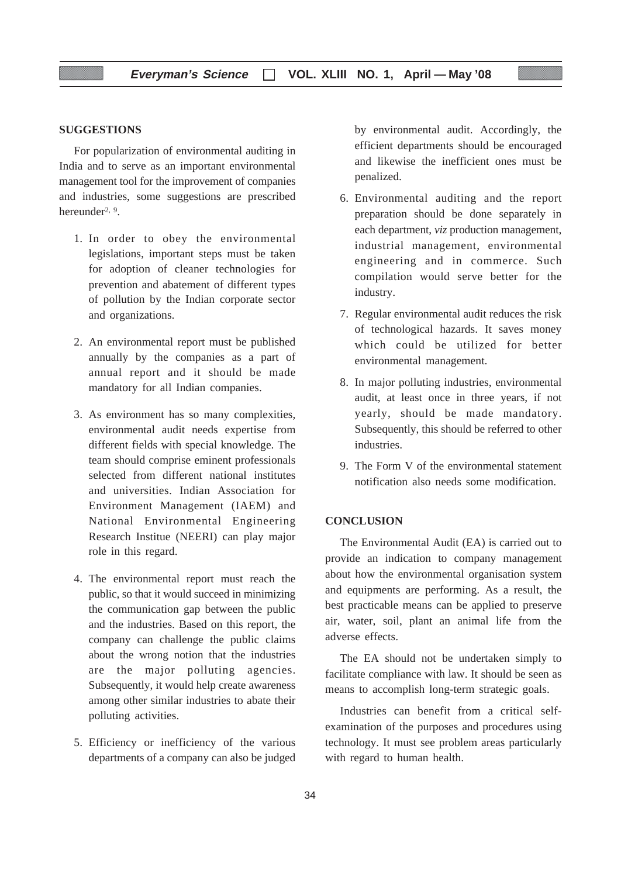## SUGGESTIONS

For popularization of environmental auditing in India and to serve as an important environmental management tool for the improvement of companies and industries, some suggestions are prescribed hereunder[2, 9].

1. In order to obey the environmental legislations, important steps must be taken for adoption of cleaner technologies for prevention and abatement of different types of pollution by the Indian corporate sector and organizations.

2. An environmental report must be published annually by the companies as a part of annual report and it should be made mandatory for all Indian companies.

3. As environment has so many complexities, environmental audit needs expertise from different fields with special knowledge. The team should comprise eminent professionals selected from different national institutes and universities. Indian Association for Environment Management (IAEM) and National Environmental Engineering Research Institue (NEERI) can play major role in this regard.

4. The environmental report must reach the public, so that it would succeed in minimizing the communication gap between the public and the industries. Based on this report, the company can challenge the public claims about the wrong notion that the industries are the major polluting agencies. Subsequently, it would help create awareness among other similar industries to abate their polluting activities.

5. Efficiency or inefficiency of the various departments of a company can also be judged by environmental audit. Accordingly, the efficient departments should be encouraged and likewise the inefficient ones must be penalized.

6. Environmental auditing and the report preparation should be done separately in each department, *viz* production management, industrial management, environmental engineering and in commerce. Such compilation would serve better for the industry.

7. Regular environmental audit reduces the risk of technological hazards. It saves money which could be utilized for better environmental management.

8. In major polluting industries, environmental audit, at least once in three years, if not yearly, should be made mandatory. Subsequently, this should be referred to other industries.

9. The Form V of the environmental statement notification also needs some modification.

## CONCLUSION

The Environmental Audit (EA) is carried out to provide an indication to company management about how the environmental organisation system and equipments are performing. As a result, the best practicable means can be applied to preserve air, water, soil, plant an animal life from the adverse effects.

The EA should not be undertaken simply to facilitate compliance with law. It should be seen as means to accomplish long-term strategic goals.

Industries can benefit from a critical self-examination of the purposes and procedures using technology. It must see problem areas particularly with regard to human health.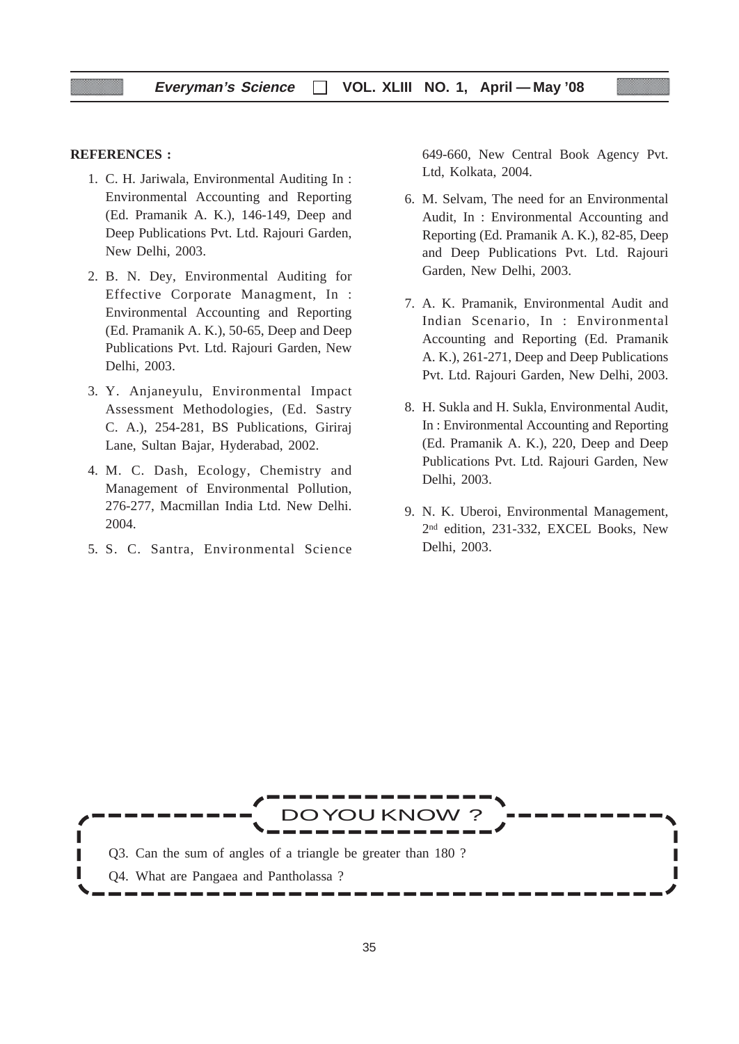**REFERENCES :**

1. C. H. Jariwala, Environmental Auditing In : Environmental Accounting and Reporting (Ed. Pramanik A. K.), 146-149, Deep and Deep Publications Pvt. Ltd. Rajouri Garden, New Delhi, 2003.

2. B. N. Dey, Environmental Auditing for Effective Corporate Managment, In : Environmental Accounting and Reporting (Ed. Pramanik A. K.), 50-65, Deep and Deep Publications Pvt. Ltd. Rajouri Garden, New Delhi, 2003.

3. Y. Anjaneyulu, Environmental Impact Assessment Methodologies, (Ed. Sastry C. A.), 254-281, BS Publications, Giriraj Lane, Sultan Bajar, Hyderabad, 2002.

4. M. C. Dash, Ecology, Chemistry and Management of Environmental Pollution, 276-277, Macmillan India Ltd. New Delhi. 2004.

5. S. C. Santra, Environmental Science 649-660, New Central Book Agency Pvt. Ltd, Kolkata, 2004.

6. M. Selvam, The need for an Environmental Audit, In : Environmental Accounting and Reporting (Ed. Pramanik A. K.), 82-85, Deep and Deep Publications Pvt. Ltd. Rajouri Garden, New Delhi, 2003.

7. A. K. Pramanik, Environmental Audit and Indian Scenario, In : Environmental Accounting and Reporting (Ed. Pramanik A. K.), 261-271, Deep and Deep Publications Pvt. Ltd. Rajouri Garden, New Delhi, 2003.

8. H. Sukla and H. Sukla, Environmental Audit, In : Environmental Accounting and Reporting (Ed. Pramanik A. K.), 220, Deep and Deep Publications Pvt. Ltd. Rajouri Garden, New Delhi, 2003.

9. N. K. Uberoi, Environmental Management, 2nd edition, 231-332, EXCEL Books, New Delhi, 2003.

**DO YOU KNOW ?**

Q3. Can the sum of angles of a triangle be greater than 180 ?

Q4. What are Pangaea and Pantholassa ?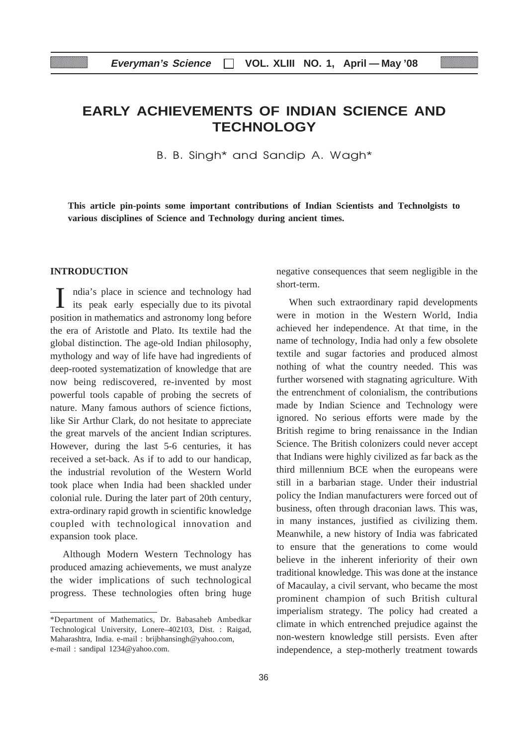# EARLY ACHIEVEMENTS OF INDIAN SCIENCE AND TECHNOLOGY

B. B. Singh* and Sandip A. Wagh*

**This article pin-points some important contributions of Indian Scientists and Technolgists to various disciplines of Science and Technology during ancient times.**

## INTRODUCTION

India's place in science and technology had its peak early especially due to its pivotal position in mathematics and astronomy long before the era of Aristotle and Plato. Its textile had the global distinction. The age-old Indian philosophy, mythology and way of life have had ingredients of deep-rooted systematization of knowledge that are now being rediscovered, re-invented by most powerful tools capable of probing the secrets of nature. Many famous authors of science fictions, like Sir Arthur Clark, do not hesitate to appreciate the great marvels of the ancient Indian scriptures. However, during the last 5-6 centuries, it has received a set-back. As if to add to our handicap, the industrial revolution of the Western World took place when India had been shackled under colonial rule. During the later part of 20th century, extra-ordinary rapid growth in scientific knowledge coupled with technological innovation and expansion took place.

Although Modern Western Technology has produced amazing achievements, we must analyze the wider implications of such technological progress. These technologies often bring huge negative consequences that seem negligible in the short-term.

When such extraordinary rapid developments were in motion in the Western World, India achieved her independence. At that time, in the name of technology, India had only a few obsolete textile and sugar factories and produced almost nothing of what the country needed. This was further worsened with stagnating agriculture. With the entrenchment of colonialism, the contributions made by Indian Science and Technology were ignored. No serious efforts were made by the British regime to bring renaissance in the Indian Science. The British colonizers could never accept that Indians were highly civilized as far back as the third millennium BCE when the europeans were still in a barbarian stage. Under their industrial policy the Indian manufacturers were forced out of business, often through draconian laws. This was, in many instances, justified as civilizing them. Meanwhile, a new history of India was fabricated to ensure that the generations to come would believe in the inherent inferiority of their own traditional knowledge. This was done at the instance of Macaulay, a civil servant, who became the most prominent champion of such British cultural imperialism strategy. The policy had created a climate in which entrenched prejudice against the non-western knowledge still persists. Even after independence, a step-motherly treatment towards

---

*Department of Mathematics, Dr. Babasaheb Ambedkar Technological University, Lonere–402103, Dist. : Raigad, Maharashtra, India. e-mail : brijbhansingh@yahoo.com, e-mail : sandipal 1234@yahoo.com.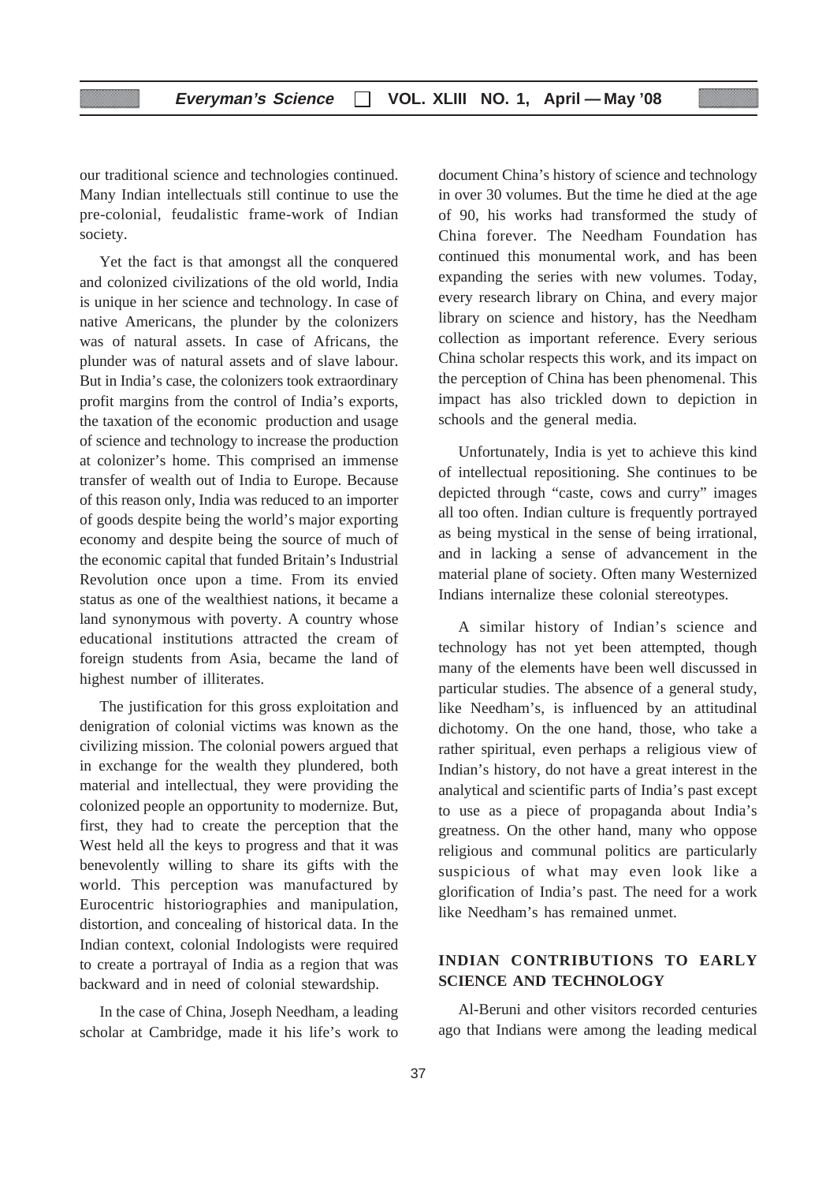our traditional science and technologies continued. Many Indian intellectuals still continue to use the pre-colonial, feudalistic frame-work of Indian society.

Yet the fact is that amongst all the conquered and colonized civilizations of the old world, India is unique in her science and technology. In case of native Americans, the plunder by the colonizers was of natural assets. In case of Africans, the plunder was of natural assets and of slave labour. But in India's case, the colonizers took extraordinary profit margins from the control of India's exports, the taxation of the economic production and usage of science and technology to increase the production at colonizer's home. This comprised an immense transfer of wealth out of India to Europe. Because of this reason only, India was reduced to an importer of goods despite being the world's major exporting economy and despite being the source of much of the economic capital that funded Britain's Industrial Revolution once upon a time. From its envied status as one of the wealthiest nations, it became a land synonymous with poverty. A country whose educational institutions attracted the cream of foreign students from Asia, became the land of highest number of illiterates.

The justification for this gross exploitation and denigration of colonial victims was known as the civilizing mission. The colonial powers argued that in exchange for the wealth they plundered, both material and intellectual, they were providing the colonized people an opportunity to modernize. But, first, they had to create the perception that the West held all the keys to progress and that it was benevolently willing to share its gifts with the world. This perception was manufactured by Eurocentric historiographies and manipulation, distortion, and concealing of historical data. In the Indian context, colonial Indologists were required to create a portrayal of India as a region that was backward and in need of colonial stewardship.

In the case of China, Joseph Needham, a leading scholar at Cambridge, made it his life's work to document China's history of science and technology in over 30 volumes. But the time he died at the age of 90, his works had transformed the study of China forever. The Needham Foundation has continued this monumental work, and has been expanding the series with new volumes. Today, every research library on China, and every major library on science and history, has the Needham collection as important reference. Every serious China scholar respects this work, and its impact on the perception of China has been phenomenal. This impact has also trickled down to depiction in schools and the general media.

Unfortunately, India is yet to achieve this kind of intellectual repositioning. She continues to be depicted through "caste, cows and curry" images all too often. Indian culture is frequently portrayed as being mystical in the sense of being irrational, and in lacking a sense of advancement in the material plane of society. Often many Westernized Indians internalize these colonial stereotypes.

A similar history of Indian's science and technology has not yet been attempted, though many of the elements have been well discussed in particular studies. The absence of a general study, like Needham's, is influenced by an attitudinal dichotomy. On the one hand, those, who take a rather spiritual, even perhaps a religious view of Indian's history, do not have a great interest in the analytical and scientific parts of India's past except to use as a piece of propaganda about India's greatness. On the other hand, many who oppose religious and communal politics are particularly suspicious of what may even look like a glorification of India's past. The need for a work like Needham's has remained unmet.

## INDIAN CONTRIBUTIONS TO EARLY SCIENCE AND TECHNOLOGY

Al-Beruni and other visitors recorded centuries ago that Indians were among the leading medical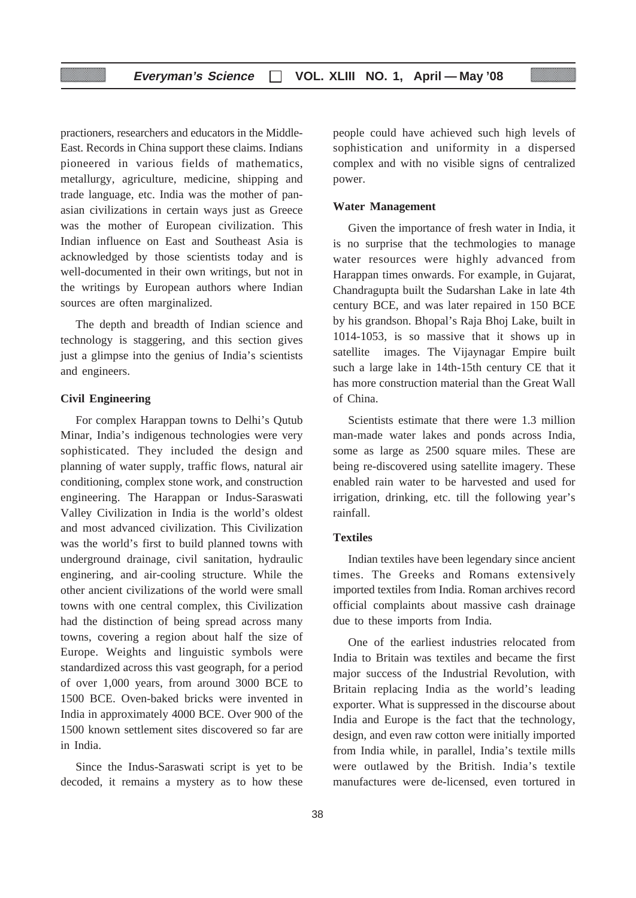practioners, researchers and educators in the Middle-East. Records in China support these claims. Indians pioneered in various fields of mathematics, metallurgy, agriculture, medicine, shipping and trade language, etc. India was the mother of pan-asian civilizations in certain ways just as Greece was the mother of European civilization. This Indian influence on East and Southeast Asia is acknowledged by those scientists today and is well-documented in their own writings, but not in the writings by European authors where Indian sources are often marginalized.

The depth and breadth of Indian science and technology is staggering, and this section gives just a glimpse into the genius of India's scientists and engineers.

**Civil Engineering**

For complex Harappan towns to Delhi's Qutub Minar, India's indigenous technologies were very sophisticated. They included the design and planning of water supply, traffic flows, natural air conditioning, complex stone work, and construction engineering. The Harappan or Indus-Saraswati Valley Civilization in India is the world's oldest and most advanced civilization. This Civilization was the world's first to build planned towns with underground drainage, civil sanitation, hydraulic enginering, and air-cooling structure. While the other ancient civilizations of the world were small towns with one central complex, this Civilization had the distinction of being spread across many towns, covering a region about half the size of Europe. Weights and linguistic symbols were standardized across this vast geograph, for a period of over 1,000 years, from around 3000 BCE to 1500 BCE. Oven-baked bricks were invented in India in approximately 4000 BCE. Over 900 of the 1500 known settlement sites discovered so far are in India.

Since the Indus-Saraswati script is yet to be decoded, it remains a mystery as to how these people could have achieved such high levels of sophistication and uniformity in a dispersed complex and with no visible signs of centralized power.

**Water Management**

Given the importance of fresh water in India, it is no surprise that the techmologies to manage water resources were highly advanced from Harappan times onwards. For example, in Gujarat, Chandragupta built the Sudarshan Lake in late 4th century BCE, and was later repaired in 150 BCE by his grandson. Bhopal's Raja Bhoj Lake, built in 1014-1053, is so massive that it shows up in satellite images. The Vijaynagar Empire built such a large lake in 14th-15th century CE that it has more construction material than the Great Wall of China.

Scientists estimate that there were 1.3 million man-made water lakes and ponds across India, some as large as 2500 square miles. These are being re-discovered using satellite imagery. These enabled rain water to be harvested and used for irrigation, drinking, etc. till the following year's rainfall.

**Textiles**

Indian textiles have been legendary since ancient times. The Greeks and Romans extensively imported textiles from India. Roman archives record official complaints about massive cash drainage due to these imports from India.

One of the earliest industries relocated from India to Britain was textiles and became the first major success of the Industrial Revolution, with Britain replacing India as the world's leading exporter. What is suppressed in the discourse about India and Europe is the fact that the technology, design, and even raw cotton were initially imported from India while, in parallel, India's textile mills were outlawed by the British. India's textile manufactures were de-licensed, even tortured in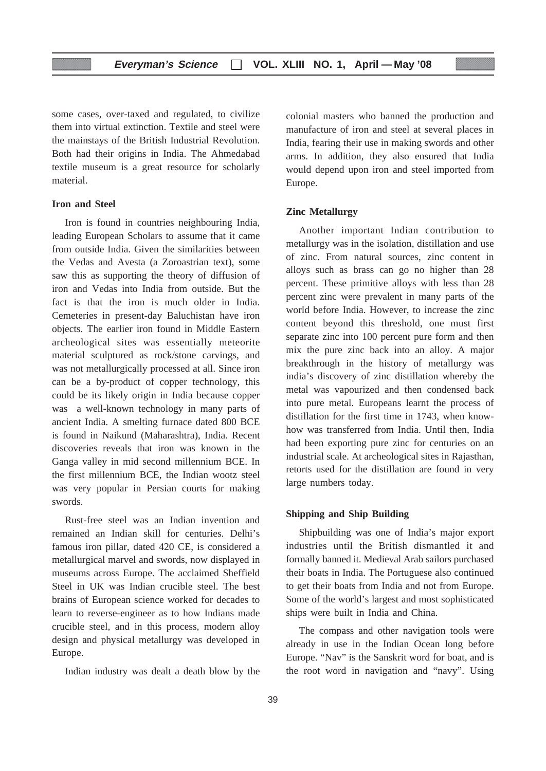some cases, over-taxed and regulated, to civilize them into virtual extinction. Textile and steel were the mainstays of the British Industrial Revolution. Both had their origins in India. The Ahmedabad textile museum is a great resource for scholarly material.

**Iron and Steel**

Iron is found in countries neighbouring India, leading European Scholars to assume that it came from outside India. Given the similarities between the Vedas and Avesta (a Zoroastrian text), some saw this as supporting the theory of diffusion of iron and Vedas into India from outside. But the fact is that the iron is much older in India. Cemeteries in present-day Baluchistan have iron objects. The earlier iron found in Middle Eastern archeological sites was essentially meteorite material sculptured as rock/stone carvings, and was not metallurgically processed at all. Since iron can be a by-product of copper technology, this could be its likely origin in India because copper was a well-known technology in many parts of ancient India. A smelting furnace dated 800 BCE is found in Naikund (Maharashtra), India. Recent discoveries reveals that iron was known in the Ganga valley in mid second millennium BCE. In the first millennium BCE, the Indian wootz steel was very popular in Persian courts for making swords.

Rust-free steel was an Indian invention and remained an Indian skill for centuries. Delhi's famous iron pillar, dated 420 CE, is considered a metallurgical marvel and swords, now displayed in museums across Europe. The acclaimed Sheffield Steel in UK was Indian crucible steel. The best brains of European science worked for decades to learn to reverse-engineer as to how Indians made crucible steel, and in this process, modern alloy design and physical metallurgy was developed in Europe.

Indian industry was dealt a death blow by the colonial masters who banned the production and manufacture of iron and steel at several places in India, fearing their use in making swords and other arms. In addition, they also ensured that India would depend upon iron and steel imported from Europe.

**Zinc Metallurgy**

Another important Indian contribution to metallurgy was in the isolation, distillation and use of zinc. From natural sources, zinc content in alloys such as brass can go no higher than 28 percent. These primitive alloys with less than 28 percent zinc were prevalent in many parts of the world before India. However, to increase the zinc content beyond this threshold, one must first separate zinc into 100 percent pure form and then mix the pure zinc back into an alloy. A major breakthrough in the history of metallurgy was india's discovery of zinc distillation whereby the metal was vapourized and then condensed back into pure metal. Europeans learnt the process of distillation for the first time in 1743, when know-how was transferred from India. Until then, India had been exporting pure zinc for centuries on an industrial scale. At archeological sites in Rajasthan, retorts used for the distillation are found in very large numbers today.

**Shipping and Ship Building**

Shipbuilding was one of India's major export industries until the British dismantled it and formally banned it. Medieval Arab sailors purchased their boats in India. The Portuguese also continued to get their boats from India and not from Europe. Some of the world's largest and most sophisticated ships were built in India and China.

The compass and other navigation tools were already in use in the Indian Ocean long before Europe. "Nav" is the Sanskrit word for boat, and is the root word in navigation and "navy". Using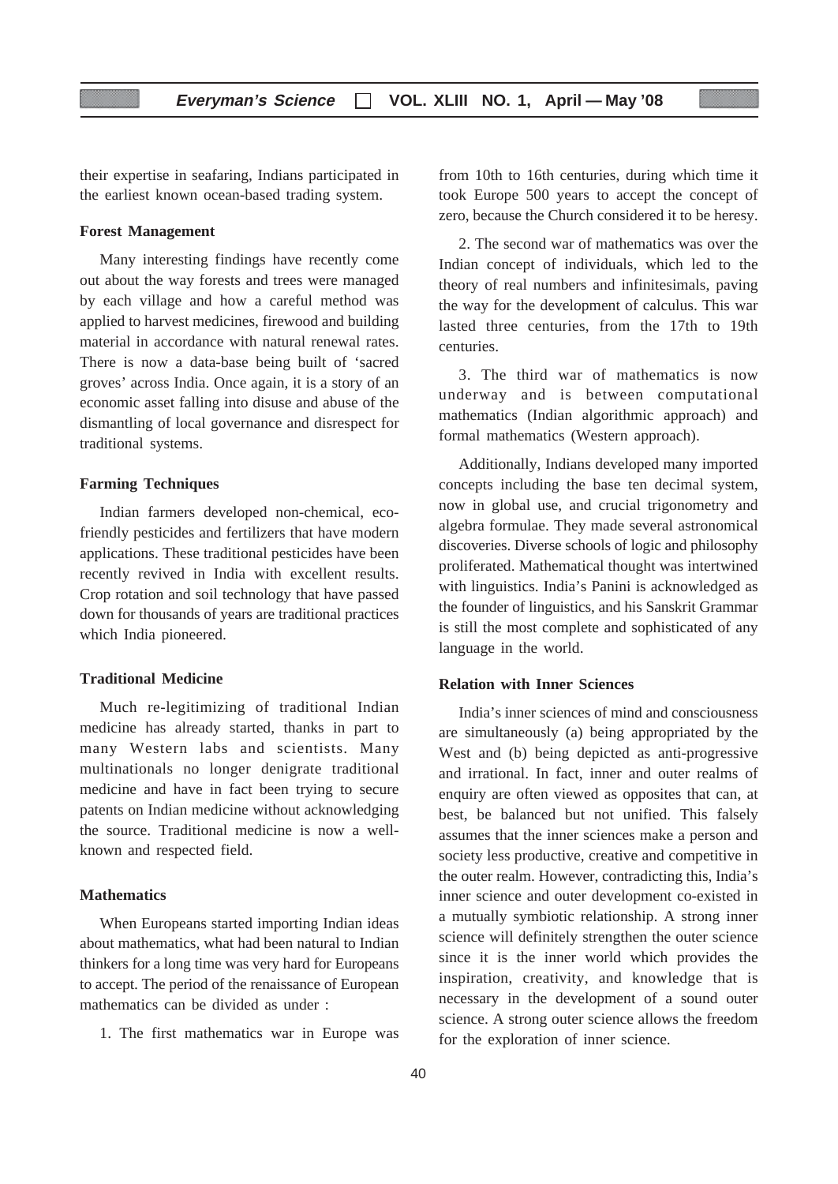their expertise in seafaring, Indians participated in the earliest known ocean-based trading system.

**Forest Management**

Many interesting findings have recently come out about the way forests and trees were managed by each village and how a careful method was applied to harvest medicines, firewood and building material in accordance with natural renewal rates. There is now a data-base being built of 'sacred groves' across India. Once again, it is a story of an economic asset falling into disuse and abuse of the dismantling of local governance and disrespect for traditional systems.

**Farming Techniques**

Indian farmers developed non-chemical, eco-friendly pesticides and fertilizers that have modern applications. These traditional pesticides have been recently revived in India with excellent results. Crop rotation and soil technology that have passed down for thousands of years are traditional practices which India pioneered.

**Traditional Medicine**

Much re-legitimizing of traditional Indian medicine has already started, thanks in part to many Western labs and scientists. Many multinationals no longer denigrate traditional medicine and have in fact been trying to secure patents on Indian medicine without acknowledging the source. Traditional medicine is now a well-known and respected field.

**Mathematics**

When Europeans started importing Indian ideas about mathematics, what had been natural to Indian thinkers for a long time was very hard for Europeans to accept. The period of the renaissance of European mathematics can be divided as under :

1. The first mathematics war in Europe was from 10th to 16th centuries, during which time it took Europe 500 years to accept the concept of zero, because the Church considered it to be heresy.

2. The second war of mathematics was over the Indian concept of individuals, which led to the theory of real numbers and infinitesimals, paving the way for the development of calculus. This war lasted three centuries, from the 17th to 19th centuries.

3. The third war of mathematics is now underway and is between computational mathematics (Indian algorithmic approach) and formal mathematics (Western approach).

Additionally, Indians developed many imported concepts including the base ten decimal system, now in global use, and crucial trigonometry and algebra formulae. They made several astronomical discoveries. Diverse schools of logic and philosophy proliferated. Mathematical thought was intertwined with linguistics. India's Panini is acknowledged as the founder of linguistics, and his Sanskrit Grammar is still the most complete and sophisticated of any language in the world.

**Relation with Inner Sciences**

India's inner sciences of mind and consciousness are simultaneously (a) being appropriated by the West and (b) being depicted as anti-progressive and irrational. In fact, inner and outer realms of enquiry are often viewed as opposites that can, at best, be balanced but not unified. This falsely assumes that the inner sciences make a person and society less productive, creative and competitive in the outer realm. However, contradicting this, India's inner science and outer development co-existed in a mutually symbiotic relationship. A strong inner science will definitely strengthen the outer science since it is the inner world which provides the inspiration, creativity, and knowledge that is necessary in the development of a sound outer science. A strong outer science allows the freedom for the exploration of inner science.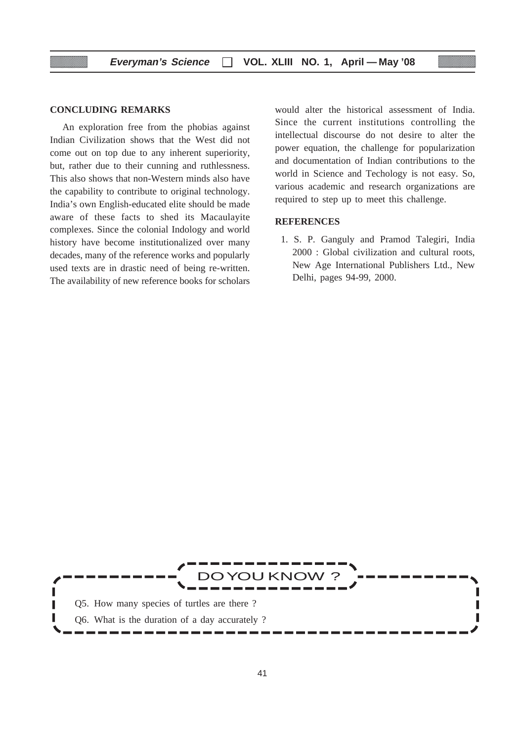## CONCLUDING REMARKS

An exploration free from the phobias against Indian Civilization shows that the West did not come out on top due to any inherent superiority, but, rather due to their cunning and ruthlessness. This also shows that non-Western minds also have the capability to contribute to original technology. India's own English-educated elite should be made aware of these facts to shed its Macaulayite complexes. Since the colonial Indology and world history have become institutionalized over many decades, many of the reference works and popularly used texts are in drastic need of being re-written. The availability of new reference books for scholars would alter the historical assessment of India. Since the current institutions controlling the intellectual discourse do not desire to alter the power equation, the challenge for popularization and documentation of Indian contributions to the world in Science and Techology is not easy. So, various academic and research organizations are required to step up to meet this challenge.

## REFERENCES

1. S. P. Ganguly and Pramod Talegiri, India 2000 : Global civilization and cultural roots, New Age International Publishers Ltd., New Delhi, pages 94-99, 2000.

### DO YOU KNOW ?

Q5. How many species of turtles are there ?

Q6. What is the duration of a day accurately ?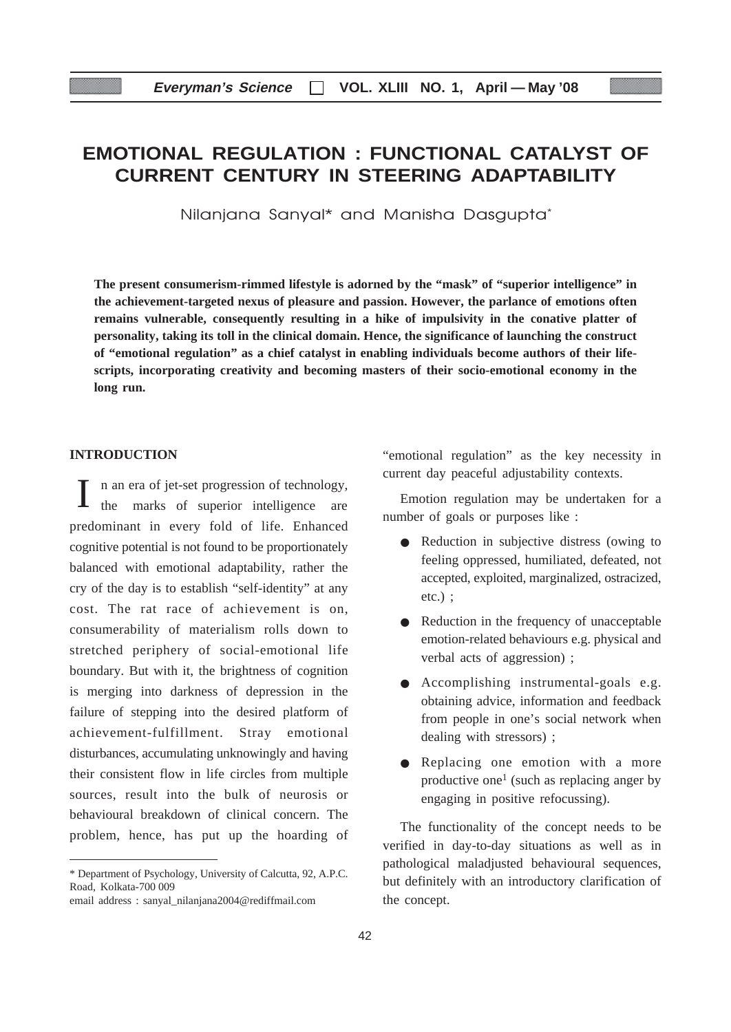# EMOTIONAL REGULATION : FUNCTIONAL CATALYST OF CURRENT CENTURY IN STEERING ADAPTABILITY

Nilanjana Sanyal* and Manisha Dasgupta*

**The present consumerism-rimmed lifestyle is adorned by the "mask" of "superior intelligence" in the achievement-targeted nexus of pleasure and passion. However, the parlance of emotions often remains vulnerable, consequently resulting in a hike of impulsivity in the conative platter of personality, taking its toll in the clinical domain. Hence, the significance of launching the construct of "emotional regulation" as a chief catalyst in enabling individuals become authors of their life-scripts, incorporating creativity and becoming masters of their socio-emotional economy in the long run.**

## INTRODUCTION

In an era of jet-set progression of technology, the marks of superior intelligence are predominant in every fold of life. Enhanced cognitive potential is not found to be proportionately balanced with emotional adaptability, rather the cry of the day is to establish "self-identity" at any cost. The rat race of achievement is on, consumerability of materialism rolls down to stretched periphery of social-emotional life boundary. But with it, the brightness of cognition is merging into darkness of depression in the failure of stepping into the desired platform of achievement-fulfillment. Stray emotional disturbances, accumulating unknowingly and having their consistent flow in life circles from multiple sources, result into the bulk of neurosis or behavioural breakdown of clinical concern. The problem, hence, has put up the hoarding of "emotional regulation" as the key necessity in current day peaceful adjustability contexts.

Emotion regulation may be undertaken for a number of goals or purposes like :

- Reduction in subjective distress (owing to feeling oppressed, humiliated, defeated, not accepted, exploited, marginalized, ostracized, etc.) ;
- Reduction in the frequency of unacceptable emotion-related behaviours e.g. physical and verbal acts of aggression) ;
- Accomplishing instrumental-goals e.g. obtaining advice, information and feedback from people in one's social network when dealing with stressors) ;
- Replacing one emotion with a more productive one[1] (such as replacing anger by engaging in positive refocussing).

The functionality of the concept needs to be verified in day-to-day situations as well as in pathological maladjusted behavioural sequences, but definitely with an introductory clarification of the concept.

---

\* Department of Psychology, University of Calcutta, 92, A.P.C. Road, Kolkata-700 009

email address : sanyal_nilanjana2004@rediffmail.com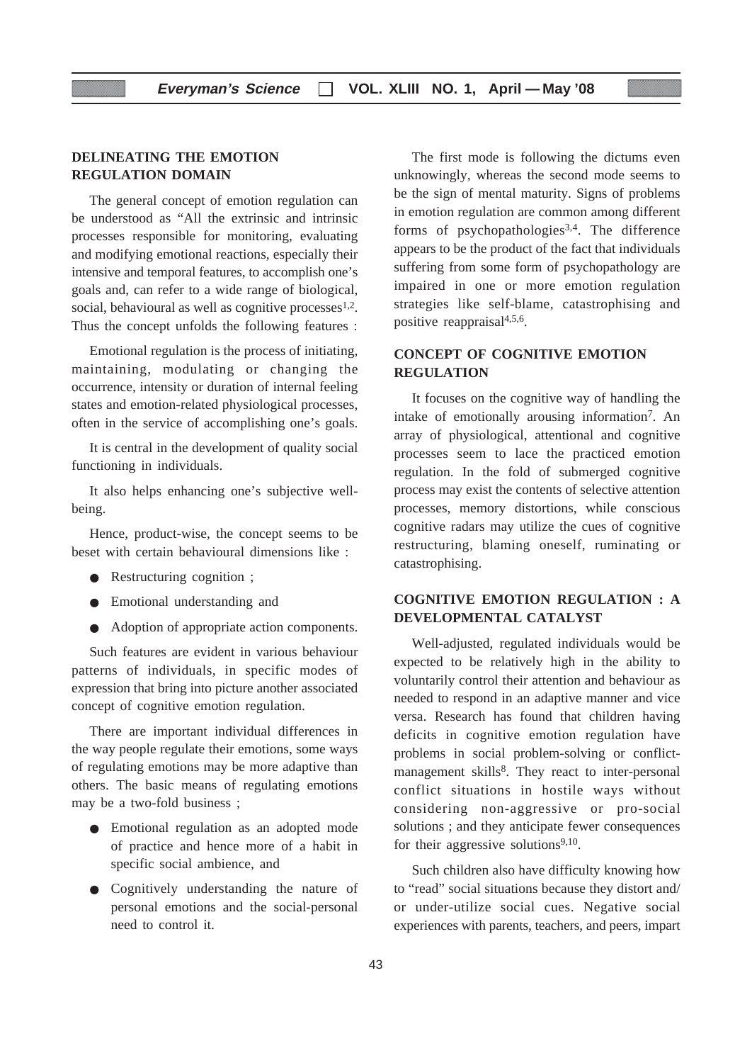## DELINEATING THE EMOTION REGULATION DOMAIN

The general concept of emotion regulation can be understood as "All the extrinsic and intrinsic processes responsible for monitoring, evaluating and modifying emotional reactions, especially their intensive and temporal features, to accomplish one's goals and, can refer to a wide range of biological, social, behavioural as well as cognitive processes[1,2]. Thus the concept unfolds the following features :

Emotional regulation is the process of initiating, maintaining, modulating or changing the occurrence, intensity or duration of internal feeling states and emotion-related physiological processes, often in the service of accomplishing one's goals.

It is central in the development of quality social functioning in individuals.

It also helps enhancing one's subjective well-being.

Hence, product-wise, the concept seems to be beset with certain behavioural dimensions like :

- Restructuring cognition ;
- Emotional understanding and
- Adoption of appropriate action components.

Such features are evident in various behaviour patterns of individuals, in specific modes of expression that bring into picture another associated concept of cognitive emotion regulation.

There are important individual differences in the way people regulate their emotions, some ways of regulating emotions may be more adaptive than others. The basic means of regulating emotions may be a two-fold business ;

- Emotional regulation as an adopted mode of practice and hence more of a habit in specific social ambience, and
- Cognitively understanding the nature of personal emotions and the social-personal need to control it.

The first mode is following the dictums even unknowingly, whereas the second mode seems to be the sign of mental maturity. Signs of problems in emotion regulation are common among different forms of psychopathologies[3,4]. The difference appears to be the product of the fact that individuals suffering from some form of psychopathology are impaired in one or more emotion regulation strategies like self-blame, catastrophising and positive reappraisal[4,5,6].

## CONCEPT OF COGNITIVE EMOTION REGULATION

It focuses on the cognitive way of handling the intake of emotionally arousing information[7]. An array of physiological, attentional and cognitive processes seem to lace the practiced emotion regulation. In the fold of submerged cognitive process may exist the contents of selective attention processes, memory distortions, while conscious cognitive radars may utilize the cues of cognitive restructuring, blaming oneself, ruminating or catastrophising.

## COGNITIVE EMOTION REGULATION : A DEVELOPMENTAL CATALYST

Well-adjusted, regulated individuals would be expected to be relatively high in the ability to voluntarily control their attention and behaviour as needed to respond in an adaptive manner and vice versa. Research has found that children having deficits in cognitive emotion regulation have problems in social problem-solving or conflict-management skills[8]. They react to inter-personal conflict situations in hostile ways without considering non-aggressive or pro-social solutions ; and they anticipate fewer consequences for their aggressive solutions[9,10].

Such children also have difficulty knowing how to "read" social situations because they distort and/ or under-utilize social cues. Negative social experiences with parents, teachers, and peers, impart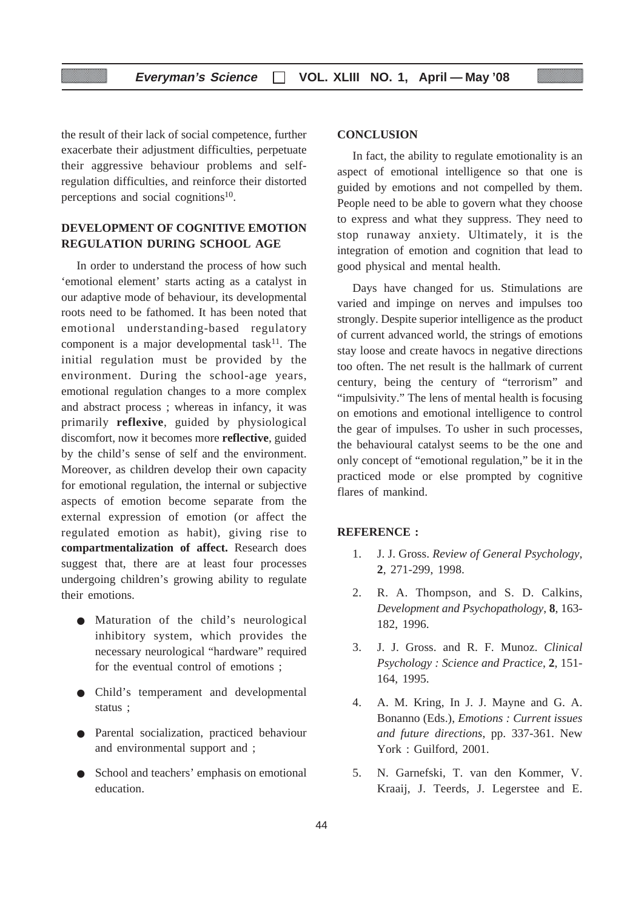the result of their lack of social competence, further exacerbate their adjustment difficulties, perpetuate their aggressive behaviour problems and self-regulation difficulties, and reinforce their distorted perceptions and social cognitions[10].

## DEVELOPMENT OF COGNITIVE EMOTION REGULATION DURING SCHOOL AGE

In order to understand the process of how such 'emotional element' starts acting as a catalyst in our adaptive mode of behaviour, its developmental roots need to be fathomed. It has been noted that emotional understanding-based regulatory component is a major developmental task[11]. The initial regulation must be provided by the environment. During the school-age years, emotional regulation changes to a more complex and abstract process ; whereas in infancy, it was primarily **reflexive**, guided by physiological discomfort, now it becomes more **reflective**, guided by the child's sense of self and the environment. Moreover, as children develop their own capacity for emotional regulation, the internal or subjective aspects of emotion become separate from the external expression of emotion (or affect the regulated emotion as habit), giving rise to **compartmentalization of affect.** Research does suggest that, there are at least four processes undergoing children's growing ability to regulate their emotions.

- Maturation of the child's neurological inhibitory system, which provides the necessary neurological "hardware" required for the eventual control of emotions ;
- Child's temperament and developmental status ;
- Parental socialization, practiced behaviour and environmental support and ;
- School and teachers' emphasis on emotional education.

## CONCLUSION

In fact, the ability to regulate emotionality is an aspect of emotional intelligence so that one is guided by emotions and not compelled by them. People need to be able to govern what they choose to express and what they suppress. They need to stop runaway anxiety. Ultimately, it is the integration of emotion and cognition that lead to good physical and mental health.

Days have changed for us. Stimulations are varied and impinge on nerves and impulses too strongly. Despite superior intelligence as the product of current advanced world, the strings of emotions stay loose and create havocs in negative directions too often. The net result is the hallmark of current century, being the century of "terrorism" and "impulsivity." The lens of mental health is focusing on emotions and emotional intelligence to control the gear of impulses. To usher in such processes, the behavioural catalyst seems to be the one and only concept of "emotional regulation," be it in the practiced mode or else prompted by cognitive flares of mankind.

## REFERENCE :

1. J. J. Gross. *Review of General Psychology*, **2**, 271-299, 1998.
2. R. A. Thompson, and S. D. Calkins, *Development and Psychopathology*, **8**, 163-182, 1996.
3. J. J. Gross. and R. F. Munoz. *Clinical Psychology : Science and Practice*, **2**, 151-164, 1995.
4. A. M. Kring, In J. J. Mayne and G. A. Bonanno (Eds.), *Emotions : Current issues and future directions*, pp. 337-361. New York : Guilford, 2001.
5. N. Garnefski, T. van den Kommer, V. Kraaij, J. Teerds, J. Legerstee and E.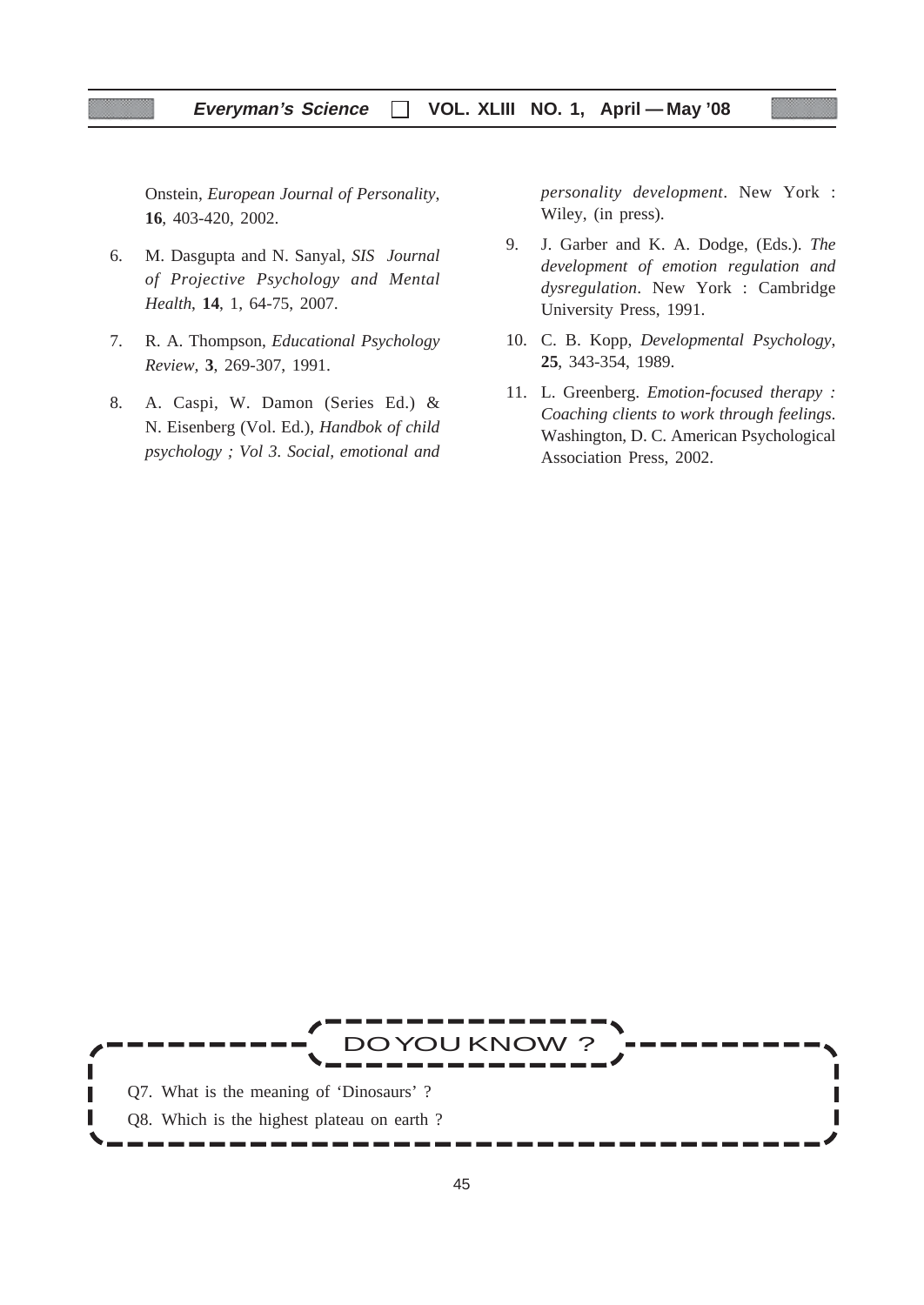Onstein, *European Journal of Personality*, **16**, 403-420, 2002.

6. M. Dasgupta and N. Sanyal, *SIS Journal of Projective Psychology and Mental Health*, **14**, 1, 64-75, 2007.

7. R. A. Thompson, *Educational Psychology Review*, **3**, 269-307, 1991.

8. A. Caspi, W. Damon (Series Ed.) & N. Eisenberg (Vol. Ed.), *Handbok of child psychology ; Vol 3. Social, emotional and personality development*. New York : Wiley, (in press).

9. J. Garber and K. A. Dodge, (Eds.). *The development of emotion regulation and dysregulation*. New York : Cambridge University Press, 1991.

10. C. B. Kopp, *Developmental Psychology*, **25**, 343-354, 1989.

11. L. Greenberg. *Emotion-focused therapy : Coaching clients to work through feelings*. Washington, D. C. American Psychological Association Press, 2002.

## DO YOU KNOW ?

Q7. What is the meaning of 'Dinosaurs' ?

Q8. Which is the highest plateau on earth ?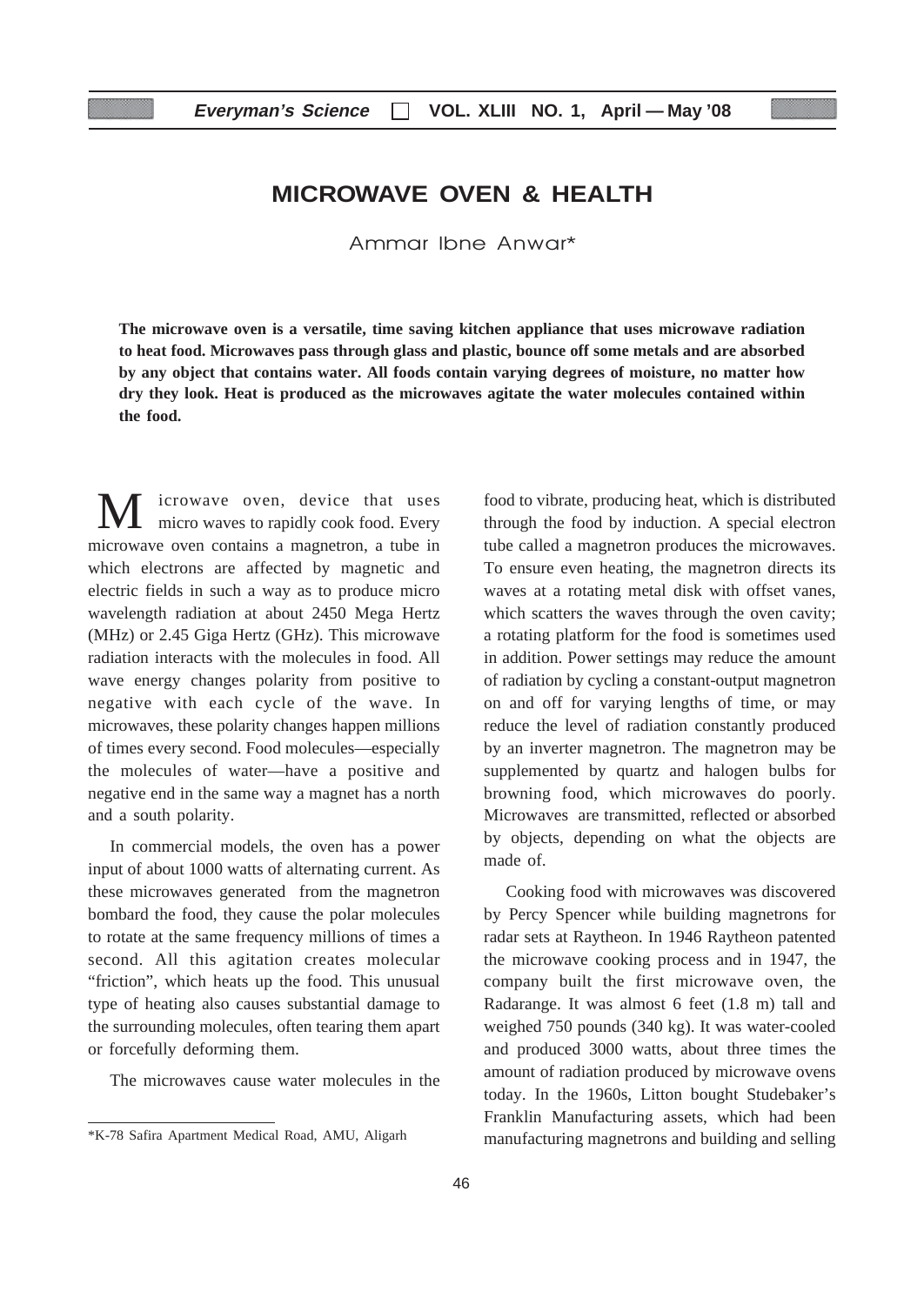# MICROWAVE OVEN & HEALTH

Ammar Ibne Anwar*

**The microwave oven is a versatile, time saving kitchen appliance that uses microwave radiation to heat food. Microwaves pass through glass and plastic, bounce off some metals and are absorbed by any object that contains water. All foods contain varying degrees of moisture, no matter how dry they look. Heat is produced as the microwaves agitate the water molecules contained within the food.**

Microwave oven, device that uses micro waves to rapidly cook food. Every microwave oven contains a magnetron, a tube in which electrons are affected by magnetic and electric fields in such a way as to produce micro wavelength radiation at about 2450 Mega Hertz (MHz) or 2.45 Giga Hertz (GHz). This microwave radiation interacts with the molecules in food. All wave energy changes polarity from positive to negative with each cycle of the wave. In microwaves, these polarity changes happen millions of times every second. Food molecules—especially the molecules of water—have a positive and negative end in the same way a magnet has a north and a south polarity.

In commercial models, the oven has a power input of about 1000 watts of alternating current. As these microwaves generated from the magnetron bombard the food, they cause the polar molecules to rotate at the same frequency millions of times a second. All this agitation creates molecular "friction", which heats up the food. This unusual type of heating also causes substantial damage to the surrounding molecules, often tearing them apart or forcefully deforming them.

The microwaves cause water molecules in the food to vibrate, producing heat, which is distributed through the food by induction. A special electron tube called a magnetron produces the microwaves. To ensure even heating, the magnetron directs its waves at a rotating metal disk with offset vanes, which scatters the waves through the oven cavity; a rotating platform for the food is sometimes used in addition. Power settings may reduce the amount of radiation by cycling a constant-output magnetron on and off for varying lengths of time, or may reduce the level of radiation constantly produced by an inverter magnetron. The magnetron may be supplemented by quartz and halogen bulbs for browning food, which microwaves do poorly. Microwaves are transmitted, reflected or absorbed by objects, depending on what the objects are made of.

Cooking food with microwaves was discovered by Percy Spencer while building magnetrons for radar sets at Raytheon. In 1946 Raytheon patented the microwave cooking process and in 1947, the company built the first microwave oven, the Radarange. It was almost 6 feet (1.8 m) tall and weighed 750 pounds (340 kg). It was water-cooled and produced 3000 watts, about three times the amount of radiation produced by microwave ovens today. In the 1960s, Litton bought Studebaker's Franklin Manufacturing assets, which had been manufacturing magnetrons and building and selling

*K-78 Safira Apartment Medical Road, AMU, Aligarh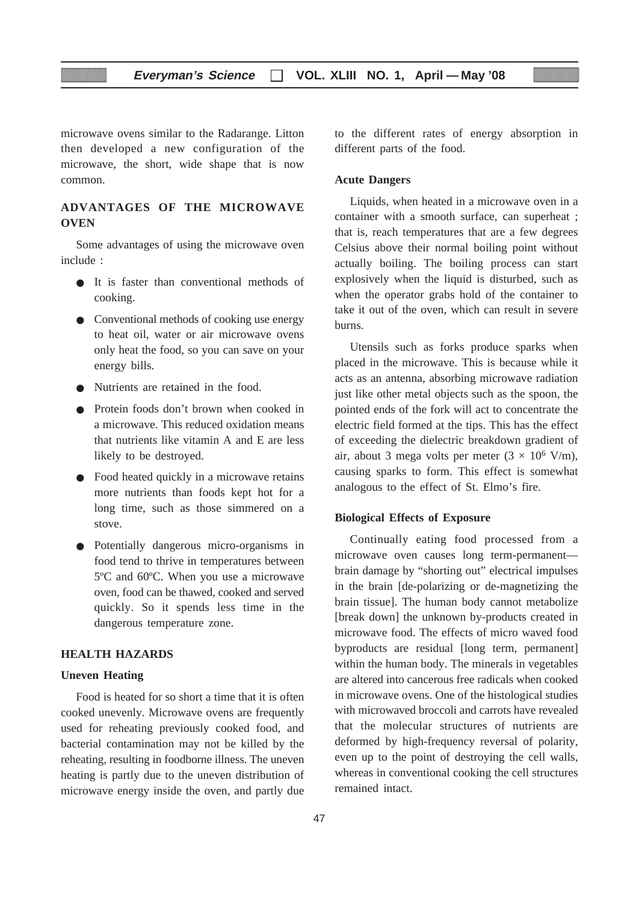microwave ovens similar to the Radarange. Litton then developed a new configuration of the microwave, the short, wide shape that is now common.

## ADVANTAGES OF THE MICROWAVE OVEN

Some advantages of using the microwave oven include :

- It is faster than conventional methods of cooking.
- Conventional methods of cooking use energy to heat oil, water or air microwave ovens only heat the food, so you can save on your energy bills.
- Nutrients are retained in the food.
- Protein foods don't brown when cooked in a microwave. This reduced oxidation means that nutrients like vitamin A and E are less likely to be destroyed.
- Food heated quickly in a microwave retains more nutrients than foods kept hot for a long time, such as those simmered on a stove.
- Potentially dangerous micro-organisms in food tend to thrive in temperatures between 5ºC and 60ºC. When you use a microwave oven, food can be thawed, cooked and served quickly. So it spends less time in the dangerous temperature zone.

## HEALTH HAZARDS

### Uneven Heating

Food is heated for so short a time that it is often cooked unevenly. Microwave ovens are frequently used for reheating previously cooked food, and bacterial contamination may not be killed by the reheating, resulting in foodborne illness. The uneven heating is partly due to the uneven distribution of microwave energy inside the oven, and partly due to the different rates of energy absorption in different parts of the food.

### Acute Dangers

Liquids, when heated in a microwave oven in a container with a smooth surface, can superheat ; that is, reach temperatures that are a few degrees Celsius above their normal boiling point without actually boiling. The boiling process can start explosively when the liquid is disturbed, such as when the operator grabs hold of the container to take it out of the oven, which can result in severe burns.

Utensils such as forks produce sparks when placed in the microwave. This is because while it acts as an antenna, absorbing microwave radiation just like other metal objects such as the spoon, the pointed ends of the fork will act to concentrate the electric field formed at the tips. This has the effect of exceeding the dielectric breakdown gradient of air, about 3 mega volts per meter ($3 \times 10^6$ V/m), causing sparks to form. This effect is somewhat analogous to the effect of St. Elmo's fire.

### Biological Effects of Exposure

Continually eating food processed from a microwave oven causes long term-permanent—brain damage by "shorting out" electrical impulses in the brain [de-polarizing or de-magnetizing the brain tissue]. The human body cannot metabolize [break down] the unknown by-products created in microwave food. The effects of micro waved food byproducts are residual [long term, permanent] within the human body. The minerals in vegetables are altered into cancerous free radicals when cooked in microwave ovens. One of the histological studies with microwaved broccoli and carrots have revealed that the molecular structures of nutrients are deformed by high-frequency reversal of polarity, even up to the point of destroying the cell walls, whereas in conventional cooking the cell structures remained intact.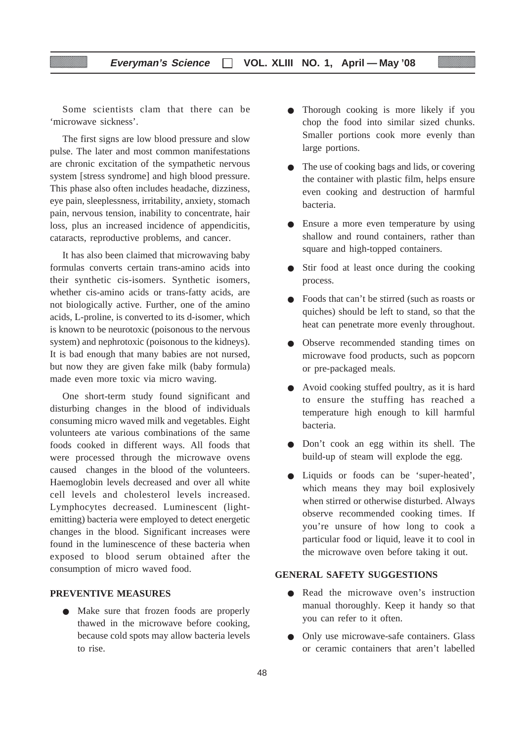Some scientists clam that there can be 'microwave sickness'.

The first signs are low blood pressure and slow pulse. The later and most common manifestations are chronic excitation of the sympathetic nervous system [stress syndrome] and high blood pressure. This phase also often includes headache, dizziness, eye pain, sleeplessness, irritability, anxiety, stomach pain, nervous tension, inability to concentrate, hair loss, plus an increased incidence of appendicitis, cataracts, reproductive problems, and cancer.

It has also been claimed that microwaving baby formulas converts certain trans-amino acids into their synthetic cis-isomers. Synthetic isomers, whether cis-amino acids or trans-fatty acids, are not biologically active. Further, one of the amino acids, L-proline, is converted to its d-isomer, which is known to be neurotoxic (poisonous to the nervous system) and nephrotoxic (poisonous to the kidneys). It is bad enough that many babies are not nursed, but now they are given fake milk (baby formula) made even more toxic via micro waving.

One short-term study found significant and disturbing changes in the blood of individuals consuming micro waved milk and vegetables. Eight volunteers ate various combinations of the same foods cooked in different ways. All foods that were processed through the microwave ovens caused changes in the blood of the volunteers. Haemoglobin levels decreased and over all white cell levels and cholesterol levels increased. Lymphocytes decreased. Luminescent (light-emitting) bacteria were employed to detect energetic changes in the blood. Significant increases were found in the luminescence of these bacteria when exposed to blood serum obtained after the consumption of micro waved food.

**PREVENTIVE MEASURES**

- Make sure that frozen foods are properly thawed in the microwave before cooking, because cold spots may allow bacteria levels to rise.
- Thorough cooking is more likely if you chop the food into similar sized chunks. Smaller portions cook more evenly than large portions.
- The use of cooking bags and lids, or covering the container with plastic film, helps ensure even cooking and destruction of harmful bacteria.
- Ensure a more even temperature by using shallow and round containers, rather than square and high-topped containers.
- Stir food at least once during the cooking process.
- Foods that can't be stirred (such as roasts or quiches) should be left to stand, so that the heat can penetrate more evenly throughout.
- Observe recommended standing times on microwave food products, such as popcorn or pre-packaged meals.
- Avoid cooking stuffed poultry, as it is hard to ensure the stuffing has reached a temperature high enough to kill harmful bacteria.
- Don't cook an egg within its shell. The build-up of steam will explode the egg.
- Liquids or foods can be 'super-heated', which means they may boil explosively when stirred or otherwise disturbed. Always observe recommended cooking times. If you're unsure of how long to cook a particular food or liquid, leave it to cool in the microwave oven before taking it out.

**GENERAL SAFETY SUGGESTIONS**

- Read the microwave oven's instruction manual thoroughly. Keep it handy so that you can refer to it often.
- Only use microwave-safe containers. Glass or ceramic containers that aren't labelled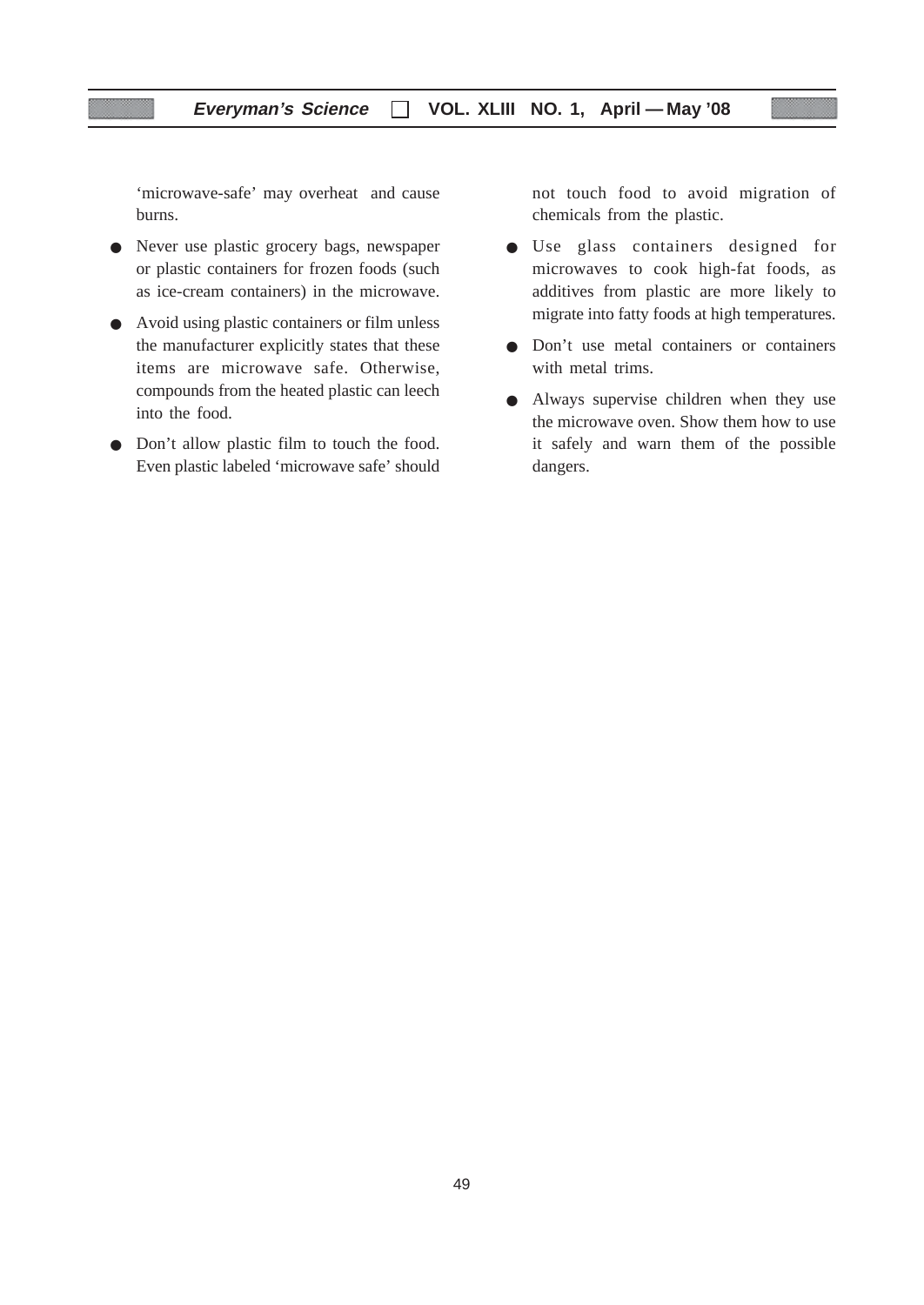'microwave-safe' may overheat and cause burns.

- Never use plastic grocery bags, newspaper or plastic containers for frozen foods (such as ice-cream containers) in the microwave.
- Avoid using plastic containers or film unless the manufacturer explicitly states that these items are microwave safe. Otherwise, compounds from the heated plastic can leech into the food.
- Don't allow plastic film to touch the food. Even plastic labeled 'microwave safe' should not touch food to avoid migration of chemicals from the plastic.
- Use glass containers designed for microwaves to cook high-fat foods, as additives from plastic are more likely to migrate into fatty foods at high temperatures.
- Don't use metal containers or containers with metal trims.
- Always supervise children when they use the microwave oven. Show them how to use it safely and warn them of the possible dangers.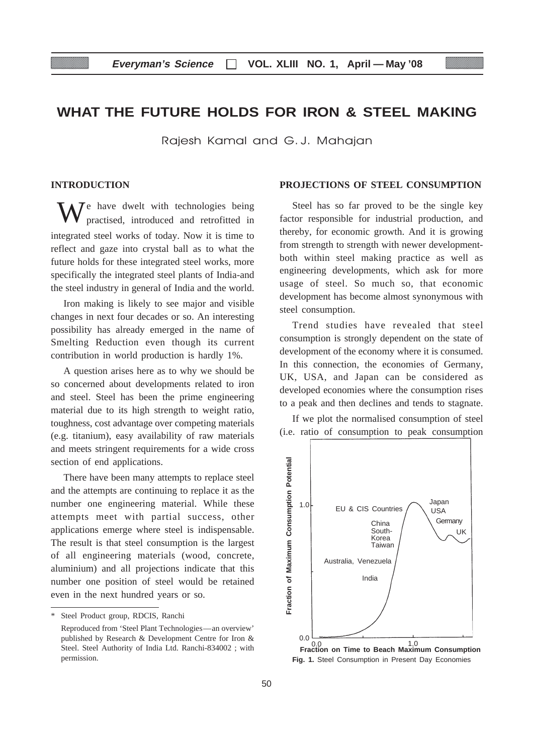# WHAT THE FUTURE HOLDS FOR IRON & STEEL MAKING

Rajesh Kamal and G. J. Mahajan

## INTRODUCTION

We have dwelt with technologies being practised, introduced and retrofitted in integrated steel works of today. Now it is time to reflect and gaze into crystal ball as to what the future holds for these integrated steel works, more specifically the integrated steel plants of India-and the steel industry in general of India and the world.

Iron making is likely to see major and visible changes in next four decades or so. An interesting possibility has already emerged in the name of Smelting Reduction even though its current contribution in world production is hardly 1%.

A question arises here as to why we should be so concerned about developments related to iron and steel. Steel has been the prime engineering material due to its high strength to weight ratio, toughness, cost advantage over competing materials (e.g. titanium), easy availability of raw materials and meets stringent requirements for a wide cross section of end applications.

There have been many attempts to replace steel and the attempts are continuing to replace it as the number one engineering material. While these attempts meet with partial success, other applications emerge where steel is indispensable. The result is that steel consumption is the largest of all engineering materials (wood, concrete, aluminium) and all projections indicate that this number one position of steel would be retained even in the next hundred years or so.

\* Steel Product group, RDCIS, Ranchi

Reproduced from 'Steel Plant Technologies—an overview' published by Research & Development Centre for Iron & Steel. Steel Authority of India Ltd. Ranchi-834002 ; with permission.

## PROJECTIONS OF STEEL CONSUMPTION

Steel has so far proved to be the single key factor responsible for industrial production, and thereby, for economic growth. And it is growing from strength to strength with newer development-both within steel making practice as well as engineering developments, which ask for more usage of steel. So much so, that economic development has become almost synonymous with steel consumption.

Trend studies have revealed that steel consumption is strongly dependent on the state of development of the economy where it is consumed. In this connection, the economies of Germany, UK, USA, and Japan can be considered as developed economies where the consumption rises to a peak and then declines and tends to stagnate.

If we plot the normalised consumption of steel (i.e. ratio of consumption to peak consumption

Fig. 1. Steel Consumption in Present Day Economies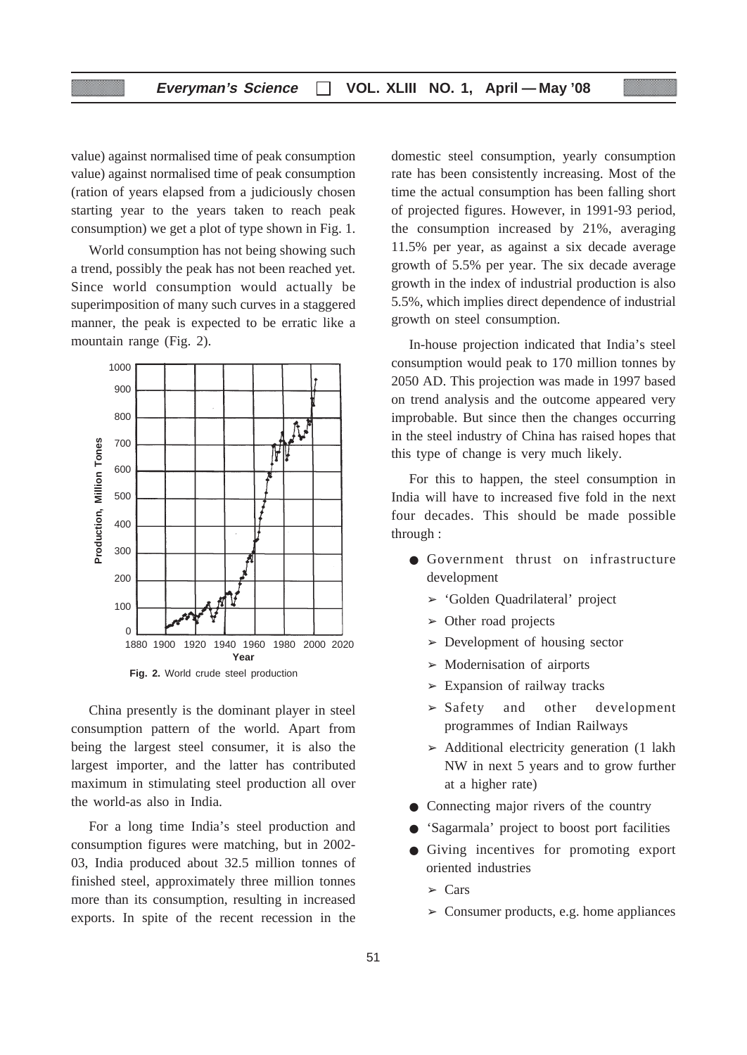value) against normalised time of peak consumption value) against normalised time of peak consumption (ration of years elapsed from a judiciously chosen starting year to the years taken to reach peak consumption) we get a plot of type shown in Fig. 1.

World consumption has not being showing such a trend, possibly the peak has not been reached yet. Since world consumption would actually be superimposition of many such curves in a staggered manner, the peak is expected to be erratic like a mountain range (Fig. 2).

Fig. 2. World crude steel production

China presently is the dominant player in steel consumption pattern of the world. Apart from being the largest steel consumer, it is also the largest importer, and the latter has contributed maximum in stimulating steel production all over the world-as also in India.

For a long time India's steel production and consumption figures were matching, but in 2002-03, India produced about 32.5 million tonnes of finished steel, approximately three million tonnes more than its consumption, resulting in increased exports. In spite of the recent recession in the domestic steel consumption, yearly consumption rate has been consistently increasing. Most of the time the actual consumption has been falling short of projected figures. However, in 1991-93 period, the consumption increased by 21%, averaging 11.5% per year, as against a six decade average growth of 5.5% per year. The six decade average growth in the index of industrial production is also 5.5%, which implies direct dependence of industrial growth on steel consumption.

In-house projection indicated that India's steel consumption would peak to 170 million tonnes by 2050 AD. This projection was made in 1997 based on trend analysis and the outcome appeared very improbable. But since then the changes occurring in the steel industry of China has raised hopes that this type of change is very much likely.

For this to happen, the steel consumption in India will have to increased five fold in the next four decades. This should be made possible through :

- Government thrust on infrastructure development
  - 'Golden Quadrilateral' project
  - Other road projects
  - Development of housing sector
  - Modernisation of airports
  - Expansion of railway tracks
  - Safety and other development programmes of Indian Railways
  - Additional electricity generation (1 lakh NW in next 5 years and to grow further at a higher rate)
- Connecting major rivers of the country
- 'Sagarmala' project to boost port facilities
- Giving incentives for promoting export oriented industries
  - Cars
  - Consumer products, e.g. home appliances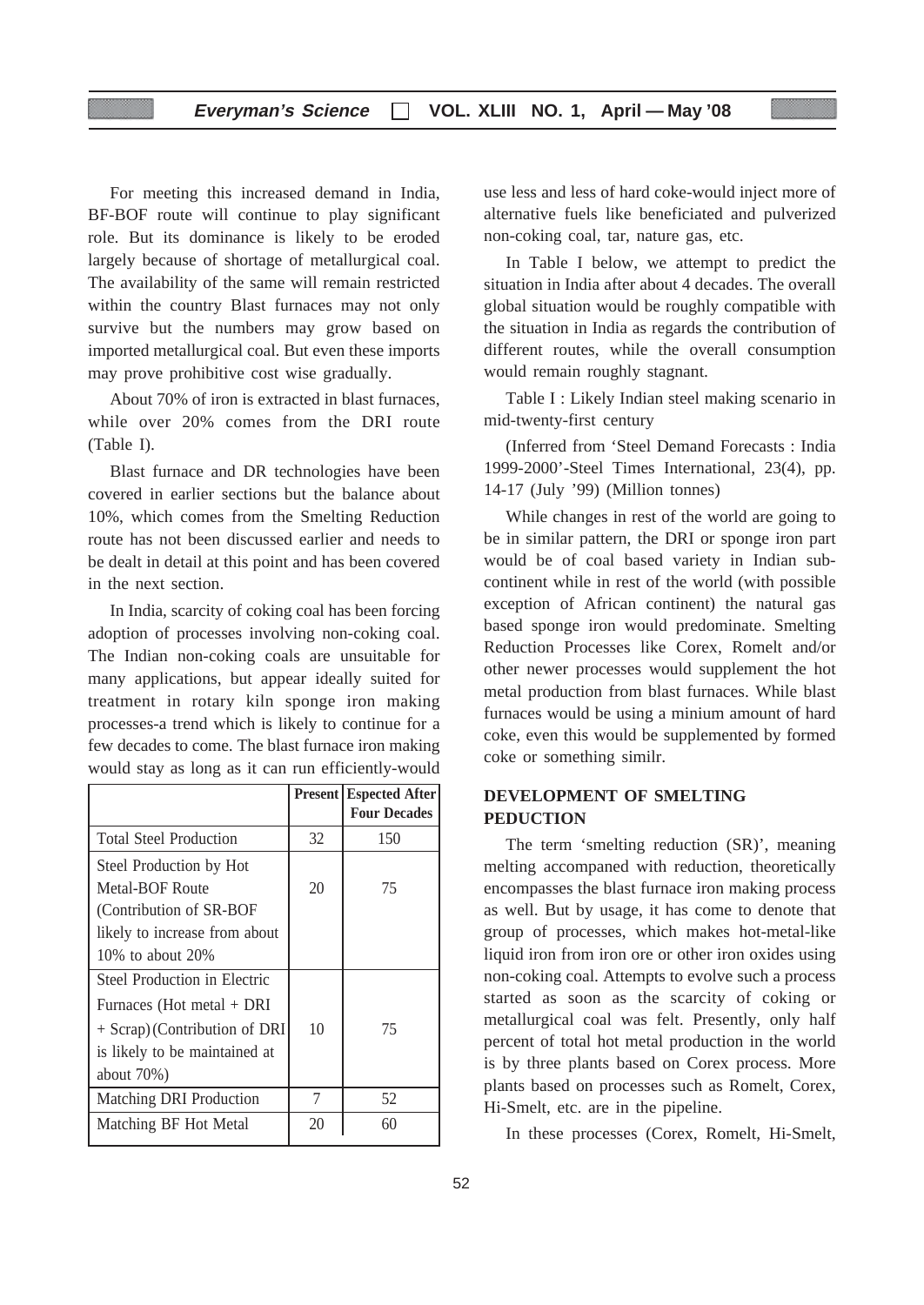For meeting this increased demand in India, BF-BOF route will continue to play significant role. But its dominance is likely to be eroded largely because of shortage of metallurgical coal. The availability of the same will remain restricted within the country Blast furnaces may not only survive but the numbers may grow based on imported metallurgical coal. But even these imports may prove prohibitive cost wise gradually.

About 70% of iron is extracted in blast furnaces, while over 20% comes from the DRI route (Table I).

Blast furnace and DR technologies have been covered in earlier sections but the balance about 10%, which comes from the Smelting Reduction route has not been discussed earlier and needs to be dealt in detail at this point and has been covered in the next section.

In India, scarcity of coking coal has been forcing adoption of processes involving non-coking coal. The Indian non-coking coals are unsuitable for many applications, but appear ideally suited for treatment in rotary kiln sponge iron making processes-a trend which is likely to continue for a few decades to come. The blast furnace iron making would stay as long as it can run efficiently-would use less and less of hard coke-would inject more of alternative fuels like beneficiated and pulverized non-coking coal, tar, nature gas, etc.

In Table I below, we attempt to predict the situation in India after about 4 decades. The overall global situation would be roughly compatible with the situation in India as regards the contribution of different routes, while the overall consumption would remain roughly stagnant.

Table I : Likely Indian steel making scenario in mid-twenty-first century

(Inferred from 'Steel Demand Forecasts : India 1999-2000'-Steel Times International, 23(4), pp. 14-17 (July '99) (Million tonnes)

| | Present | Espected After Four Decades |
|---|---|---|
| Total Steel Production | 32 | 150 |
| Steel Production by Hot Metal-BOF Route (Contribution of SR-BOF likely to increase from about 10% to about 20% | 20 | 75 |
| Steel Production in Electric Furnaces (Hot metal + DRI + Scrap) (Contribution of DRI is likely to be maintained at about 70%) | 10 | 75 |
| Matching DRI Production | 7 | 52 |
| Matching BF Hot Metal | 20 | 60 |

While changes in rest of the world are going to be in similar pattern, the DRI or sponge iron part would be of coal based variety in Indian sub-continent while in rest of the world (with possible exception of African continent) the natural gas based sponge iron would predominate. Smelting Reduction Processes like Corex, Romelt and/or other newer processes would supplement the hot metal production from blast furnaces. While blast furnaces would be using a minium amount of hard coke, even this would be supplemented by formed coke or something similr.

## DEVELOPMENT OF SMELTING PEDUCTION

The term 'smelting reduction (SR)', meaning melting accompaned with reduction, theoretically encompasses the blast furnace iron making process as well. But by usage, it has come to denote that group of processes, which makes hot-metal-like liquid iron from iron ore or other iron oxides using non-coking coal. Attempts to evolve such a process started as soon as the scarcity of coking or metallurgical coal was felt. Presently, only half percent of total hot metal production in the world is by three plants based on Corex process. More plants based on processes such as Romelt, Corex, Hi-Smelt, etc. are in the pipeline.

In these processes (Corex, Romelt, Hi-Smelt,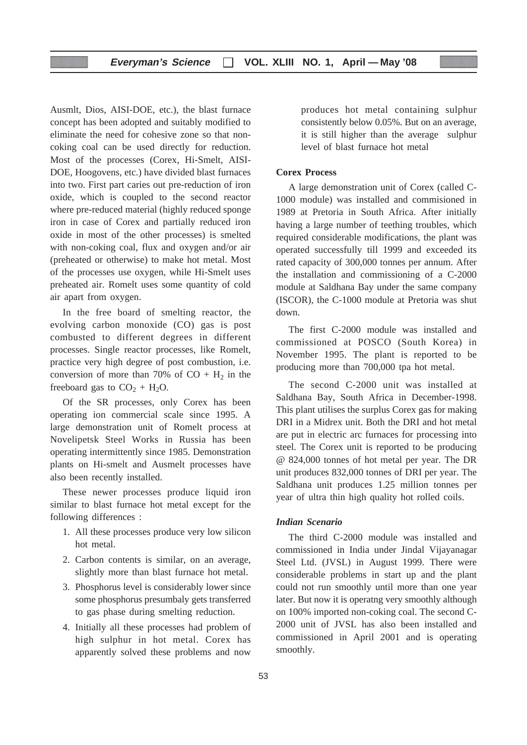Ausmlt, Dios, AISI-DOE, etc.), the blast furnace concept has been adopted and suitably modified to eliminate the need for cohesive zone so that non-coking coal can be used directly for reduction. Most of the processes (Corex, Hi-Smelt, AISI-DOE, Hoogovens, etc.) have divided blast furnaces into two. First part caries out pre-reduction of iron oxide, which is coupled to the second reactor where pre-reduced material (highly reduced sponge iron in case of Corex and partially reduced iron oxide in most of the other processes) is smelted with non-coking coal, flux and oxygen and/or air (preheated or otherwise) to make hot metal. Most of the processes use oxygen, while Hi-Smelt uses preheated air. Romelt uses some quantity of cold air apart from oxygen.

In the free board of smelting reactor, the evolving carbon monoxide (CO) gas is post combusted to different degrees in different processes. Single reactor processes, like Romelt, practice very high degree of post combustion, i.e. conversion of more than 70% of $CO + H_2$ in the freeboard gas to $CO_2 + H_2O$.

Of the SR processes, only Corex has been operating ion commercial scale since 1995. A large demonstration unit of Romelt process at Novelipetsk Steel Works in Russia has been operating intermittently since 1985. Demonstration plants on Hi-smelt and Ausmelt processes have also been recently installed.

These newer processes produce liquid iron similar to blast furnace hot metal except for the following differences :

1. All these processes produce very low silicon hot metal.
2. Carbon contents is similar, on an average, slightly more than blast furnace hot metal.
3. Phosphorus level is considerably lower since some phosphorus presumbaly gets transferred to gas phase during smelting reduction.
4. Initially all these processes had problem of high sulphur in hot metal. Corex has apparently solved these problems and now produces hot metal containing sulphur consistently below 0.05%. But on an average, it is still higher than the average sulphur level of blast furnace hot metal

**Corex Process**

A large demonstration unit of Corex (called C-1000 module) was installed and commisioned in 1989 at Pretoria in South Africa. After initially having a large number of teething troubles, which required considerable modifications, the plant was operated successfully till 1999 and exceeded its rated capacity of 300,000 tonnes per annum. After the installation and commissioning of a C-2000 module at Saldhana Bay under the same company (ISCOR), the C-1000 module at Pretoria was shut down.

The first C-2000 module was installed and commissioned at POSCO (South Korea) in November 1995. The plant is reported to be producing more than 700,000 tpa hot metal.

The second C-2000 unit was installed at Saldhana Bay, South Africa in December-1998. This plant utilises the surplus Corex gas for making DRI in a Midrex unit. Both the DRI and hot metal are put in electric arc furnaces for processing into steel. The Corex unit is reported to be producing @ 824,000 tonnes of hot metal per year. The DR unit produces 832,000 tonnes of DRI per year. The Saldhana unit produces 1.25 million tonnes per year of ultra thin high quality hot rolled coils.

***Indian Scenario***

The third C-2000 module was installed and commissioned in India under Jindal Vijayanagar Steel Ltd. (JVSL) in August 1999. There were considerable problems in start up and the plant could not run smoothly until more than one year later. But now it is operatng very smoothly although on 100% imported non-coking coal. The second C-2000 unit of JVSL has also been installed and commissioned in April 2001 and is operating smoothly.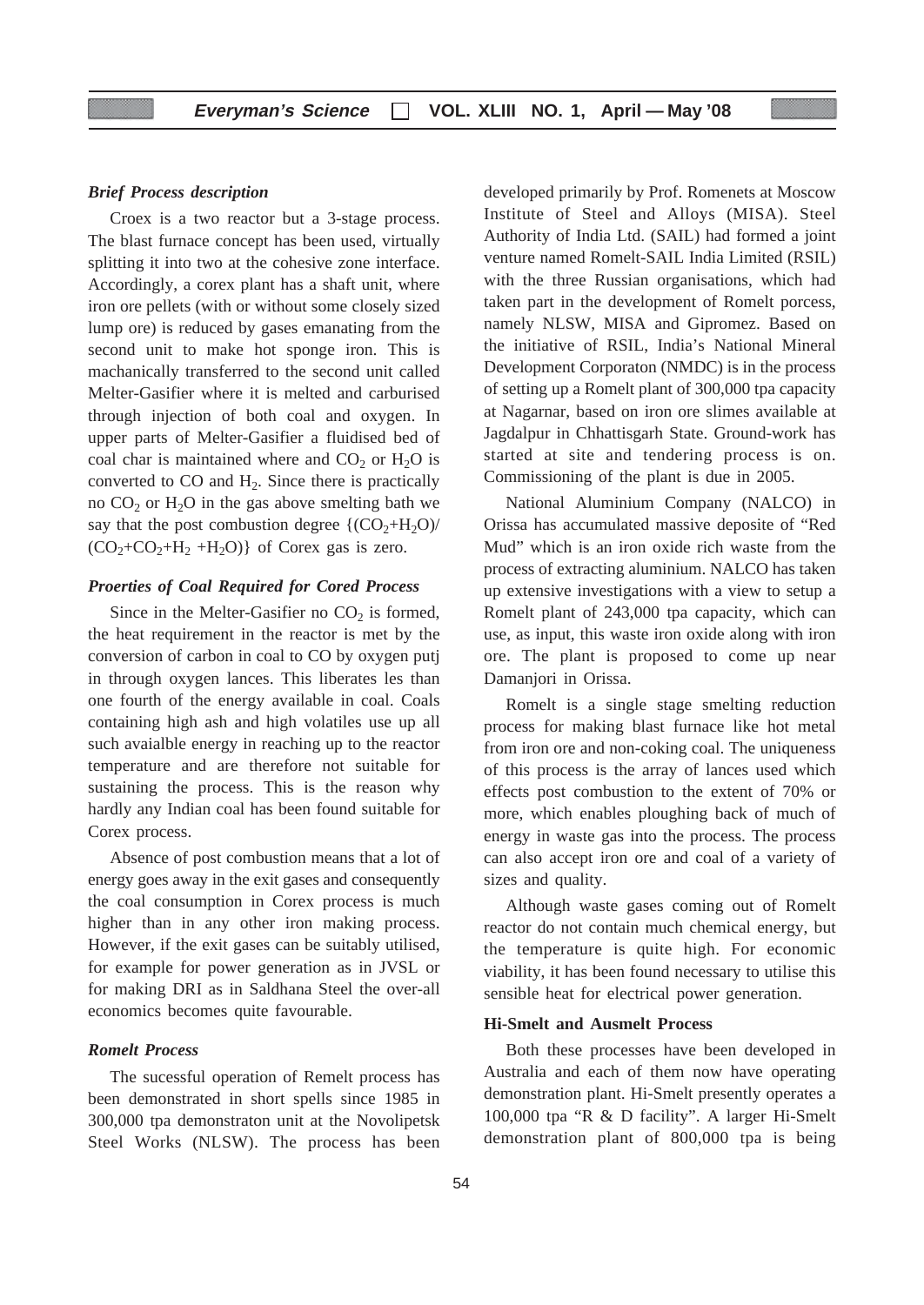### *Brief Process description*

Croex is a two reactor but a 3-stage process. The blast furnace concept has been used, virtually splitting it into two at the cohesive zone interface. Accordingly, a corex plant has a shaft unit, where iron ore pellets (with or without some closely sized lump ore) is reduced by gases emanating from the second unit to make hot sponge iron. This is machanically transferred to the second unit called Melter-Gasifier where it is melted and carburised through injection of both coal and oxygen. In upper parts of Melter-Gasifier a fluidised bed of coal char is maintained where and $CO_2$ or $H_2O$ is converted to CO and $H_2$. Since there is practically no $CO_2$ or $H_2O$ in the gas above smelting bath we say that the post combustion degree $\{(CO_2+H_2O)/(CO_2+CO_2+H_2+H_2O)\}$ of Corex gas is zero.

### *Proerties of Coal Required for Cored Process*

Since in the Melter-Gasifier no $CO_2$ is formed, the heat requirement in the reactor is met by the conversion of carbon in coal to CO by oxygen putj in through oxygen lances. This liberates les than one fourth of the energy available in coal. Coals containing high ash and high volatiles use up all such avaialble energy in reaching up to the reactor temperature and are therefore not suitable for sustaining the process. This is the reason why hardly any Indian coal has been found suitable for Corex process.

Absence of post combustion means that a lot of energy goes away in the exit gases and consequently the coal consumption in Corex process is much higher than in any other iron making process. However, if the exit gases can be suitably utilised, for example for power generation as in JVSL or for making DRI as in Saldhana Steel the over-all economics becomes quite favourable.

### *Romelt Process*

The sucessful operation of Remelt process has been demonstrated in short spells since 1985 in 300,000 tpa demonstraton unit at the Novolipetsk Steel Works (NLSW). The process has been developed primarily by Prof. Romenets at Moscow Institute of Steel and Alloys (MISA). Steel Authority of India Ltd. (SAIL) had formed a joint venture named Romelt-SAIL India Limited (RSIL) with the three Russian organisations, which had taken part in the development of Romelt porcess, namely NLSW, MISA and Gipromez. Based on the initiative of RSIL, India's National Mineral Development Corporaton (NMDC) is in the process of setting up a Romelt plant of 300,000 tpa capacity at Nagarnar, based on iron ore slimes available at Jagdalpur in Chhattisgarh State. Ground-work has started at site and tendering process is on. Commissioning of the plant is due in 2005.

National Aluminium Company (NALCO) in Orissa has accumulated massive deposite of "Red Mud" which is an iron oxide rich waste from the process of extracting aluminium. NALCO has taken up extensive investigations with a view to setup a Romelt plant of 243,000 tpa capacity, which can use, as input, this waste iron oxide along with iron ore. The plant is proposed to come up near Damanjori in Orissa.

Romelt is a single stage smelting reduction process for making blast furnace like hot metal from iron ore and non-coking coal. The uniqueness of this process is the array of lances used which effects post combustion to the extent of 70% or more, which enables ploughing back of much of energy in waste gas into the process. The process can also accept iron ore and coal of a variety of sizes and quality.

Although waste gases coming out of Romelt reactor do not contain much chemical energy, but the temperature is quite high. For economic viability, it has been found necessary to utilise this sensible heat for electrical power generation.

### Hi-Smelt and Ausmelt Process

Both these processes have been developed in Australia and each of them now have operating demonstration plant. Hi-Smelt presently operates a 100,000 tpa "R & D facility". A larger Hi-Smelt demonstration plant of 800,000 tpa is being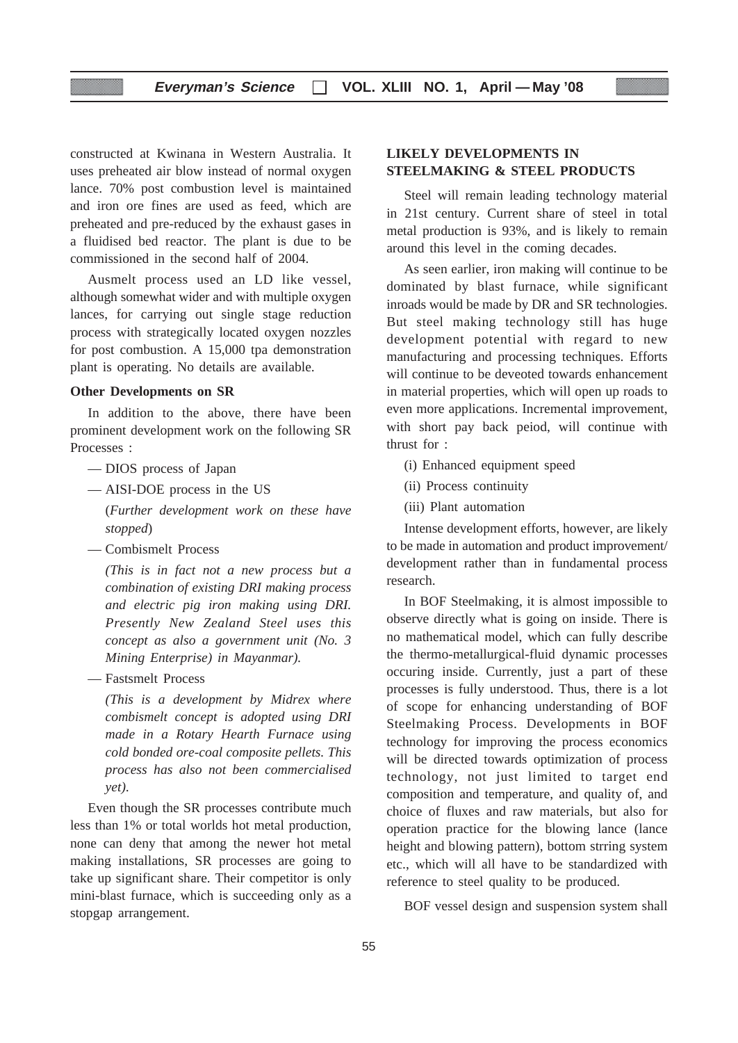constructed at Kwinana in Western Australia. It uses preheated air blow instead of normal oxygen lance. 70% post combustion level is maintained and iron ore fines are used as feed, which are preheated and pre-reduced by the exhaust gases in a fluidised bed reactor. The plant is due to be commissioned in the second half of 2004.

Ausmelt process used an LD like vessel, although somewhat wider and with multiple oxygen lances, for carrying out single stage reduction process with strategically located oxygen nozzles for post combustion. A 15,000 tpa demonstration plant is operating. No details are available.

### Other Developments on SR

In addition to the above, there have been prominent development work on the following SR Processes :

- DIOS process of Japan
- AISI-DOE process in the US

  (*Further development work on these have stopped*)
- Combismelt Process

  *(This is in fact not a new process but a combination of existing DRI making process and electric pig iron making using DRI. Presently New Zealand Steel uses this concept as also a government unit (No. 3 Mining Enterprise) in Mayanmar).*
- Fastsmelt Process

  *(This is a development by Midrex where combismelt concept is adopted using DRI made in a Rotary Hearth Furnace using cold bonded ore-coal composite pellets. This process has also not been commercialised yet).*

Even though the SR processes contribute much less than 1% or total worlds hot metal production, none can deny that among the newer hot metal making installations, SR processes are going to take up significant share. Their competitor is only mini-blast furnace, which is succeeding only as a stopgap arrangement.

## LIKELY DEVELOPMENTS IN STEELMAKING & STEEL PRODUCTS

Steel will remain leading technology material in 21st century. Current share of steel in total metal production is 93%, and is likely to remain around this level in the coming decades.

As seen earlier, iron making will continue to be dominated by blast furnace, while significant inroads would be made by DR and SR technologies. But steel making technology still has huge development potential with regard to new manufacturing and processing techniques. Efforts will continue to be deveoted towards enhancement in material properties, which will open up roads to even more applications. Incremental improvement, with short pay back peiod, will continue with thrust for :

(i) Enhanced equipment speed

(ii) Process continuity

(iii) Plant automation

Intense development efforts, however, are likely to be made in automation and product improvement/ development rather than in fundamental process research.

In BOF Steelmaking, it is almost impossible to observe directly what is going on inside. There is no mathematical model, which can fully describe the thermo-metallurgical-fluid dynamic processes occuring inside. Currently, just a part of these processes is fully understood. Thus, there is a lot of scope for enhancing understanding of BOF Steelmaking Process. Developments in BOF technology for improving the process economics will be directed towards optimization of process technology, not just limited to target end composition and temperature, and quality of, and choice of fluxes and raw materials, but also for operation practice for the blowing lance (lance height and blowing pattern), bottom strring system etc., which will all have to be standardized with reference to steel quality to be produced.

BOF vessel design and suspension system shall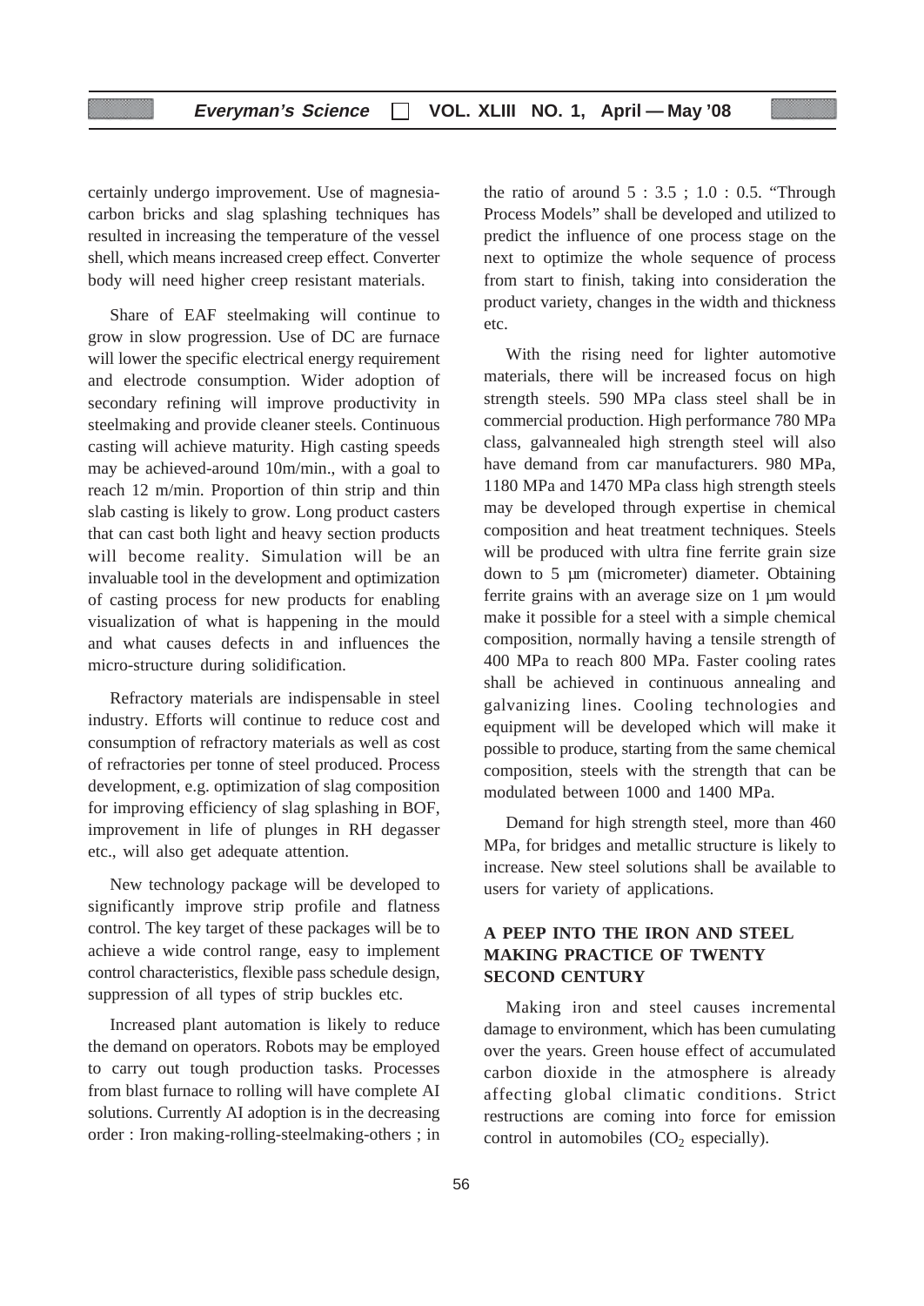certainly undergo improvement. Use of magnesia-carbon bricks and slag splashing techniques has resulted in increasing the temperature of the vessel shell, which means increased creep effect. Converter body will need higher creep resistant materials.

Share of EAF steelmaking will continue to grow in slow progression. Use of DC are furnace will lower the specific electrical energy requirement and electrode consumption. Wider adoption of secondary refining will improve productivity in steelmaking and provide cleaner steels. Continuous casting will achieve maturity. High casting speeds may be achieved-around 10m/min., with a goal to reach 12 m/min. Proportion of thin strip and thin slab casting is likely to grow. Long product casters that can cast both light and heavy section products will become reality. Simulation will be an invaluable tool in the development and optimization of casting process for new products for enabling visualization of what is happening in the mould and what causes defects in and influences the micro-structure during solidification.

Refractory materials are indispensable in steel industry. Efforts will continue to reduce cost and consumption of refractory materials as well as cost of refractories per tonne of steel produced. Process development, e.g. optimization of slag composition for improving efficiency of slag splashing in BOF, improvement in life of plunges in RH degasser etc., will also get adequate attention.

New technology package will be developed to significantly improve strip profile and flatness control. The key target of these packages will be to achieve a wide control range, easy to implement control characteristics, flexible pass schedule design, suppression of all types of strip buckles etc.

Increased plant automation is likely to reduce the demand on operators. Robots may be employed to carry out tough production tasks. Processes from blast furnace to rolling will have complete AI solutions. Currently AI adoption is in the decreasing order : Iron making-rolling-steelmaking-others ; in the ratio of around 5 : 3.5 ; 1.0 : 0.5. "Through Process Models" shall be developed and utilized to predict the influence of one process stage on the next to optimize the whole sequence of process from start to finish, taking into consideration the product variety, changes in the width and thickness etc.

With the rising need for lighter automotive materials, there will be increased focus on high strength steels. 590 MPa class steel shall be in commercial production. High performance 780 MPa class, galvannealed high strength steel will also have demand from car manufacturers. 980 MPa, 1180 MPa and 1470 MPa class high strength steels may be developed through expertise in chemical composition and heat treatment techniques. Steels will be produced with ultra fine ferrite grain size down to 5 µm (micrometer) diameter. Obtaining ferrite grains with an average size on 1 µm would make it possible for a steel with a simple chemical composition, normally having a tensile strength of 400 MPa to reach 800 MPa. Faster cooling rates shall be achieved in continuous annealing and galvanizing lines. Cooling technologies and equipment will be developed which will make it possible to produce, starting from the same chemical composition, steels with the strength that can be modulated between 1000 and 1400 MPa.

Demand for high strength steel, more than 460 MPa, for bridges and metallic structure is likely to increase. New steel solutions shall be available to users for variety of applications.

## A PEEP INTO THE IRON AND STEEL MAKING PRACTICE OF TWENTY SECOND CENTURY

Making iron and steel causes incremental damage to environment, which has been cumulating over the years. Green house effect of accumulated carbon dioxide in the atmosphere is already affecting global climatic conditions. Strict restructions are coming into force for emission control in automobiles ($CO_2$ especially).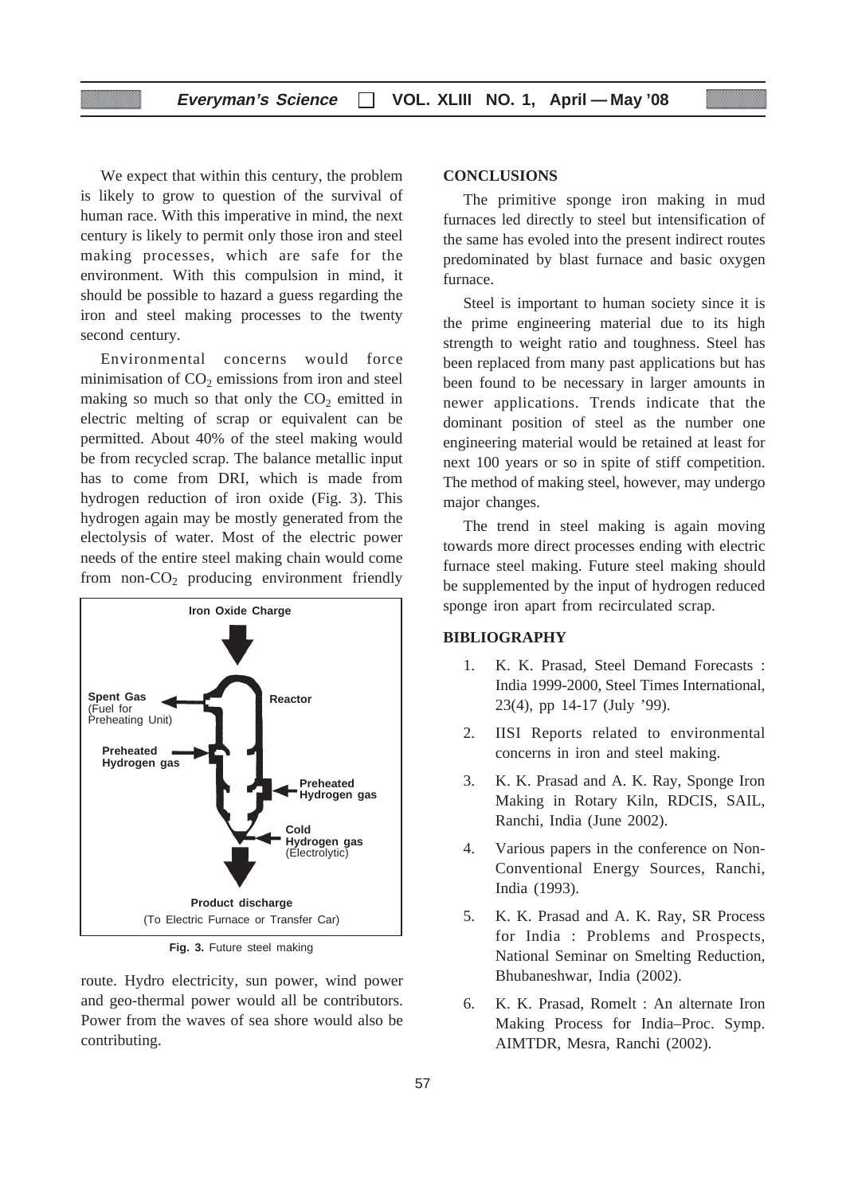We expect that within this century, the problem is likely to grow to question of the survival of human race. With this imperative in mind, the next century is likely to permit only those iron and steel making processes, which are safe for the environment. With this compulsion in mind, it should be possible to hazard a guess regarding the iron and steel making processes to the twenty second century.

Environmental concerns would force minimisation of $CO_2$ emissions from iron and steel making so much so that only the $CO_2$ emitted in electric melting of scrap or equivalent can be permitted. About 40% of the steel making would be from recycled scrap. The balance metallic input has to come from DRI, which is made from hydrogen reduction of iron oxide (Fig. 3). This hydrogen again may be mostly generated from the electolysis of water. Most of the electric power needs of the entire steel making chain would come from non-$CO_2$ producing environment friendly route. Hydro electricity, sun power, wind power and geo-thermal power would all be contributors. Power from the waves of sea shore would also be contributing.

Iron Oxide Charge

Spent Gas (Fuel for Preheating Unit)

Reactor

Preheated Hydrogen gas

Preheated Hydrogen gas

Cold Hydrogen gas (Electrolytic)

Product discharge (To Electric Furnace or Transfer Car)

**Fig. 3.** Future steel making

## CONCLUSIONS

The primitive sponge iron making in mud furnaces led directly to steel but intensification of the same has evoled into the present indirect routes predominated by blast furnace and basic oxygen furnace.

Steel is important to human society since it is the prime engineering material due to its high strength to weight ratio and toughness. Steel has been replaced from many past applications but has been found to be necessary in larger amounts in newer applications. Trends indicate that the dominant position of steel as the number one engineering material would be retained at least for next 100 years or so in spite of stiff competition. The method of making steel, however, may undergo major changes.

The trend in steel making is again moving towards more direct processes ending with electric furnace steel making. Future steel making should be supplemented by the input of hydrogen reduced sponge iron apart from recirculated scrap.

## BIBLIOGRAPHY

1. K. K. Prasad, Steel Demand Forecasts : India 1999-2000, Steel Times International, 23(4), pp 14-17 (July '99).
2. IISI Reports related to environmental concerns in iron and steel making.
3. K. K. Prasad and A. K. Ray, Sponge Iron Making in Rotary Kiln, RDCIS, SAIL, Ranchi, India (June 2002).
4. Various papers in the conference on Non-Conventional Energy Sources, Ranchi, India (1993).
5. K. K. Prasad and A. K. Ray, SR Process for India : Problems and Prospects, National Seminar on Smelting Reduction, Bhubaneshwar, India (2002).
6. K. K. Prasad, Romelt : An alternate Iron Making Process for India–Proc. Symp. AIMTDR, Mesra, Ranchi (2002).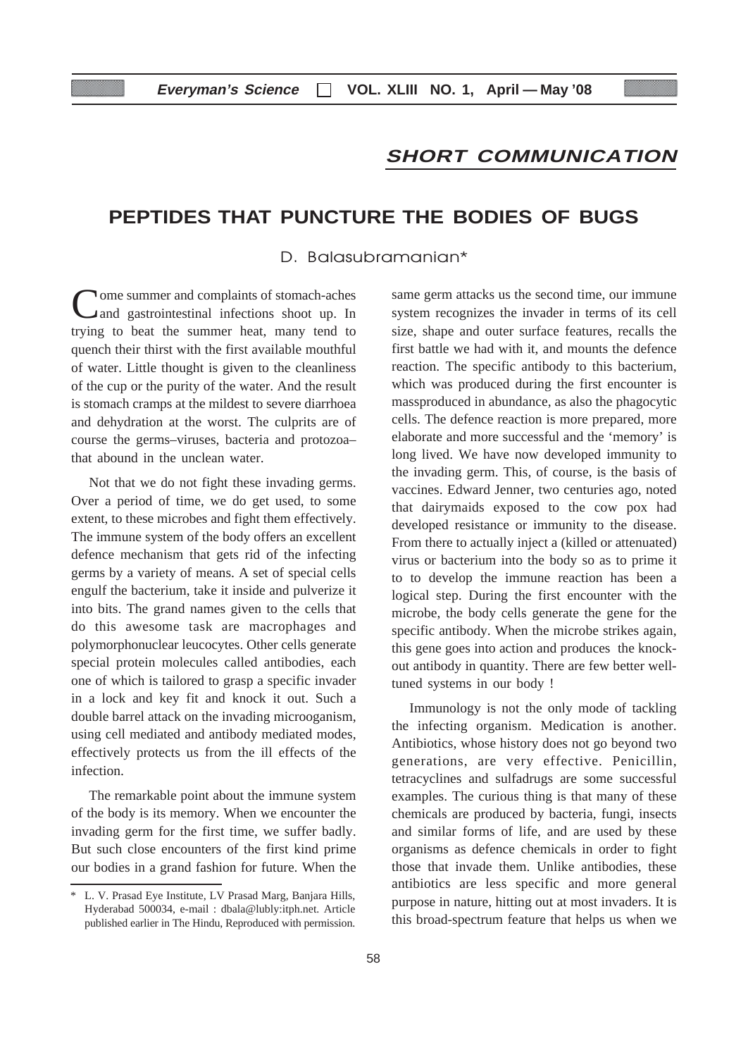## SHORT COMMUNICATION

# PEPTIDES THAT PUNCTURE THE BODIES OF BUGS

D. Balasubramanian*

Come summer and complaints of stomach-aches and gastrointestinal infections shoot up. In trying to beat the summer heat, many tend to quench their thirst with the first available mouthful of water. Little thought is given to the cleanliness of the cup or the purity of the water. And the result is stomach cramps at the mildest to severe diarrhoea and dehydration at the worst. The culprits are of course the germs–viruses, bacteria and protozoa–that abound in the unclean water.

Not that we do not fight these invading germs. Over a period of time, we do get used, to some extent, to these microbes and fight them effectively. The immune system of the body offers an excellent defence mechanism that gets rid of the infecting germs by a variety of means. A set of special cells engulf the bacterium, take it inside and pulverize it into bits. The grand names given to the cells that do this awesome task are macrophages and polymorphonuclear leucocytes. Other cells generate special protein molecules called antibodies, each one of which is tailored to grasp a specific invader in a lock and key fit and knock it out. Such a double barrel attack on the invading microoganism, using cell mediated and antibody mediated modes, effectively protects us from the ill effects of the infection.

The remarkable point about the immune system of the body is its memory. When we encounter the invading germ for the first time, we suffer badly. But such close encounters of the first kind prime our bodies in a grand fashion for future. When the same germ attacks us the second time, our immune system recognizes the invader in terms of its cell size, shape and outer surface features, recalls the first battle we had with it, and mounts the defence reaction. The specific antibody to this bacterium, which was produced during the first encounter is massproduced in abundance, as also the phagocytic cells. The defence reaction is more prepared, more elaborate and more successful and the 'memory' is long lived. We have now developed immunity to the invading germ. This, of course, is the basis of vaccines. Edward Jenner, two centuries ago, noted that dairymaids exposed to the cow pox had developed resistance or immunity to the disease. From there to actually inject a (killed or attenuated) virus or bacterium into the body so as to prime it to to develop the immune reaction has been a logical step. During the first encounter with the microbe, the body cells generate the gene for the specific antibody. When the microbe strikes again, this gene goes into action and produces the knock-out antibody in quantity. There are few better well-tuned systems in our body !

Immunology is not the only mode of tackling the infecting organism. Medication is another. Antibiotics, whose history does not go beyond two generations, are very effective. Penicillin, tetracyclines and sulfadrugs are some successful examples. The curious thing is that many of these chemicals are produced by bacteria, fungi, insects and similar forms of life, and are used by these organisms as defence chemicals in order to fight those that invade them. Unlike antibodies, these antibiotics are less specific and more general purpose in nature, hitting out at most invaders. It is this broad-spectrum feature that helps us when we

\* L. V. Prasad Eye Institute, LV Prasad Marg, Banjara Hills, Hyderabad 500034, e-mail : dbala@lubly:itph.net. Article published earlier in The Hindu, Reproduced with permission.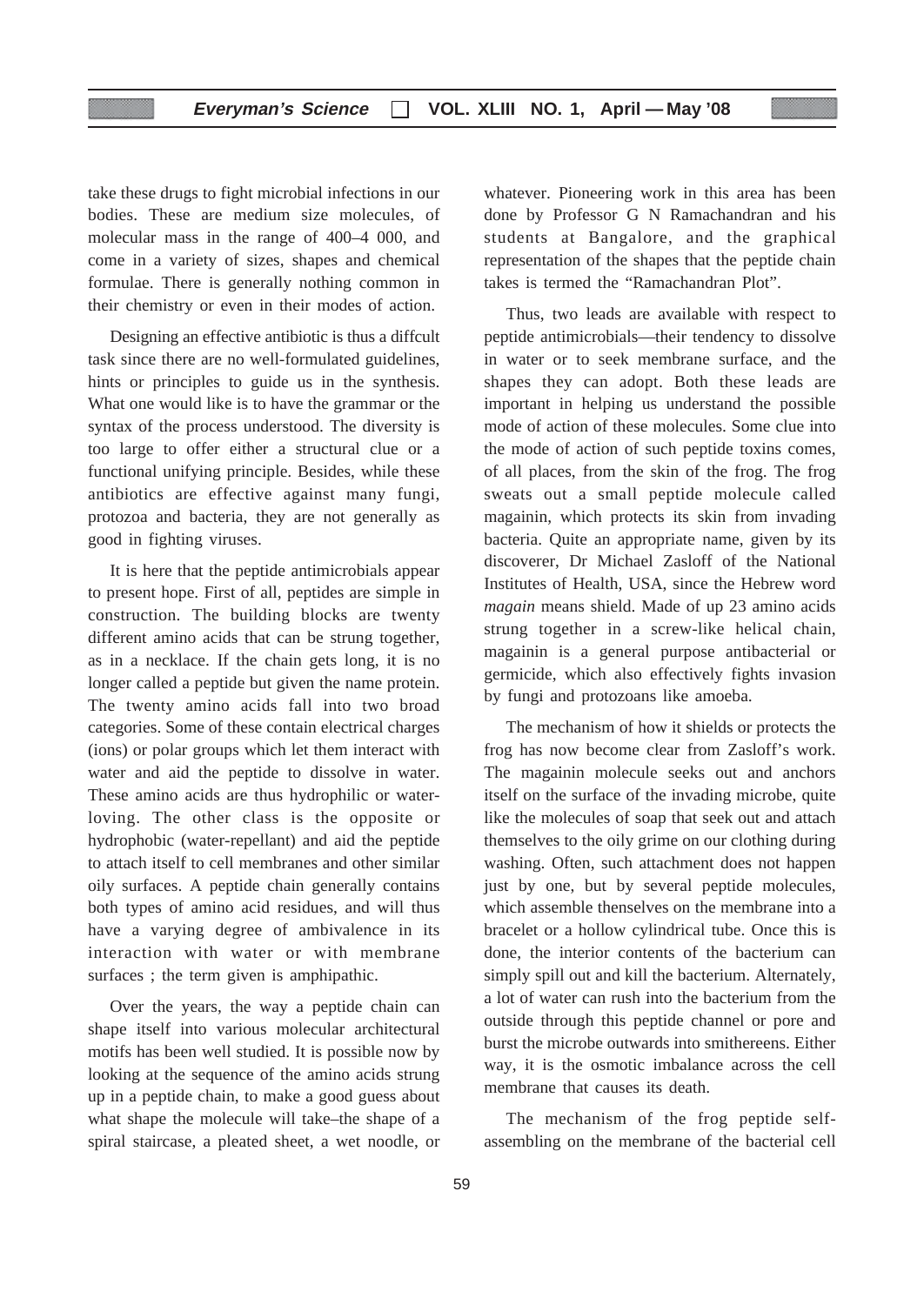take these drugs to fight microbial infections in our bodies. These are medium size molecules, of molecular mass in the range of 400–4 000, and come in a variety of sizes, shapes and chemical formulae. There is generally nothing common in their chemistry or even in their modes of action.

Designing an effective antibiotic is thus a diffcult task since there are no well-formulated guidelines, hints or principles to guide us in the synthesis. What one would like is to have the grammar or the syntax of the process understood. The diversity is too large to offer either a structural clue or a functional unifying principle. Besides, while these antibiotics are effective against many fungi, protozoa and bacteria, they are not generally as good in fighting viruses.

It is here that the peptide antimicrobials appear to present hope. First of all, peptides are simple in construction. The building blocks are twenty different amino acids that can be strung together, as in a necklace. If the chain gets long, it is no longer called a peptide but given the name protein. The twenty amino acids fall into two broad categories. Some of these contain electrical charges (ions) or polar groups which let them interact with water and aid the peptide to dissolve in water. These amino acids are thus hydrophilic or water-loving. The other class is the opposite or hydrophobic (water-repellant) and aid the peptide to attach itself to cell membranes and other similar oily surfaces. A peptide chain generally contains both types of amino acid residues, and will thus have a varying degree of ambivalence in its interaction with water or with membrane surfaces ; the term given is amphipathic.

Over the years, the way a peptide chain can shape itself into various molecular architectural motifs has been well studied. It is possible now by looking at the sequence of the amino acids strung up in a peptide chain, to make a good guess about what shape the molecule will take–the shape of a spiral staircase, a pleated sheet, a wet noodle, or whatever. Pioneering work in this area has been done by Professor G N Ramachandran and his students at Bangalore, and the graphical representation of the shapes that the peptide chain takes is termed the "Ramachandran Plot".

Thus, two leads are available with respect to peptide antimicrobials—their tendency to dissolve in water or to seek membrane surface, and the shapes they can adopt. Both these leads are important in helping us understand the possible mode of action of these molecules. Some clue into the mode of action of such peptide toxins comes, of all places, from the skin of the frog. The frog sweats out a small peptide molecule called magainin, which protects its skin from invading bacteria. Quite an appropriate name, given by its discoverer, Dr Michael Zasloff of the National Institutes of Health, USA, since the Hebrew word *magain* means shield. Made of up 23 amino acids strung together in a screw-like helical chain, magainin is a general purpose antibacterial or germicide, which also effectively fights invasion by fungi and protozoans like amoeba.

The mechanism of how it shields or protects the frog has now become clear from Zasloff's work. The magainin molecule seeks out and anchors itself on the surface of the invading microbe, quite like the molecules of soap that seek out and attach themselves to the oily grime on our clothing during washing. Often, such attachment does not happen just by one, but by several peptide molecules, which assemble thenselves on the membrane into a bracelet or a hollow cylindrical tube. Once this is done, the interior contents of the bacterium can simply spill out and kill the bacterium. Alternately, a lot of water can rush into the bacterium from the outside through this peptide channel or pore and burst the microbe outwards into smithereens. Either way, it is the osmotic imbalance across the cell membrane that causes its death.

The mechanism of the frog peptide self-assembling on the membrane of the bacterial cell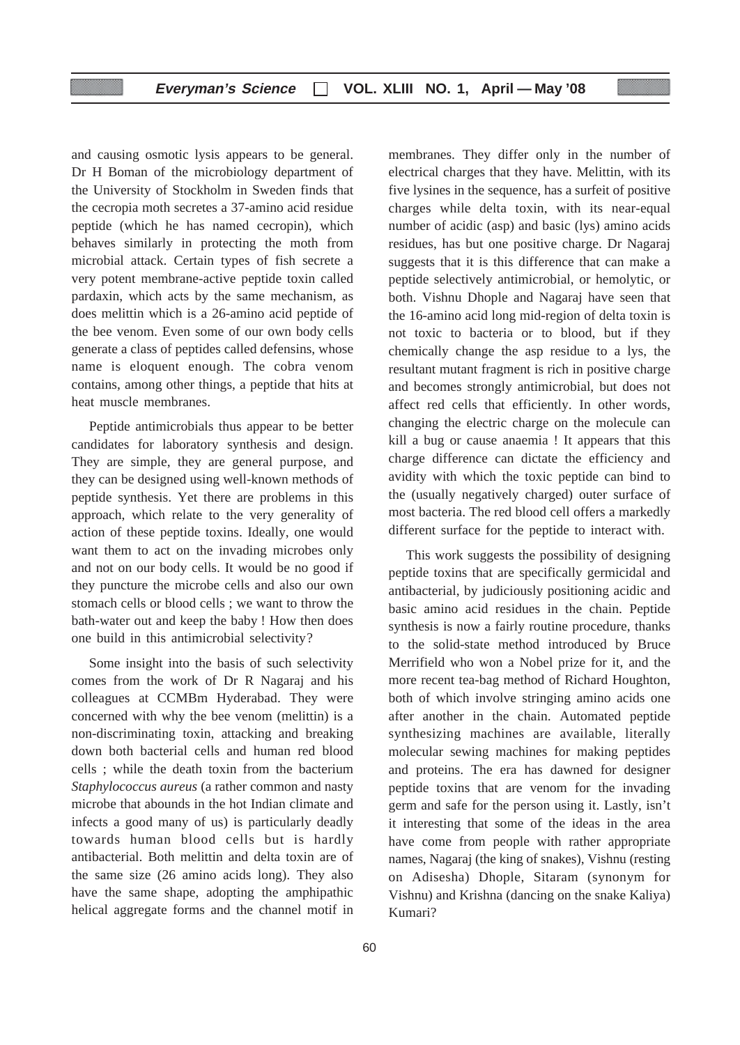and causing osmotic lysis appears to be general. Dr H Boman of the microbiology department of the University of Stockholm in Sweden finds that the cecropia moth secretes a 37-amino acid residue peptide (which he has named cecropin), which behaves similarly in protecting the moth from microbial attack. Certain types of fish secrete a very potent membrane-active peptide toxin called pardaxin, which acts by the same mechanism, as does melittin which is a 26-amino acid peptide of the bee venom. Even some of our own body cells generate a class of peptides called defensins, whose name is eloquent enough. The cobra venom contains, among other things, a peptide that hits at heat muscle membranes.

Peptide antimicrobials thus appear to be better candidates for laboratory synthesis and design. They are simple, they are general purpose, and they can be designed using well-known methods of peptide synthesis. Yet there are problems in this approach, which relate to the very generality of action of these peptide toxins. Ideally, one would want them to act on the invading microbes only and not on our body cells. It would be no good if they puncture the microbe cells and also our own stomach cells or blood cells ; we want to throw the bath-water out and keep the baby ! How then does one build in this antimicrobial selectivity?

Some insight into the basis of such selectivity comes from the work of Dr R Nagaraj and his colleagues at CCMBm Hyderabad. They were concerned with why the bee venom (melittin) is a non-discriminating toxin, attacking and breaking down both bacterial cells and human red blood cells ; while the death toxin from the bacterium *Staphylococcus aureus* (a rather common and nasty microbe that abounds in the hot Indian climate and infects a good many of us) is particularly deadly towards human blood cells but is hardly antibacterial. Both melittin and delta toxin are of the same size (26 amino acids long). They also have the same shape, adopting the amphipathic helical aggregate forms and the channel motif in membranes. They differ only in the number of electrical charges that they have. Melittin, with its five lysines in the sequence, has a surfeit of positive charges while delta toxin, with its near-equal number of acidic (asp) and basic (lys) amino acids residues, has but one positive charge. Dr Nagaraj suggests that it is this difference that can make a peptide selectively antimicrobial, or hemolytic, or both. Vishnu Dhople and Nagaraj have seen that the 16-amino acid long mid-region of delta toxin is not toxic to bacteria or to blood, but if they chemically change the asp residue to a lys, the resultant mutant fragment is rich in positive charge and becomes strongly antimicrobial, but does not affect red cells that efficiently. In other words, changing the electric charge on the molecule can kill a bug or cause anaemia ! It appears that this charge difference can dictate the efficiency and avidity with which the toxic peptide can bind to the (usually negatively charged) outer surface of most bacteria. The red blood cell offers a markedly different surface for the peptide to interact with.

This work suggests the possibility of designing peptide toxins that are specifically germicidal and antibacterial, by judiciously positioning acidic and basic amino acid residues in the chain. Peptide synthesis is now a fairly routine procedure, thanks to the solid-state method introduced by Bruce Merrifield who won a Nobel prize for it, and the more recent tea-bag method of Richard Houghton, both of which involve stringing amino acids one after another in the chain. Automated peptide synthesizing machines are available, literally molecular sewing machines for making peptides and proteins. The era has dawned for designer peptide toxins that are venom for the invading germ and safe for the person using it. Lastly, isn't it interesting that some of the ideas in the area have come from people with rather appropriate names, Nagaraj (the king of snakes), Vishnu (resting on Adisesha) Dhople, Sitaram (synonym for Vishnu) and Krishna (dancing on the snake Kaliya) Kumari?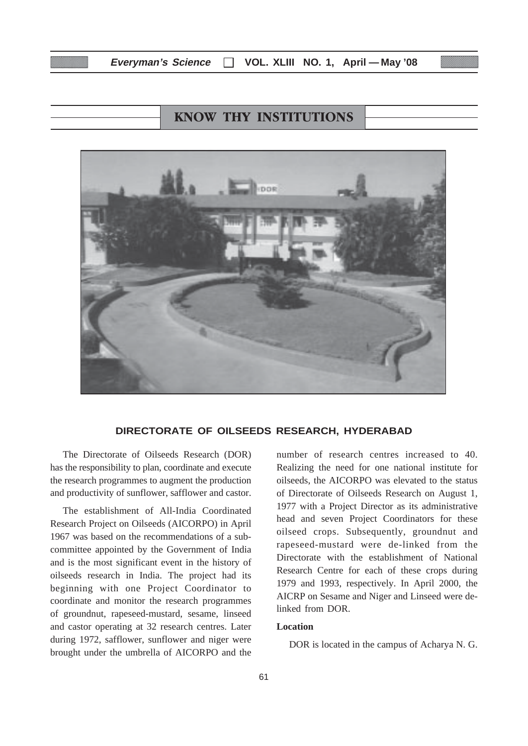## KNOW THY INSTITUTIONS

### DIRECTORATE OF OILSEEDS RESEARCH, HYDERABAD

The Directorate of Oilseeds Research (DOR) has the responsibility to plan, coordinate and execute the research programmes to augment the production and productivity of sunflower, safflower and castor.

The establishment of All-India Coordinated Research Project on Oilseeds (AICORPO) in April 1967 was based on the recommendations of a sub-committee appointed by the Government of India and is the most significant event in the history of oilseeds research in India. The project had its beginning with one Project Coordinator to coordinate and monitor the research programmes of groundnut, rapeseed-mustard, sesame, linseed and castor operating at 32 research centres. Later during 1972, safflower, sunflower and niger were brought under the umbrella of AICORPO and the number of research centres increased to 40. Realizing the need for one national institute for oilseeds, the AICORPO was elevated to the status of Directorate of Oilseeds Research on August 1, 1977 with a Project Director as its administrative head and seven Project Coordinators for these oilseed crops. Subsequently, groundnut and rapeseed-mustard were de-linked from the Directorate with the establishment of National Research Centre for each of these crops during 1979 and 1993, respectively. In April 2000, the AICRP on Sesame and Niger and Linseed were de-linked from DOR.

#### Location

DOR is located in the campus of Acharya N. G.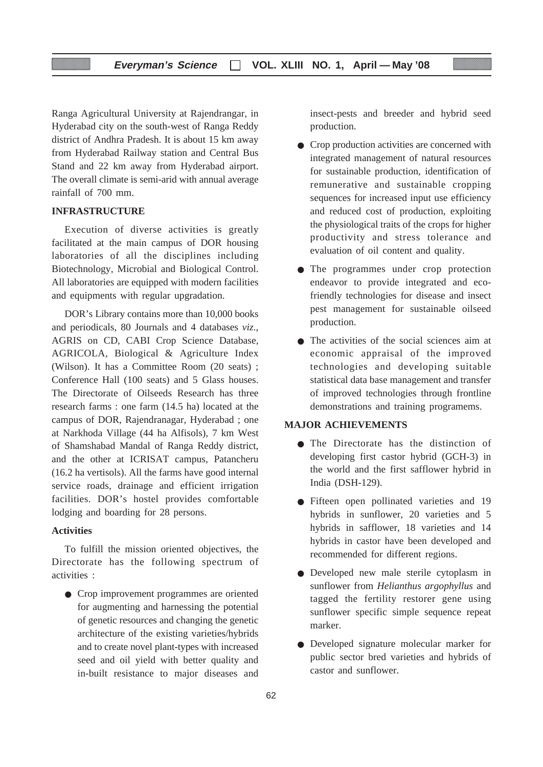Ranga Agricultural University at Rajendrangar, in Hyderabad city on the south-west of Ranga Reddy district of Andhra Pradesh. It is about 15 km away from Hyderabad Railway station and Central Bus Stand and 22 km away from Hyderabad airport. The overall climate is semi-arid with annual average rainfall of 700 mm.

## INFRASTRUCTURE

Execution of diverse activities is greatly facilitated at the main campus of DOR housing laboratories of all the disciplines including Biotechnology, Microbial and Biological Control. All laboratories are equipped with modern facilities and equipments with regular upgradation.

DOR's Library contains more than 10,000 books and periodicals, 80 Journals and 4 databases *viz*., AGRIS on CD, CABI Crop Science Database, AGRICOLA, Biological & Agriculture Index (Wilson). It has a Committee Room (20 seats) ; Conference Hall (100 seats) and 5 Glass houses. The Directorate of Oilseeds Research has three research farms : one farm (14.5 ha) located at the campus of DOR, Rajendranagar, Hyderabad ; one at Narkhoda Village (44 ha Alfisols), 7 km West of Shamshabad Mandal of Ranga Reddy district, and the other at ICRISAT campus, Patancheru (16.2 ha vertisols). All the farms have good internal service roads, drainage and efficient irrigation facilities. DOR's hostel provides comfortable lodging and boarding for 28 persons.

### Activities

To fulfill the mission oriented objectives, the Directorate has the following spectrum of activities :

- Crop improvement programmes are oriented for augmenting and harnessing the potential of genetic resources and changing the genetic architecture of the existing varieties/hybrids and to create novel plant-types with increased seed and oil yield with better quality and in-built resistance to major diseases and insect-pests and breeder and hybrid seed production.
- Crop production activities are concerned with integrated management of natural resources for sustainable production, identification of remunerative and sustainable cropping sequences for increased input use efficiency and reduced cost of production, exploiting the physiological traits of the crops for higher productivity and stress tolerance and evaluation of oil content and quality.
- The programmes under crop protection endeavor to provide integrated and eco-friendly technologies for disease and insect pest management for sustainable oilseed production.
- The activities of the social sciences aim at economic appraisal of the improved technologies and developing suitable statistical data base management and transfer of improved technologies through frontline demonstrations and training programems.

## MAJOR ACHIEVEMENTS

- The Directorate has the distinction of developing first castor hybrid (GCH-3) in the world and the first safflower hybrid in India (DSH-129).
- Fifteen open pollinated varieties and 19 hybrids in sunflower, 20 varieties and 5 hybrids in safflower, 18 varieties and 14 hybrids in castor have been developed and recommended for different regions.
- Developed new male sterile cytoplasm in sunflower from *Helianthus argophyllus* and tagged the fertility restorer gene using sunflower specific simple sequence repeat marker.
- Developed signature molecular marker for public sector bred varieties and hybrids of castor and sunflower.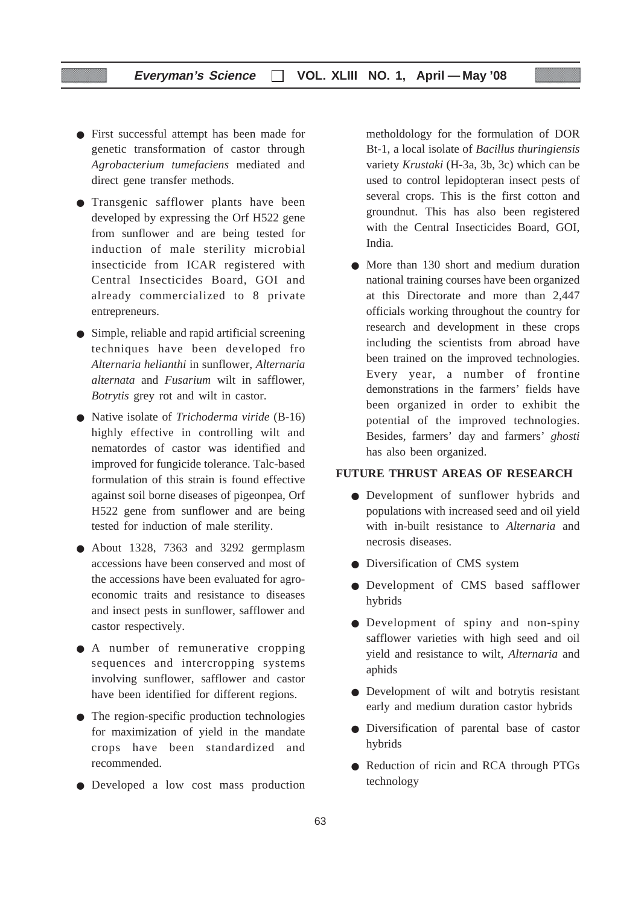- First successful attempt has been made for genetic transformation of castor through *Agrobacterium tumefaciens* mediated and direct gene transfer methods.

- Transgenic safflower plants have been developed by expressing the Orf H522 gene from sunflower and are being tested for induction of male sterility microbial insecticide from ICAR registered with Central Insecticides Board, GOI and already commercialized to 8 private entrepreneurs.

- Simple, reliable and rapid artificial screening techniques have been developed fro *Alternaria helianthi* in sunflower, *Alternaria alternata* and *Fusarium* wilt in safflower, *Botrytis* grey rot and wilt in castor.

- Native isolate of *Trichoderma viride* (B-16) highly effective in controlling wilt and nematordes of castor was identified and improved for fungicide tolerance. Talc-based formulation of this strain is found effective against soil borne diseases of pigeonpea, Orf H522 gene from sunflower and are being tested for induction of male sterility.

- About 1328, 7363 and 3292 germplasm accessions have been conserved and most of the accessions have been evaluated for agro-economic traits and resistance to diseases and insect pests in sunflower, safflower and castor respectively.

- A number of remunerative cropping sequences and intercropping systems involving sunflower, safflower and castor have been identified for different regions.

- The region-specific production technologies for maximization of yield in the mandate crops have been standardized and recommended.

- Developed a low cost mass production metholdology for the formulation of DOR Bt-1, a local isolate of *Bacillus thuringiensis* variety *Krustaki* (H-3a, 3b, 3c) which can be used to control lepidopteran insect pests of several crops. This is the first cotton and groundnut. This has also been registered with the Central Insecticides Board, GOI, India.

- More than 130 short and medium duration national training courses have been organized at this Directorate and more than 2,447 officials working throughout the country for research and development in these crops including the scientists from abroad have been trained on the improved technologies. Every year, a number of frontine demonstrations in the farmers' fields have been organized in order to exhibit the potential of the improved technologies. Besides, farmers' day and farmers' *ghosti* has also been organized.

**FUTURE THRUST AREAS OF RESEARCH**

- Development of sunflower hybrids and populations with increased seed and oil yield with in-built resistance to *Alternaria* and necrosis diseases.

- Diversification of CMS system

- Development of CMS based safflower hybrids

- Development of spiny and non-spiny safflower varieties with high seed and oil yield and resistance to wilt, *Alternaria* and aphids

- Development of wilt and botrytis resistant early and medium duration castor hybrids

- Diversification of parental base of castor hybrids

- Reduction of ricin and RCA through PTGs technology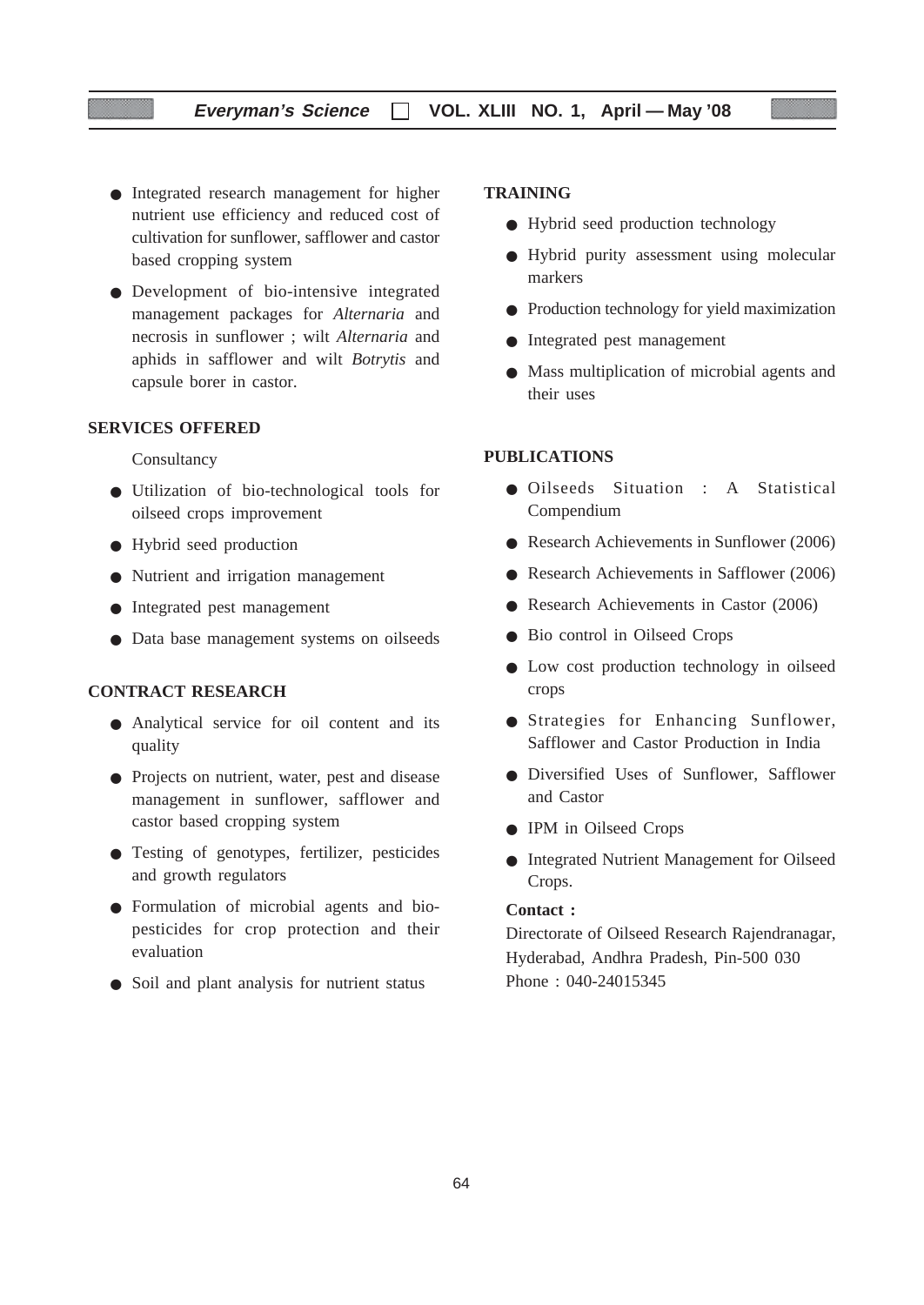- Integrated research management for higher nutrient use efficiency and reduced cost of cultivation for sunflower, safflower and castor based cropping system
- Development of bio-intensive integrated management packages for *Alternaria* and necrosis in sunflower ; wilt *Alternaria* and aphids in safflower and wilt *Botrytis* and capsule borer in castor.

**SERVICES OFFERED**

Consultancy

- Utilization of bio-technological tools for oilseed crops improvement
- Hybrid seed production
- Nutrient and irrigation management
- Integrated pest management
- Data base management systems on oilseeds

**CONTRACT RESEARCH**

- Analytical service for oil content and its quality
- Projects on nutrient, water, pest and disease management in sunflower, safflower and castor based cropping system
- Testing of genotypes, fertilizer, pesticides and growth regulators
- Formulation of microbial agents and bio-pesticides for crop protection and their evaluation
- Soil and plant analysis for nutrient status

**TRAINING**

- Hybrid seed production technology
- Hybrid purity assessment using molecular markers
- Production technology for yield maximization
- Integrated pest management
- Mass multiplication of microbial agents and their uses

**PUBLICATIONS**

- Oilseeds Situation : A Statistical Compendium
- Research Achievements in Sunflower (2006)
- Research Achievements in Safflower (2006)
- Research Achievements in Castor (2006)
- Bio control in Oilseed Crops
- Low cost production technology in oilseed crops
- Strategies for Enhancing Sunflower, Safflower and Castor Production in India
- Diversified Uses of Sunflower, Safflower and Castor
- IPM in Oilseed Crops
- Integrated Nutrient Management for Oilseed Crops.

**Contact :**

Directorate of Oilseed Research Rajendranagar, Hyderabad, Andhra Pradesh, Pin-500 030
Phone : 040-24015345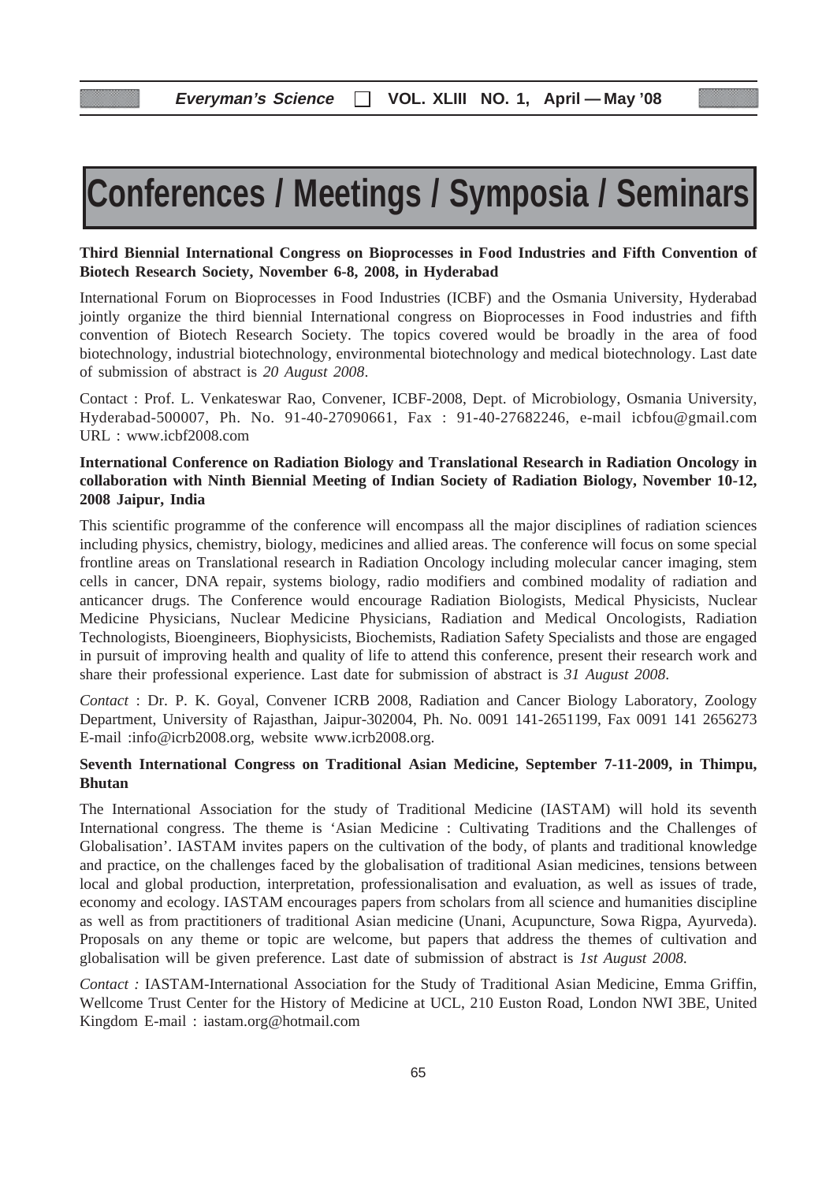# Conferences / Meetings / Symposia / Seminars

**Third Biennial International Congress on Bioprocesses in Food Industries and Fifth Convention of Biotech Research Society, November 6-8, 2008, in Hyderabad**

International Forum on Bioprocesses in Food Industries (ICBF) and the Osmania University, Hyderabad jointly organize the third biennial International congress on Bioprocesses in Food industries and fifth convention of Biotech Research Society. The topics covered would be broadly in the area of food biotechnology, industrial biotechnology, environmental biotechnology and medical biotechnology. Last date of submission of abstract is *20 August 2008*.

Contact : Prof. L. Venkateswar Rao, Convener, ICBF-2008, Dept. of Microbiology, Osmania University, Hyderabad-500007, Ph. No. 91-40-27090661, Fax : 91-40-27682246, e-mail icbfou@gmail.com URL : www.icbf2008.com

**International Conference on Radiation Biology and Translational Research in Radiation Oncology in collaboration with Ninth Biennial Meeting of Indian Society of Radiation Biology, November 10-12, 2008 Jaipur, India**

This scientific programme of the conference will encompass all the major disciplines of radiation sciences including physics, chemistry, biology, medicines and allied areas. The conference will focus on some special frontline areas on Translational research in Radiation Oncology including molecular cancer imaging, stem cells in cancer, DNA repair, systems biology, radio modifiers and combined modality of radiation and anticancer drugs. The Conference would encourage Radiation Biologists, Medical Physicists, Nuclear Medicine Physicians, Nuclear Medicine Physicians, Radiation and Medical Oncologists, Radiation Technologists, Bioengineers, Biophysicists, Biochemists, Radiation Safety Specialists and those are engaged in pursuit of improving health and quality of life to attend this conference, present their research work and share their professional experience. Last date for submission of abstract is *31 August 2008*.

*Contact* : Dr. P. K. Goyal, Convener ICRB 2008, Radiation and Cancer Biology Laboratory, Zoology Department, University of Rajasthan, Jaipur-302004, Ph. No. 0091 141-2651199, Fax 0091 141 2656273 E-mail :info@icrb2008.org, website www.icrb2008.org.

**Seventh International Congress on Traditional Asian Medicine, September 7-11-2009, in Thimpu, Bhutan**

The International Association for the study of Traditional Medicine (IASTAM) will hold its seventh International congress. The theme is 'Asian Medicine : Cultivating Traditions and the Challenges of Globalisation'. IASTAM invites papers on the cultivation of the body, of plants and traditional knowledge and practice, on the challenges faced by the globalisation of traditional Asian medicines, tensions between local and global production, interpretation, professionalisation and evaluation, as well as issues of trade, economy and ecology. IASTAM encourages papers from scholars from all science and humanities discipline as well as from practitioners of traditional Asian medicine (Unani, Acupuncture, Sowa Rigpa, Ayurveda). Proposals on any theme or topic are welcome, but papers that address the themes of cultivation and globalisation will be given preference. Last date of submission of abstract is *1st August 2008*.

*Contact :* IASTAM-International Association for the Study of Traditional Asian Medicine, Emma Griffin, Wellcome Trust Center for the History of Medicine at UCL, 210 Euston Road, London NWI 3BE, United Kingdom E-mail : iastam.org@hotmail.com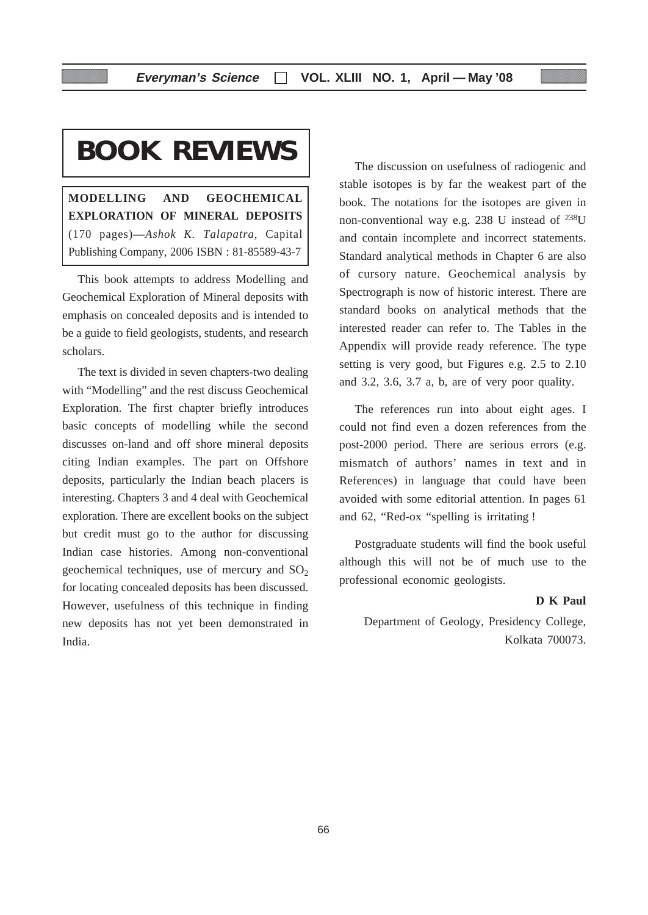# BOOK REVIEWS

**MODELLING AND GEOCHEMICAL EXPLORATION OF MINERAL DEPOSITS** (170 pages)—*Ashok K. Talapatra*, Capital Publishing Company, 2006 ISBN : 81-85589-43-7

This book attempts to address Modelling and Geochemical Exploration of Mineral deposits with emphasis on concealed deposits and is intended to be a guide to field geologists, students, and research scholars.

The text is divided in seven chapters-two dealing with "Modelling" and the rest discuss Geochemical Exploration. The first chapter briefly introduces basic concepts of modelling while the second discusses on-land and off shore mineral deposits citing Indian examples. The part on Offshore deposits, particularly the Indian beach placers is interesting. Chapters 3 and 4 deal with Geochemical exploration. There are excellent books on the subject but credit must go to the author for discussing Indian case histories. Among non-conventional geochemical techniques, use of mercury and $SO_2$ for locating concealed deposits has been discussed. However, usefulness of this technique in finding new deposits has not yet been demonstrated in India.

The discussion on usefulness of radiogenic and stable isotopes is by far the weakest part of the book. The notations for the isotopes are given in non-conventional way e.g. 238 U instead of $^{238}U$ and contain incomplete and incorrect statements. Standard analytical methods in Chapter 6 are also of cursory nature. Geochemical analysis by Spectrograph is now of historic interest. There are standard books on analytical methods that the interested reader can refer to. The Tables in the Appendix will provide ready reference. The type setting is very good, but Figures e.g. 2.5 to 2.10 and 3.2, 3.6, 3.7 a, b, are of very poor quality.

The references run into about eight ages. I could not find even a dozen references from the post-2000 period. There are serious errors (e.g. mismatch of authors' names in text and in References) in language that could have been avoided with some editorial attention. In pages 61 and 62, "Red-ox "spelling is irritating !

Postgraduate students will find the book useful although this will not be of much use to the professional economic geologists.

**D K Paul**

Department of Geology, Presidency College, Kolkata 700073.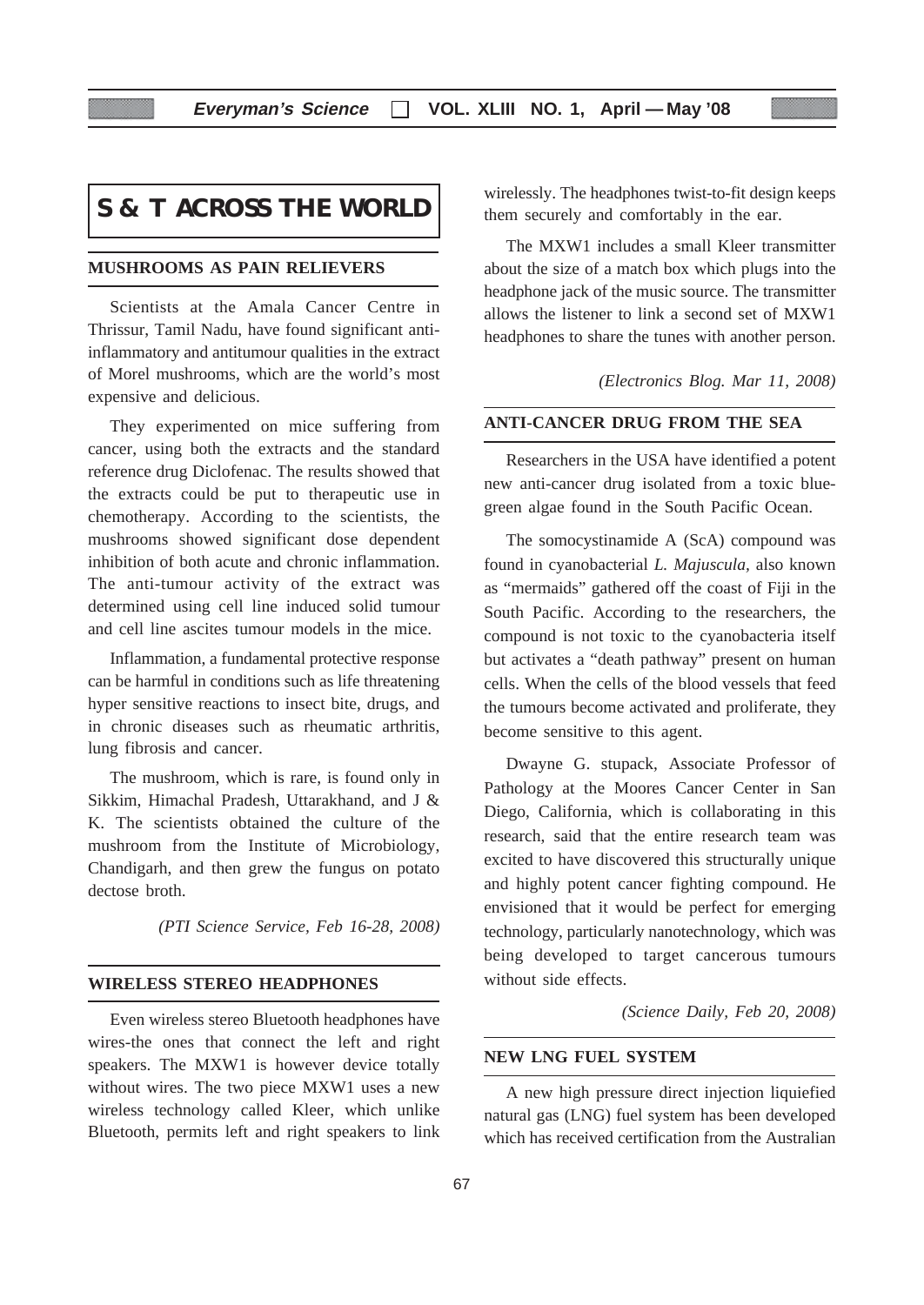# S & T ACROSS THE WORLD

## MUSHROOMS AS PAIN RELIEVERS

Scientists at the Amala Cancer Centre in Thrissur, Tamil Nadu, have found significant anti-inflammatory and antitumour qualities in the extract of Morel mushrooms, which are the world's most expensive and delicious.

They experimented on mice suffering from cancer, using both the extracts and the standard reference drug Diclofenac. The results showed that the extracts could be put to therapeutic use in chemotherapy. According to the scientists, the mushrooms showed significant dose dependent inhibition of both acute and chronic inflammation. The anti-tumour activity of the extract was determined using cell line induced solid tumour and cell line ascites tumour models in the mice.

Inflammation, a fundamental protective response can be harmful in conditions such as life threatening hyper sensitive reactions to insect bite, drugs, and in chronic diseases such as rheumatic arthritis, lung fibrosis and cancer.

The mushroom, which is rare, is found only in Sikkim, Himachal Pradesh, Uttarakhand, and J & K. The scientists obtained the culture of the mushroom from the Institute of Microbiology, Chandigarh, and then grew the fungus on potato dectose broth.

*(PTI Science Service, Feb 16-28, 2008)*

## WIRELESS STEREO HEADPHONES

Even wireless stereo Bluetooth headphones have wires-the ones that connect the left and right speakers. The MXW1 is however device totally without wires. The two piece MXW1 uses a new wireless technology called Kleer, which unlike Bluetooth, permits left and right speakers to link wirelessly. The headphones twist-to-fit design keeps them securely and comfortably in the ear.

The MXW1 includes a small Kleer transmitter about the size of a match box which plugs into the headphone jack of the music source. The transmitter allows the listener to link a second set of MXW1 headphones to share the tunes with another person.

*(Electronics Blog. Mar 11, 2008)*

## ANTI-CANCER DRUG FROM THE SEA

Researchers in the USA have identified a potent new anti-cancer drug isolated from a toxic blue-green algae found in the South Pacific Ocean.

The somocystinamide A (ScA) compound was found in cyanobacterial *L. Majuscula*, also known as "mermaids" gathered off the coast of Fiji in the South Pacific. According to the researchers, the compound is not toxic to the cyanobacteria itself but activates a "death pathway" present on human cells. When the cells of the blood vessels that feed the tumours become activated and proliferate, they become sensitive to this agent.

Dwayne G. stupack, Associate Professor of Pathology at the Moores Cancer Center in San Diego, California, which is collaborating in this research, said that the entire research team was excited to have discovered this structurally unique and highly potent cancer fighting compound. He envisioned that it would be perfect for emerging technology, particularly nanotechnology, which was being developed to target cancerous tumours without side effects.

*(Science Daily, Feb 20, 2008)*

## NEW LNG FUEL SYSTEM

A new high pressure direct injection liquiefied natural gas (LNG) fuel system has been developed which has received certification from the Australian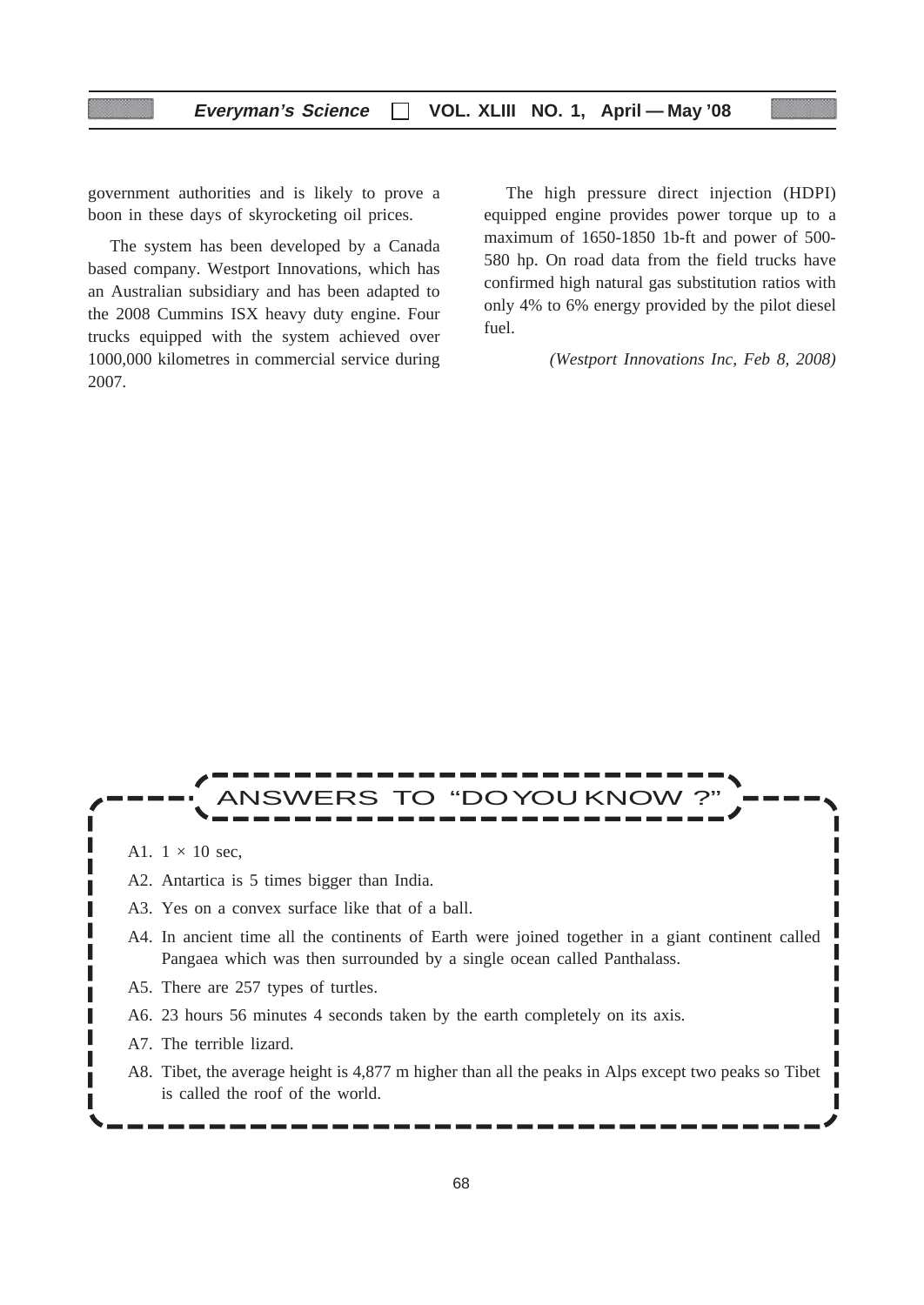government authorities and is likely to prove a boon in these days of skyrocketing oil prices.

The system has been developed by a Canada based company. Westport Innovations, which has an Australian subsidiary and has been adapted to the 2008 Cummins ISX heavy duty engine. Four trucks equipped with the system achieved over 1000,000 kilometres in commercial service during 2007.

The high pressure direct injection (HDPI) equipped engine provides power torque up to a maximum of 1650-1850 1b-ft and power of 500-580 hp. On road data from the field trucks have confirmed high natural gas substitution ratios with only 4% to 6% energy provided by the pilot diesel fuel.

*(Westport Innovations Inc, Feb 8, 2008)*

## ANSWERS TO "DO YOU KNOW ?"

A1. $1 \times 10$ sec,

A2. Antartica is 5 times bigger than India.

A3. Yes on a convex surface like that of a ball.

A4. In ancient time all the continents of Earth were joined together in a giant continent called Pangaea which was then surrounded by a single ocean called Panthalass.

A5. There are 257 types of turtles.

A6. 23 hours 56 minutes 4 seconds taken by the earth completely on its axis.

A7. The terrible lizard.

A8. Tibet, the average height is 4,877 m higher than all the peaks in Alps except two peaks so Tibet is called the roof of the world.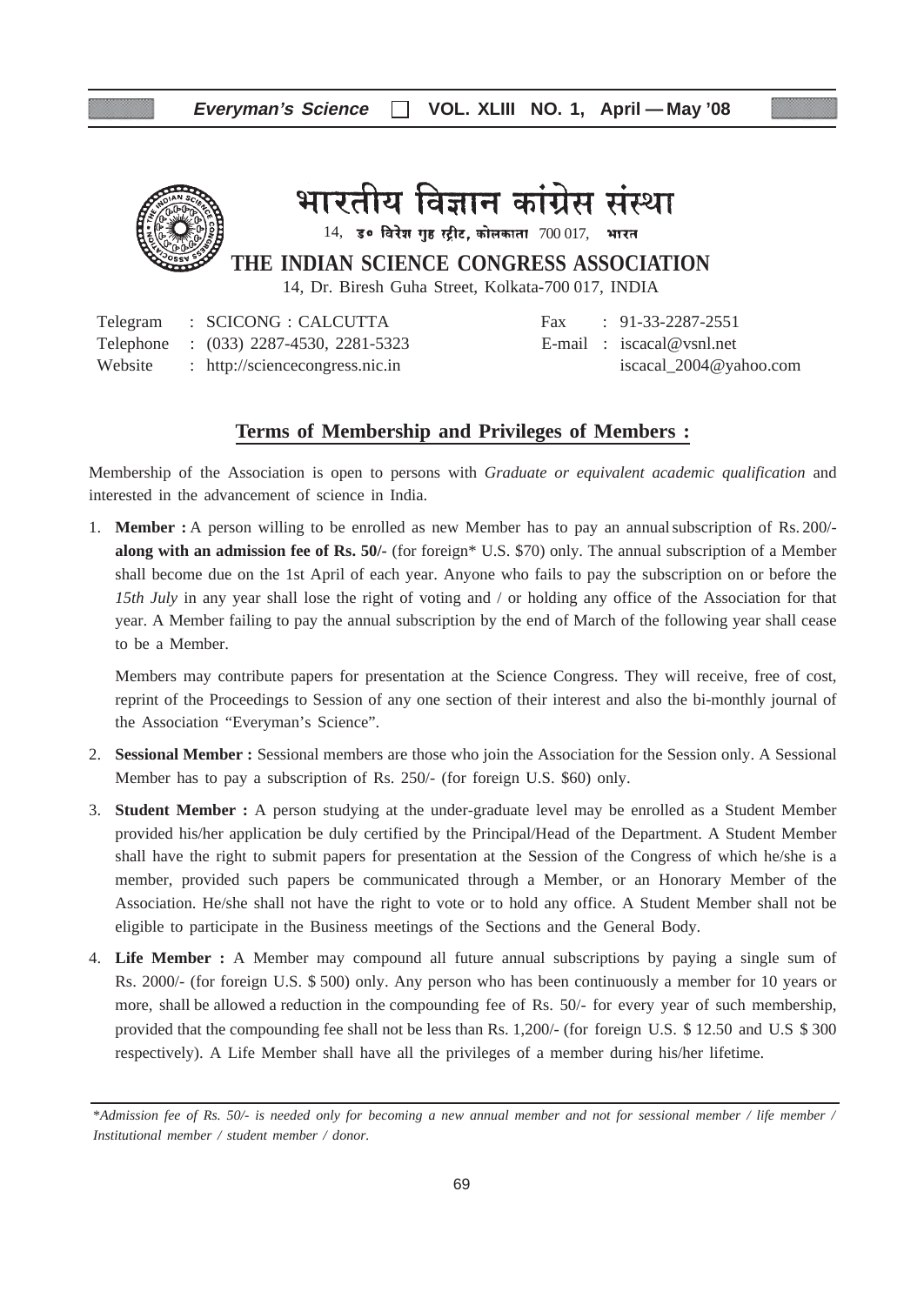# भारतीय विज्ञान कांग्रेस संस्था

14, डॉ॰ बिरेश गुह स्ट्रीट, कोलकाता 700 017, भारत

## THE INDIAN SCIENCE CONGRESS ASSOCIATION

14, Dr. Biresh Guha Street, Kolkata-700 017, INDIA

Telegram : SCICONG : CALCUTTA
Telephone : (033) 2287-4530, 2281-5323
Website : http://sciencecongress.nic.in

Fax : 91-33-2287-2551
E-mail : iscacal@vsnl.net
iscacal_2004@yahoo.com

### Terms of Membership and Privileges of Members :

Membership of the Association is open to persons with *Graduate or equivalent academic qualification* and interested in the advancement of science in India.

1. **Member :** A person willing to be enrolled as new Member has to pay an annual subscription of Rs. 200/- **along with an admission fee of Rs. 50/-** (for foreign* U.S. $70) only. The annual subscription of a Member shall become due on the 1st April of each year. Anyone who fails to pay the subscription on or before the *15th July* in any year shall lose the right of voting and / or holding any office of the Association for that year. A Member failing to pay the annual subscription by the end of March of the following year shall cease to be a Member.

   Members may contribute papers for presentation at the Science Congress. They will receive, free of cost, reprint of the Proceedings to Session of any one section of their interest and also the bi-monthly journal of the Association "Everyman's Science".

2. **Sessional Member :** Sessional members are those who join the Association for the Session only. A Sessional Member has to pay a subscription of Rs. 250/- (for foreign U.S. $60) only.

3. **Student Member :** A person studying at the under-graduate level may be enrolled as a Student Member provided his/her application be duly certified by the Principal/Head of the Department. A Student Member shall have the right to submit papers for presentation at the Session of the Congress of which he/she is a member, provided such papers be communicated through a Member, or an Honorary Member of the Association. He/she shall not have the right to vote or to hold any office. A Student Member shall not be eligible to participate in the Business meetings of the Sections and the General Body.

4. **Life Member :** A Member may compound all future annual subscriptions by paying a single sum of Rs. 2000/- (for foreign U.S. $ 500) only. Any person who has been continuously a member for 10 years or more, shall be allowed a reduction in the compounding fee of Rs. 50/- for every year of such membership, provided that the compounding fee shall not be less than Rs. 1,200/- (for foreign U.S. $ 12.50 and U.S $ 300 respectively). A Life Member shall have all the privileges of a member during his/her lifetime.

---

**Admission fee of Rs. 50/- is needed only for becoming a new annual member and not for sessional member / life member / Institutional member / student member / donor.*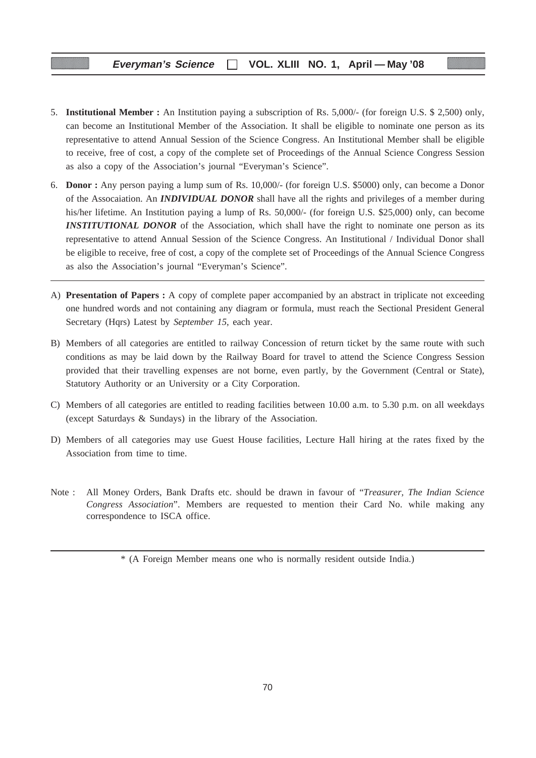5. **Institutional Member :** An Institution paying a subscription of Rs. 5,000/- (for foreign U.S. $ 2,500) only, can become an Institutional Member of the Association. It shall be eligible to nominate one person as its representative to attend Annual Session of the Science Congress. An Institutional Member shall be eligible to receive, free of cost, a copy of the complete set of Proceedings of the Annual Science Congress Session as also a copy of the Association's journal "Everyman's Science".

6. **Donor :** Any person paying a lump sum of Rs. 10,000/- (for foreign U.S. $5000) only, can become a Donor of the Assocaiation. An ***INDIVIDUAL DONOR*** shall have all the rights and privileges of a member during his/her lifetime. An Institution paying a lump of Rs. 50,000/- (for foreign U.S. $25,000) only, can become ***INSTITUTIONAL DONOR*** of the Association, which shall have the right to nominate one person as its representative to attend Annual Session of the Science Congress. An Institutional / Individual Donor shall be eligible to receive, free of cost, a copy of the complete set of Proceedings of the Annual Science Congress as also the Association's journal "Everyman's Science".

---

A) **Presentation of Papers :** A copy of complete paper accompanied by an abstract in triplicate not exceeding one hundred words and not containing any diagram or formula, must reach the Sectional President General Secretary (Hqrs) Latest by *September 15*, each year.

B) Members of all categories are entitled to railway Concession of return ticket by the same route with such conditions as may be laid down by the Railway Board for travel to attend the Science Congress Session provided that their travelling expenses are not borne, even partly, by the Government (Central or State), Statutory Authority or an University or a City Corporation.

C) Members of all categories are entitled to reading facilities between 10.00 a.m. to 5.30 p.m. on all weekdays (except Saturdays & Sundays) in the library of the Association.

D) Members of all categories may use Guest House facilities, Lecture Hall hiring at the rates fixed by the Association from time to time.

Note : All Money Orders, Bank Drafts etc. should be drawn in favour of "*Treasurer, The Indian Science Congress Association*". Members are requested to mention their Card No. while making any correspondence to ISCA office.

---

\* (A Foreign Member means one who is normally resident outside India.)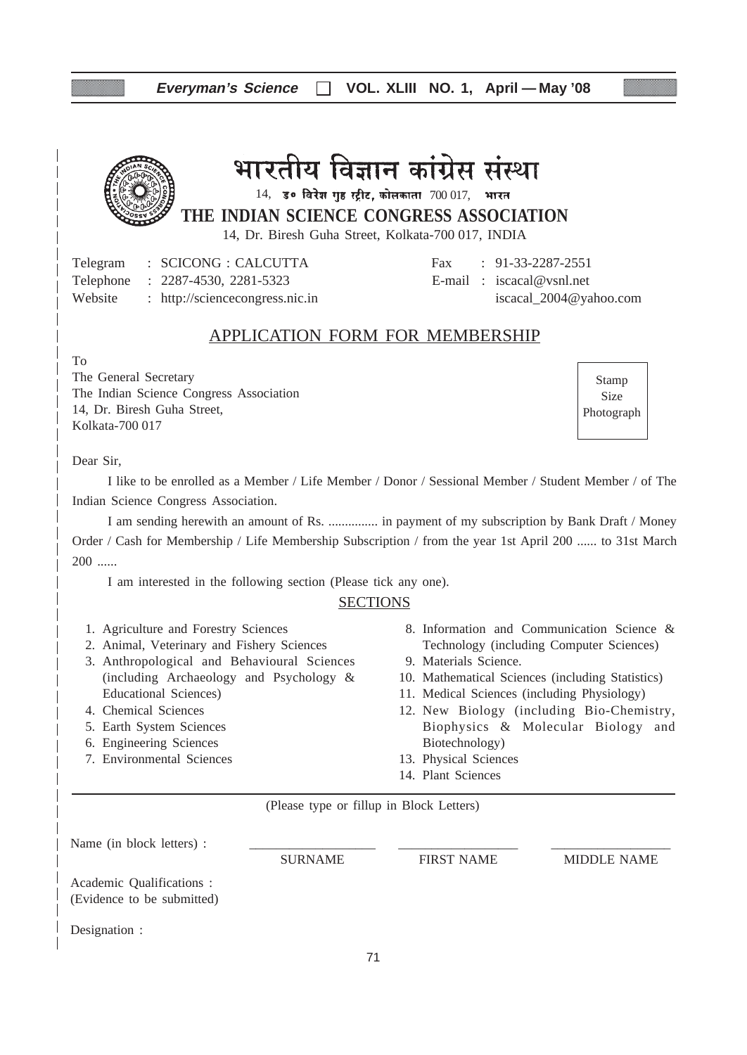# भारतीय विज्ञान कांग्रेस संस्था

14, ड० विरेश गुह स्ट्रीट, कोलकाता 700 017, भारत

## THE INDIAN SCIENCE CONGRESS ASSOCIATION

14, Dr. Biresh Guha Street, Kolkata-700 017, INDIA

Telegram : SCICONG : CALCUTTA
Telephone : 2287-4530, 2281-5323
Website : http://sciencecongress.nic.in

Fax : 91-33-2287-2551
E-mail : iscacal@vsnl.net
iscacal_2004@yahoo.com

## APPLICATION FORM FOR MEMBERSHIP

To
The General Secretary
The Indian Science Congress Association
14, Dr. Biresh Guha Street,
Kolkata-700 017

Stamp Size Photograph

Dear Sir,

I like to be enrolled as a Member / Life Member / Donor / Sessional Member / Student Member / of The Indian Science Congress Association.

I am sending herewith an amount of Rs. ............... in payment of my subscription by Bank Draft / Money Order / Cash for Membership / Life Membership Subscription / from the year 1st April 200 ...... to 31st March 200 ......

I am interested in the following section (Please tick any one).

### SECTIONS

1. Agriculture and Forestry Sciences
2. Animal, Veterinary and Fishery Sciences
3. Anthropological and Behavioural Sciences (including Archaeology and Psychology & Educational Sciences)
4. Chemical Sciences
5. Earth System Sciences
6. Engineering Sciences
7. Environmental Sciences
8. Information and Communication Science & Technology (including Computer Sciences)
9. Materials Science.
10. Mathematical Sciences (including Statistics)
11. Medical Sciences (including Physiology)
12. New Biology (including Bio-Chemistry, Biophysics & Molecular Biology and Biotechnology)
13. Physical Sciences
14. Plant Sciences

(Please type or fillup in Block Letters)

Name (in block letters) : ________________ ________________ ________________

SURNAME FIRST NAME MIDDLE NAME

Academic Qualifications :
(Evidence to be submitted)

Designation :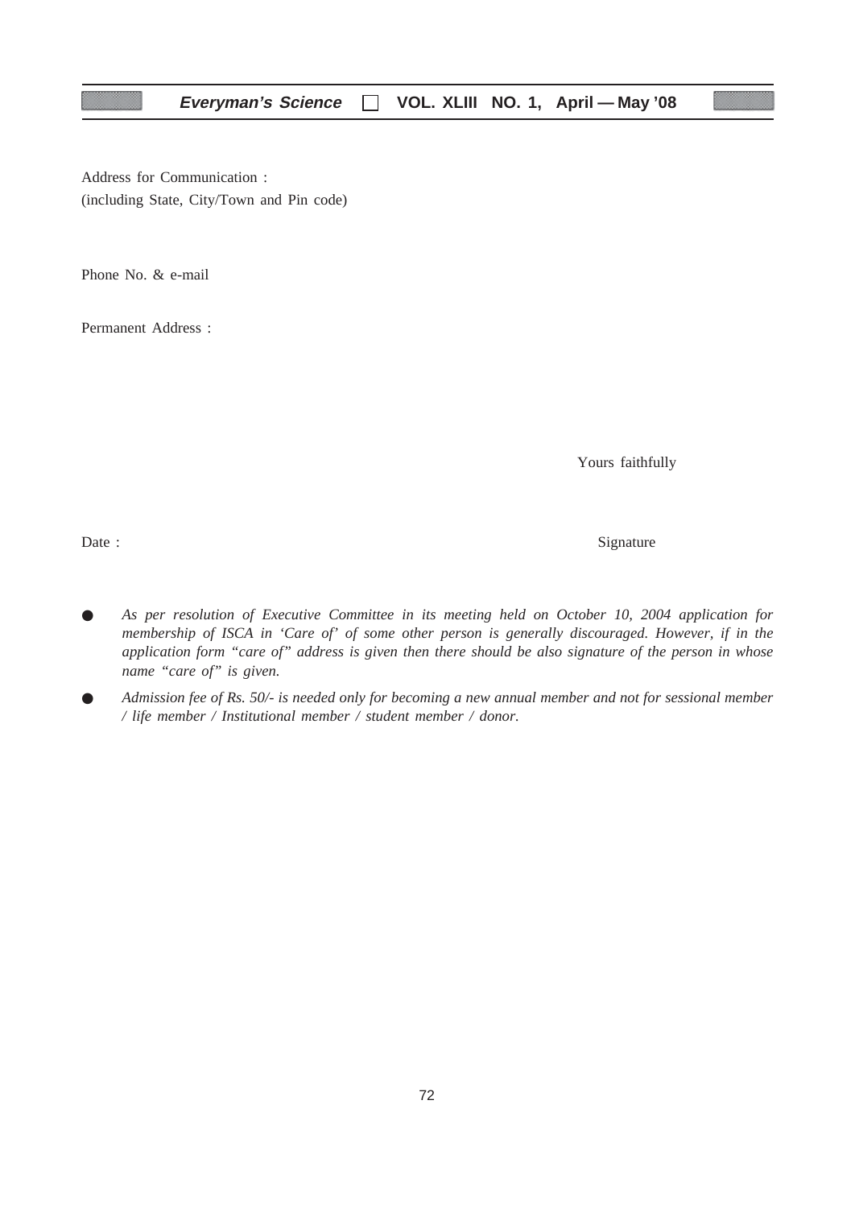Address for Communication :
(including State, City/Town and Pin code)

Phone No. & e-mail

Permanent Address :

Yours faithfully

Date : Signature

- *As per resolution of Executive Committee in its meeting held on October 10, 2004 application for membership of ISCA in 'Care of' of some other person is generally discouraged. However, if in the application form "care of" address is given then there should be also signature of the person in whose name "care of" is given.*
- *Admission fee of Rs. 50/- is needed only for becoming a new annual member and not for sessional member / life member / Institutional member / student member / donor.*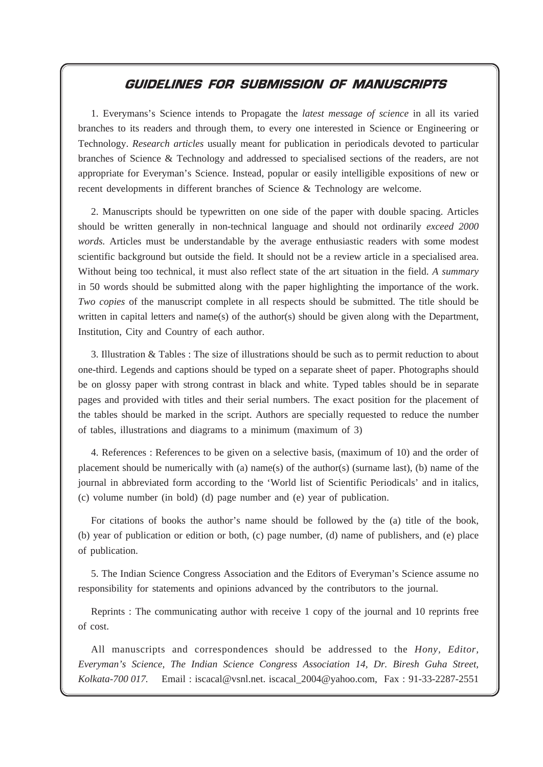# GUIDELINES FOR SUBMISSION OF MANUSCRIPTS

1. Everymans's Science intends to Propagate the *latest message of science* in all its varied branches to its readers and through them, to every one interested in Science or Engineering or Technology. *Research articles* usually meant for publication in periodicals devoted to particular branches of Science & Technology and addressed to specialised sections of the readers, are not appropriate for Everyman's Science. Instead, popular or easily intelligible expositions of new or recent developments in different branches of Science & Technology are welcome.

2. Manuscripts should be typewritten on one side of the paper with double spacing. Articles should be written generally in non-technical language and should not ordinarily *exceed 2000 words.* Articles must be understandable by the average enthusiastic readers with some modest scientific background but outside the field. It should not be a review article in a specialised area. Without being too technical, it must also reflect state of the art situation in the field. *A summary* in 50 words should be submitted along with the paper highlighting the importance of the work. *Two copies* of the manuscript complete in all respects should be submitted. The title should be written in capital letters and name(s) of the author(s) should be given along with the Department, Institution, City and Country of each author.

3. Illustration & Tables : The size of illustrations should be such as to permit reduction to about one-third. Legends and captions should be typed on a separate sheet of paper. Photographs should be on glossy paper with strong contrast in black and white. Typed tables should be in separate pages and provided with titles and their serial numbers. The exact position for the placement of the tables should be marked in the script. Authors are specially requested to reduce the number of tables, illustrations and diagrams to a minimum (maximum of 3)

4. References : References to be given on a selective basis, (maximum of 10) and the order of placement should be numerically with (a) name(s) of the author(s) (surname last), (b) name of the journal in abbreviated form according to the 'World list of Scientific Periodicals' and in italics, (c) volume number (in bold) (d) page number and (e) year of publication.

For citations of books the author's name should be followed by the (a) title of the book, (b) year of publication or edition or both, (c) page number, (d) name of publishers, and (e) place of publication.

5. The Indian Science Congress Association and the Editors of Everyman's Science assume no responsibility for statements and opinions advanced by the contributors to the journal.

Reprints : The communicating author with receive 1 copy of the journal and 10 reprints free of cost.

All manuscripts and correspondences should be addressed to the *Hony, Editor, Everyman's Science, The Indian Science Congress Association 14, Dr. Biresh Guha Street, Kolkata-700 017.* Email : iscacal@vsnl.net. iscacal_2004@yahoo.com, Fax : 91-33-2287-2551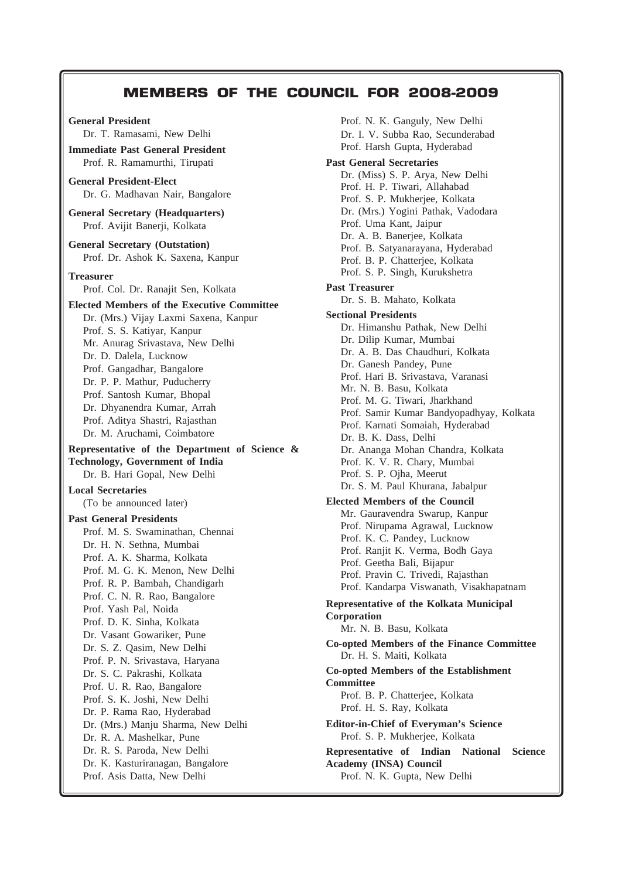# MEMBERS OF THE COUNCIL FOR 2008-2009

**General President**
Dr. T. Ramasami, New Delhi

**Immediate Past General President**
Prof. R. Ramamurthi, Tirupati

**General President-Elect**
Dr. G. Madhavan Nair, Bangalore

**General Secretary (Headquarters)**
Prof. Avijit Banerji, Kolkata

**General Secretary (Outstation)**
Prof. Dr. Ashok K. Saxena, Kanpur

**Treasurer**
Prof. Col. Dr. Ranajit Sen, Kolkata

**Elected Members of the Executive Committee**
Dr. (Mrs.) Vijay Laxmi Saxena, Kanpur
Prof. S. S. Katiyar, Kanpur
Mr. Anurag Srivastava, New Delhi
Dr. D. Dalela, Lucknow
Prof. Gangadhar, Bangalore
Dr. P. P. Mathur, Puducherry
Prof. Santosh Kumar, Bhopal
Dr. Dhyanendra Kumar, Arrah
Prof. Aditya Shastri, Rajasthan
Dr. M. Aruchami, Coimbatore

**Representative of the Department of Science & Technology, Government of India**
Dr. B. Hari Gopal, New Delhi

**Local Secretaries**
(To be announced later)

**Past General Presidents**
Prof. M. S. Swaminathan, Chennai
Dr. H. N. Sethna, Mumbai
Prof. A. K. Sharma, Kolkata
Prof. M. G. K. Menon, New Delhi
Prof. R. P. Bambah, Chandigarh
Prof. C. N. R. Rao, Bangalore
Prof. Yash Pal, Noida
Prof. D. K. Sinha, Kolkata
Dr. Vasant Gowariker, Pune
Dr. S. Z. Qasim, New Delhi
Prof. P. N. Srivastava, Haryana
Dr. S. C. Pakrashi, Kolkata
Prof. U. R. Rao, Bangalore
Prof. S. K. Joshi, New Delhi
Dr. P. Rama Rao, Hyderabad
Dr. (Mrs.) Manju Sharma, New Delhi
Dr. R. A. Mashelkar, Pune
Dr. R. S. Paroda, New Delhi
Dr. K. Kasturiranagan, Bangalore
Prof. Asis Datta, New Delhi
Prof. N. K. Ganguly, New Delhi
Dr. I. V. Subba Rao, Secunderabad
Prof. Harsh Gupta, Hyderabad

**Past General Secretaries**
Dr. (Miss) S. P. Arya, New Delhi
Prof. H. P. Tiwari, Allahabad
Prof. S. P. Mukherjee, Kolkata
Dr. (Mrs.) Yogini Pathak, Vadodara
Prof. Uma Kant, Jaipur
Dr. A. B. Banerjee, Kolkata
Prof. B. Satyanarayana, Hyderabad
Prof. B. P. Chatterjee, Kolkata
Prof. S. P. Singh, Kurukshetra

**Past Treasurer**
Dr. S. B. Mahato, Kolkata

**Sectional Presidents**
Dr. Himanshu Pathak, New Delhi
Dr. Dilip Kumar, Mumbai
Dr. A. B. Das Chaudhuri, Kolkata
Dr. Ganesh Pandey, Pune
Prof. Hari B. Srivastava, Varanasi
Mr. N. B. Basu, Kolkata
Prof. M. G. Tiwari, Jharkhand
Prof. Samir Kumar Bandyopadhyay, Kolkata
Prof. Karnati Somaiah, Hyderabad
Dr. B. K. Dass, Delhi
Dr. Ananga Mohan Chandra, Kolkata
Prof. K. V. R. Chary, Mumbai
Prof. S. P. Ojha, Meerut
Dr. S. M. Paul Khurana, Jabalpur

**Elected Members of the Council**
Mr. Gauravendra Swarup, Kanpur
Prof. Nirupama Agrawal, Lucknow
Prof. K. C. Pandey, Lucknow
Prof. Ranjit K. Verma, Bodh Gaya
Prof. Geetha Bali, Bijapur
Prof. Pravin C. Trivedi, Rajasthan
Prof. Kandarpa Viswanath, Visakhapatnam

**Representative of the Kolkata Municipal Corporation**
Mr. N. B. Basu, Kolkata

**Co-opted Members of the Finance Committee**
Dr. H. S. Maiti, Kolkata

**Co-opted Members of the Establishment Committee**
Prof. B. P. Chatterjee, Kolkata
Prof. H. S. Ray, Kolkata

**Editor-in-Chief of Everyman's Science**
Prof. S. P. Mukherjee, Kolkata

**Representative of Indian National Science Academy (INSA) Council**
Prof. N. K. Gupta, New Delhi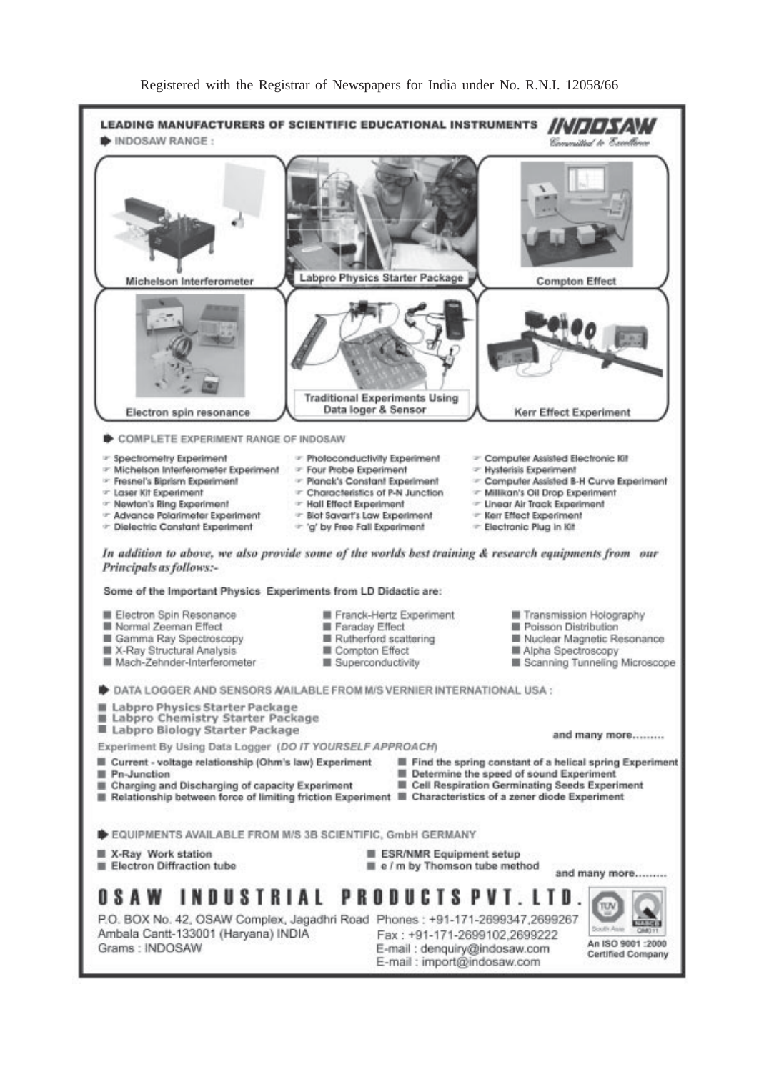Registered with the Registrar of Newspapers for India under No. R.N.I. 12058/66

## LEADING MANUFACTURERS OF SCIENTIFIC EDUCATIONAL INSTRUMENTS

**INDOSAW** — *Committed to Excellence*

INDOSAW RANGE :

Michelson Interferometer

Labpro Physics Starter Package

Compton Effect

Electron spin resonance

Traditional Experiments Using Data loger & Sensor

Kerr Effect Experiment

### COMPLETE EXPERIMENT RANGE OF INDOSAW

- Spectrometry Experiment
- Michelson Interferometer Experiment
- Fresnel's Biprism Experiment
- Laser Kit Experiment
- Newton's Ring Experiment
- Advance Polarimeter Experiment
- Dielectric Constant Experiment
- Photoconductivity Experiment
- Four Probe Experiment
- Planck's Constant Experiment
- Characteristics of P-N Junction
- Hall Effect Experiment
- Biot Savart's Law Experiment
- 'g' by Free Fall Experiment
- Computer Assisted Electronic Kit
- Hysterisis Experiment
- Computer Assisted B-H Curve Experiment
- Millikan's Oil Drop Experiment
- Linear Air Track Experiment
- Kerr Effect Experiment
- Electronic Plug in Kit

*In addition to above, we also provide some of the worlds best training & research equipments from our Principals as follows:-*

Some of the Important Physics Experiments from LD Didactic are:

- Electron Spin Resonance
- Normal Zeeman Effect
- Gamma Ray Spectroscopy
- X-Ray Structural Analysis
- Mach-Zehnder-Interferometer
- Franck-Hertz Experiment
- Faraday Effect
- Rutherford scattering
- Compton Effect
- Superconductivity
- Transmission Holography
- Poisson Distribution
- Nuclear Magnetic Resonance
- Alpha Spectroscopy
- Scanning Tunneling Microscope

### DATA LOGGER AND SENSORS AVAILABLE FROM M/S VERNIER INTERNATIONAL USA :

- **Labpro Physics Starter Package**
- **Labpro Chemistry Starter Package**
- **Labpro Biology Starter Package**

and many more.........

Experiment By Using Data Logger (*DO IT YOURSELF APPROACH*)

- Current - voltage relationship (Ohm's law) Experiment
- Pn-Junction
- Charging and Discharging of capacity Experiment
- Relationship between force of limiting friction Experiment
- Find the spring constant of a helical spring Experiment
- Determine the speed of sound Experiment
- Cell Respiration Germinating Seeds Experiment
- Characteristics of a zener diode Experiment

### EQUIPMENTS AVAILABLE FROM M/S 3B SCIENTIFIC, GmbH GERMANY

- X-Ray Work station
- Electron Diffraction tube
- ESR/NMR Equipment setup
- e / m by Thomson tube method

and many more.........

# OSAW INDUSTRIAL PRODUCTS PVT. LTD.

P.O. BOX No. 42, OSAW Complex, Jagadhri Road
Ambala Cantt-133001 (Haryana) INDIA
Grams : INDOSAW

Phones : +91-171-2699347,2699267
Fax : +91-171-2699102,2699222
E-mail : denquiry@indosaw.com
E-mail : import@indosaw.com

An ISO 9001 :2000 Certified Company